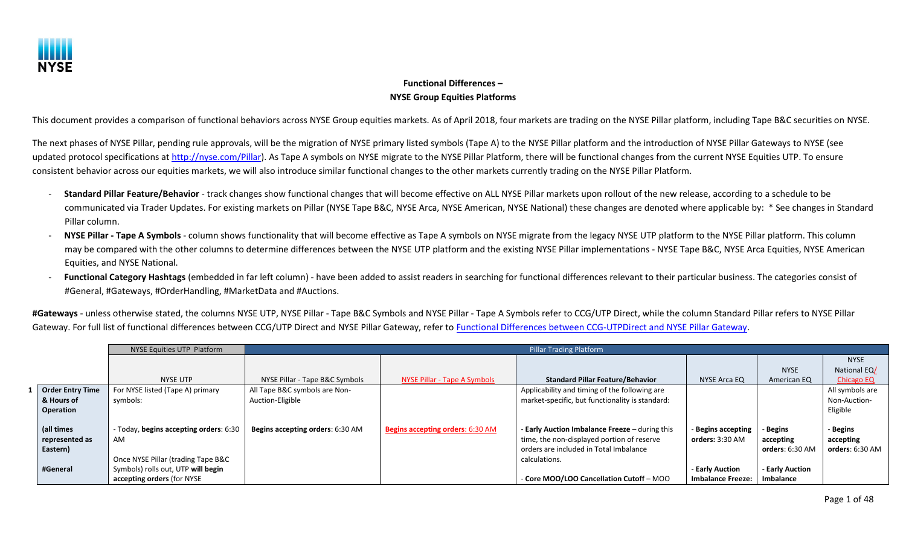NYSE

**Functional Differences –**
**NYSE Group Equities Platforms**

This document provides a comparison of functional behaviors across NYSE Group equities markets. As of April 2018, four markets are trading on the NYSE Pillar platform, including Tape B&C securities on NYSE.

The next phases of NYSE Pillar, pending rule approvals, will be the migration of NYSE primary listed symbols (Tape A) to the NYSE Pillar platform and the introduction of NYSE Pillar Gateways to NYSE (see updated protocol specifications at [http://nyse.com/Pillar](http://nyse.com/Pillar)). As Tape A symbols on NYSE migrate to the NYSE Pillar Platform, there will be functional changes from the current NYSE Equities UTP. To ensure consistent behavior across our equities markets, we will also introduce similar functional changes to the other markets currently trading on the NYSE Pillar Platform.

- **Standard Pillar Feature/Behavior** - track changes show functional changes that will become effective on ALL NYSE Pillar markets upon rollout of the new release, according to a schedule to be communicated via Trader Updates. For existing markets on Pillar (NYSE Tape B&C, NYSE Arca, NYSE American, NYSE National) these changes are denoted where applicable by: * See changes in Standard Pillar column.
- **NYSE Pillar - Tape A Symbols** - column shows functionality that will become effective as Tape A symbols on NYSE migrate from the legacy NYSE UTP platform to the NYSE Pillar platform. This column may be compared with the other columns to determine differences between the NYSE UTP platform and the existing NYSE Pillar implementations - NYSE Tape B&C, NYSE Arca Equities, NYSE American Equities, and NYSE National.
- **Functional Category Hashtags** (embedded in far left column) - have been added to assist readers in searching for functional differences relevant to their particular business. The categories consist of #General, #Gateways, #OrderHandling, #MarketData and #Auctions.

**#Gateways** - unless otherwise stated, the columns NYSE UTP, NYSE Pillar - Tape B&C Symbols and NYSE Pillar - Tape A Symbols refer to CCG/UTP Direct, while the column Standard Pillar refers to NYSE Pillar Gateway. For full list of functional differences between CCG/UTP Direct and NYSE Pillar Gateway, refer to [Functional Differences between CCG-UTPDirect and NYSE Pillar Gateway](#).

| | | NYSE Equities UTP Platform | Pillar Trading Platform | | | | | |
|---|---|---|---|---|---|---|---|---|
| | | NYSE UTP | NYSE Pillar - Tape B&C Symbols | NYSE Pillar - Tape A Symbols | **Standard Pillar Feature/Behavior** | NYSE Arca EQ | NYSE American EQ | NYSE National EQ/ Chicago EQ |
| 1 | **Order Entry Time & Hours of Operation**<br><br>**(all times represented as Eastern)**<br><br>**#General** | For NYSE listed (Tape A) primary symbols:<br><br>- Today, **begins accepting orders**: 6:30 AM<br><br>Once NYSE Pillar (trading Tape B&C Symbols) rolls out, UTP **will begin accepting orders** (for NYSE | All Tape B&C symbols are Non-Auction-Eligible<br><br>**Begins accepting orders**: 6:30 AM | **Begins accepting orders**: 6:30 AM | Applicability and timing of the following are market-specific, but functionality is standard:<br><br>- **Early Auction Imbalance Freeze** – during this time, the non-displayed portion of reserve orders are included in Total Imbalance calculations.<br><br>- **Core MOO/LOO Cancellation Cutoff** – MOO | - **Begins accepting orders:** 3:30 AM<br><br>- **Early Auction Imbalance Freeze:** | - **Begins accepting orders**: 6:30 AM<br><br>- **Early Auction Imbalance** | All symbols are Non-Auction-Eligible<br><br>- **Begins accepting orders**: 6:30 AM |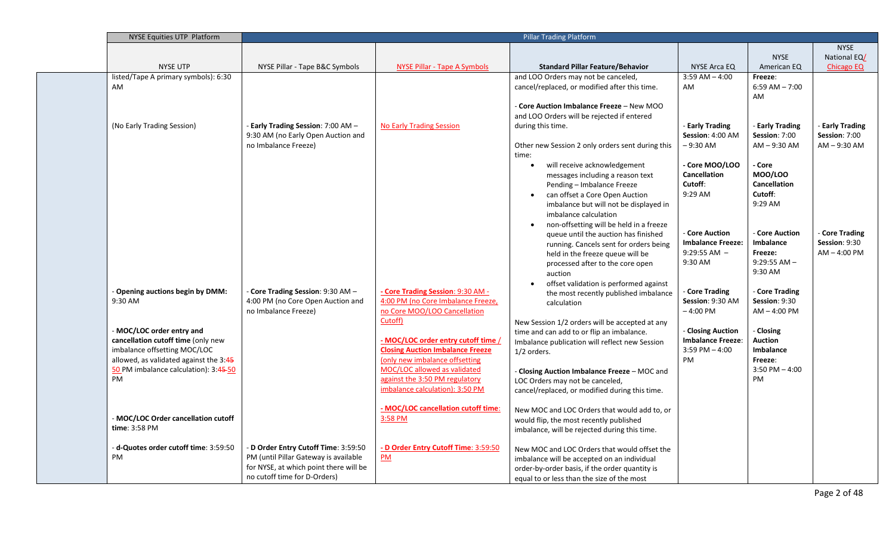| NYSE Equities UTP Platform | Pillar Trading Platform | | | | | |
|---|---|---|---|---|---|---|
| NYSE UTP | NYSE Pillar - Tape B&C Symbols | NYSE Pillar - Tape A Symbols | **Standard Pillar Feature/Behavior** | NYSE Arca EQ | NYSE American EQ | NYSE National EQ/ Chicago EQ |
| listed/Tape A primary symbols): 6:30 AM<br><br>(No Early Trading Session)<br><br>- **Opening auctions begin by DMM:** 9:30 AM<br><br>- **MOC/LOC order entry and cancellation cutoff time** (only new imbalance offsetting MOC/LOC allowed, as validated against the 3:45 50 PM imbalance calculation): 3:45 50 PM<br><br>- **MOC/LOC Order cancellation cutoff time**: 3:58 PM<br><br>- **d-Quotes order cutoff time**: 3:59:50 PM | - **Early Trading Session**: 7:00 AM – 9:30 AM (no Early Open Auction and no Imbalance Freeze)<br><br>- **Core Trading Session**: 9:30 AM – 4:00 PM (no Core Open Auction and no Imbalance Freeze)<br><br>- **D Order Entry Cutoff Time**: 3:59:50 PM (until Pillar Gateway is available for NYSE, at which point there will be no cutoff time for D-Orders) | No Early Trading Session<br><br>- **Core Trading Session**: 9:30 AM - 4:00 PM (no Core Imbalance Freeze, no Core MOO/LOO Cancellation Cutoff)<br><br>- **MOC/LOC order entry cutoff time / Closing Auction Imbalance Freeze** (only new imbalance offsetting MOC/LOC allowed as validated against the 3:50 PM regulatory imbalance calculation): 3:50 PM<br><br>- **MOC/LOC cancellation cutoff time**: 3:58 PM<br><br>- **D Order Entry Cutoff Time**: 3:59:50 PM | and LOO Orders may not be canceled, cancel/replaced, or modified after this time.<br><br>- **Core Auction Imbalance Freeze** – New MOO and LOO Orders will be rejected if entered during this time.<br><br>Other new Session 2 only orders sent during this time:<br>• will receive acknowledgement messages including a reason text Pending – Imbalance Freeze<br>• can offset a Core Open Auction imbalance but will not be displayed in imbalance calculation<br>• non-offsetting will be held in a freeze queue until the auction has finished running. Cancels sent for orders being held in the freeze queue will be processed after to the core open auction<br>• offset validation is performed against the most recently published imbalance calculation<br><br>New Session 1/2 orders will be accepted at any time and can add to or flip an imbalance. Imbalance publication will reflect new Session 1/2 orders.<br><br>- **Closing Auction Imbalance Freeze** – MOC and LOC Orders may not be canceled, cancel/replaced, or modified during this time.<br><br>New MOC and LOC Orders that would add to, or would flip, the most recently published imbalance, will be rejected during this time.<br><br>New MOC and LOC Orders that would offset the imbalance will be accepted on an individual order-by-order basis, if the order quantity is equal to or less than the size of the most | 3:59 AM – 4:00 AM<br><br>- **Early Trading Session**: 4:00 AM – 9:30 AM<br><br>- **Core MOO/LOO Cancellation Cutoff**: 9:29 AM<br><br>- **Core Auction Imbalance Freeze**: 9:29:55 AM – 9:30 AM<br><br>- **Core Trading Session**: 9:30 AM – 4:00 PM<br><br>- **Closing Auction Imbalance Freeze**: 3:59 PM – 4:00 PM | **Freeze**: 6:59 AM – 7:00 AM<br><br>- **Early Trading Session**: 7:00 AM – 9:30 AM<br><br>- **Core MOO/LOO Cancellation Cutoff**: 9:29 AM<br><br>- **Core Auction Imbalance Freeze**: 9:29:55 AM – 9:30 AM<br><br>- **Core Trading Session**: 9:30 AM – 4:00 PM<br><br>- **Closing Auction Imbalance Freeze**: 3:50 PM – 4:00 PM | - **Early Trading Session**: 7:00 AM – 9:30 AM<br><br>- **Core Trading Session**: 9:30 AM – 4:00 PM |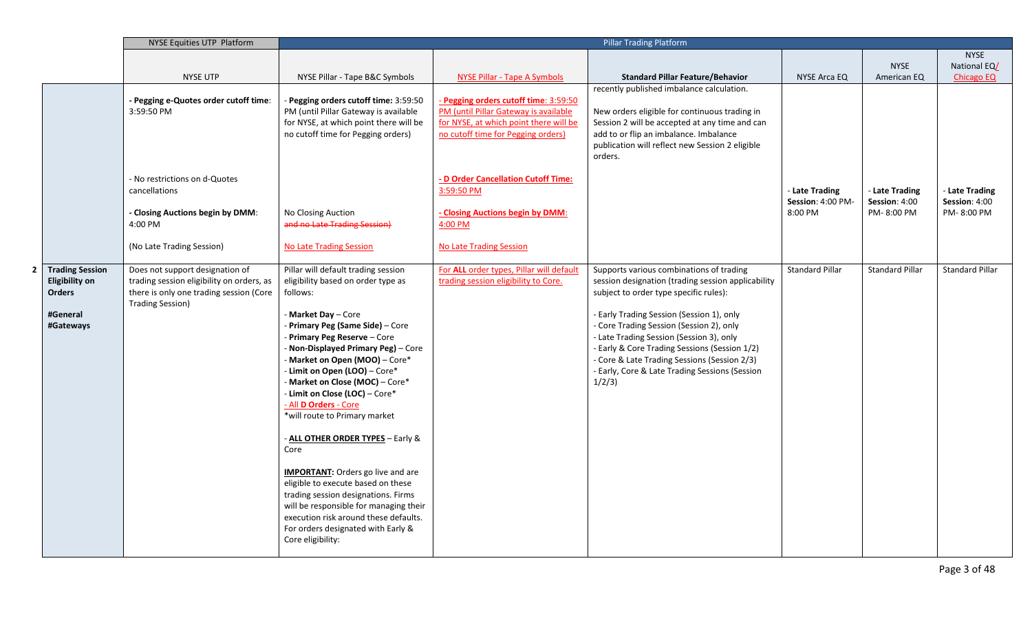| | | NYSE Equities UTP Platform | Pillar Trading Platform | | | | | |
|---|---|---|---|---|---|---|---|---|
| | | NYSE UTP | NYSE Pillar - Tape B&C Symbols | NYSE Pillar - Tape A Symbols | **Standard Pillar Feature/Behavior** | NYSE Arca EQ | NYSE American EQ | NYSE National EQ/ Chicago EQ |
| | | **- Pegging e-Quotes order cutoff time**: 3:59:50 PM<br><br>- No restrictions on d-Quotes cancellations<br><br>**- Closing Auctions begin by DMM**: 4:00 PM<br><br>(No Late Trading Session) | - **Pegging orders cutoff time:** 3:59:50 PM (until Pillar Gateway is available for NYSE, at which point there will be no cutoff time for Pegging orders)<br><br>No Closing Auction ~~and no Late Trading Session)~~<br><br>No Late Trading Session | - **Pegging orders cutoff time**: 3:59:50 PM (until Pillar Gateway is available for NYSE, at which point there will be no cutoff time for Pegging orders)<br><br>**- D Order Cancellation Cutoff Time:** 3:59:50 PM<br><br>**- Closing Auctions begin by DMM**: 4:00 PM<br><br>No Late Trading Session | recently published imbalance calculation.<br><br>New orders eligible for continuous trading in Session 2 will be accepted at any time and can add to or flip an imbalance. Imbalance publication will reflect new Session 2 eligible orders. | - **Late Trading Session**: 4:00 PM-8:00 PM | - **Late Trading Session**: 4:00 PM- 8:00 PM | - **Late Trading Session**: 4:00 PM- 8:00 PM |
| 2 | **Trading Session Eligibility on Orders**<br><br>**#General**<br>**#Gateways** | Does not support designation of trading session eligibility on orders, as there is only one trading session (Core Trading Session) | Pillar will default trading session eligibility based on order type as follows:<br><br>- **Market Day** – Core<br>- **Primary Peg (Same Side)** – Core<br>- **Primary Peg Reserve** – Core<br>- **Non-Displayed Primary Peg)** – Core<br>- **Market on Open (MOO)** – Core*<br>- **Limit on Open (LOO)** – Core*<br>- **Market on Close (MOC)** – Core*<br>- **Limit on Close (LOC)** – Core*<br>- All **D Orders** - Core<br>*will route to Primary market<br><br>- **ALL OTHER ORDER TYPES** – Early & Core<br><br>**IMPORTANT:** Orders go live and are eligible to execute based on these trading session designations. Firms will be responsible for managing their execution risk around these defaults. For orders designated with Early & Core eligibility: | For **ALL** order types, Pillar will default trading session eligibility to Core. | Supports various combinations of trading session designation (trading session applicability subject to order type specific rules):<br><br>- Early Trading Session (Session 1), only<br>- Core Trading Session (Session 2), only<br>- Late Trading Session (Session 3), only<br>- Early & Core Trading Sessions (Session 1/2)<br>- Core & Late Trading Sessions (Session 2/3)<br>- Early, Core & Late Trading Sessions (Session 1/2/3) | Standard Pillar | Standard Pillar | Standard Pillar |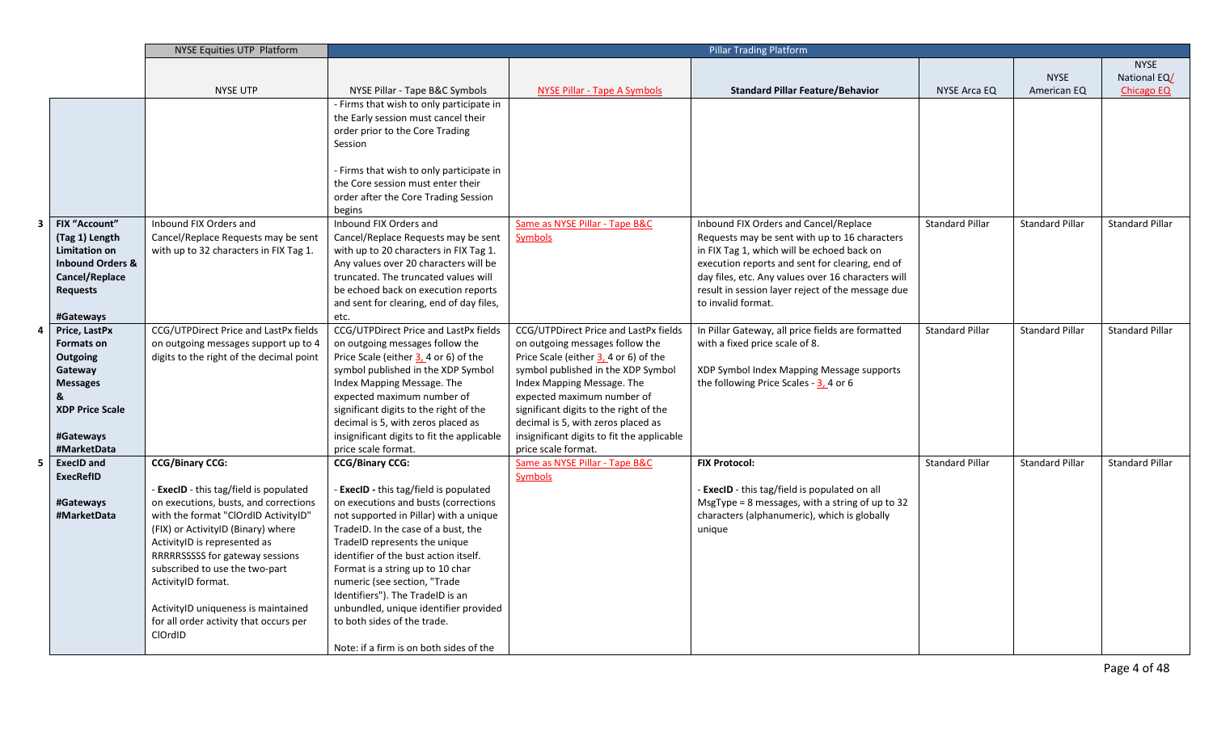| | | NYSE Equities UTP Platform | Pillar Trading Platform | | | | | |
|---|---|---|---|---|---|---|---|---|
| | | NYSE UTP | NYSE Pillar - Tape B&C Symbols | NYSE Pillar - Tape A Symbols | Standard Pillar Feature/Behavior | NYSE Arca EQ | NYSE American EQ | NYSE National EQ/ Chicago EQ |
| | | | - Firms that wish to only participate in the Early session must cancel their order prior to the Core Trading Session<br><br>- Firms that wish to only participate in the Core session must enter their order after the Core Trading Session begins | | | | | |
| 3 | **FIX "Account" (Tag 1) Length Limitation on Inbound Orders & Cancel/Replace Requests**<br><br>**#Gateways** | Inbound FIX Orders and Cancel/Replace Requests may be sent with up to 32 characters in FIX Tag 1. | Inbound FIX Orders and Cancel/Replace Requests may be sent with up to 20 characters in FIX Tag 1. Any values over 20 characters will be truncated. The truncated values will be echoed back on execution reports and sent for clearing, end of day files, etc. | Same as NYSE Pillar - Tape B&C Symbols | Inbound FIX Orders and Cancel/Replace Requests may be sent with up to 16 characters in FIX Tag 1, which will be echoed back on execution reports and sent for clearing, end of day files, etc. Any values over 16 characters will result in session layer reject of the message due to invalid format. | Standard Pillar | Standard Pillar | Standard Pillar |
| 4 | **Price, LastPx Formats on Outgoing Gateway Messages & XDP Price Scale**<br><br>**#Gateways #MarketData** | CCG/UTPDirect Price and LastPx fields on outgoing messages support up to 4 digits to the right of the decimal point | CCG/UTPDirect Price and LastPx fields on outgoing messages follow the Price Scale (either 3, 4 or 6) of the symbol published in the XDP Symbol Index Mapping Message. The expected maximum number of significant digits to the right of the decimal is 5, with zeros placed as insignificant digits to fit the applicable price scale format. | CCG/UTPDirect Price and LastPx fields on outgoing messages follow the Price Scale (either 3, 4 or 6) of the symbol published in the XDP Symbol Index Mapping Message. The expected maximum number of significant digits to the right of the decimal is 5, with zeros placed as insignificant digits to fit the applicable price scale format. | In Pillar Gateway, all price fields are formatted with a fixed price scale of 8.<br><br>XDP Symbol Index Mapping Message supports the following Price Scales - 3, 4 or 6 | Standard Pillar | Standard Pillar | Standard Pillar |
| 5 | **ExecID and ExecRefID**<br><br>**#Gateways #MarketData** | **CCG/Binary CCG:**<br><br>- **ExecID** - this tag/field is populated on executions, busts, and corrections with the format "ClOrdID ActivityID" (FIX) or ActivityID (Binary) where ActivityID is represented as RRRRRSSSSS for gateway sessions subscribed to use the two-part ActivityID format.<br><br>ActivityID uniqueness is maintained for all order activity that occurs per ClOrdID | **CCG/Binary CCG:**<br><br>- **ExecID** - this tag/field is populated on executions and busts (corrections not supported in Pillar) with a unique TradeID. In the case of a bust, the TradeID represents the unique identifier of the bust action itself. Format is a string up to 10 char numeric (see section, "Trade Identifiers"). The TradeID is an unbundled, unique identifier provided to both sides of the trade.<br><br>Note: if a firm is on both sides of the | Same as NYSE Pillar - Tape B&C Symbols | **FIX Protocol:**<br><br>- **ExecID** - this tag/field is populated on all MsgType = 8 messages, with a string of up to 32 characters (alphanumeric), which is globally unique | Standard Pillar | Standard Pillar | Standard Pillar |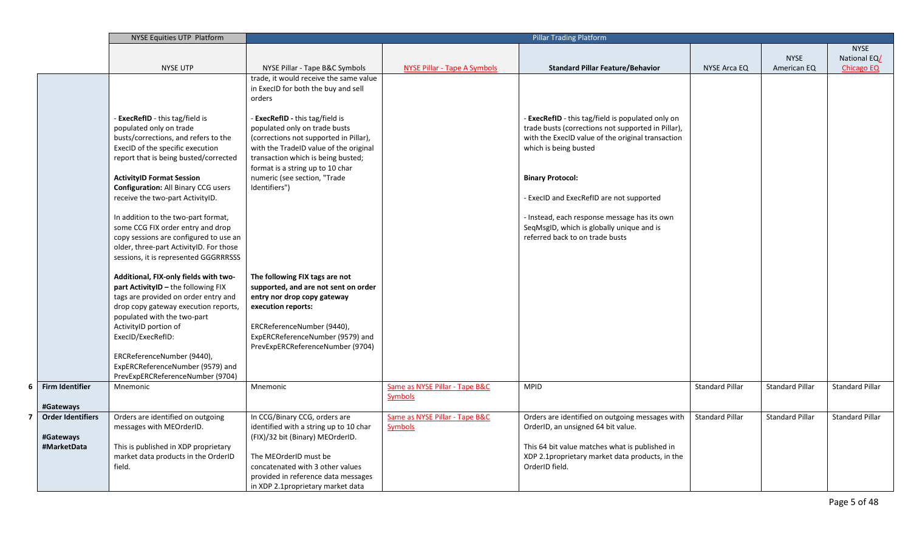| | | NYSE Equities UTP Platform | Pillar Trading Platform | | | | | |
|---|---|---|---|---|---|---|---|---|
| | | NYSE UTP | NYSE Pillar - Tape B&C Symbols | NYSE Pillar - Tape A Symbols | Standard Pillar Feature/Behavior | NYSE Arca EQ | NYSE American EQ | NYSE National EQ/ Chicago EQ |
| | | - **ExecRefID** - this tag/field is populated only on trade busts/corrections, and refers to the ExecID of the specific execution report that is being busted/corrected<br><br>**ActivityID Format Session Configuration:** All Binary CCG users receive the two-part ActivityID.<br><br>In addition to the two-part format, some CCG FIX order entry and drop copy sessions are configured to use an older, three-part ActivityID. For those sessions, it is represented GGGRRRSSS<br><br>**Additional, FIX-only fields with two-part ActivityID –** the following FIX tags are provided on order entry and drop copy gateway execution reports, populated with the two-part ActivityID portion of ExecID/ExecRefID:<br><br>ERCReferenceNumber (9440), ExpERCReferenceNumber (9579) and PrevExpERCReferenceNumber (9704) | trade, it would receive the same value in ExecID for both the buy and sell orders<br><br>- **ExecRefID -** this tag/field is populated only on trade busts (corrections not supported in Pillar), with the TradeID value of the original transaction which is being busted; format is a string up to 10 char numeric (see section, "Trade Identifiers")<br><br>**The following FIX tags are not supported, and are not sent on order entry nor drop copy gateway execution reports:**<br><br>ERCReferenceNumber (9440), ExpERCReferenceNumber (9579) and PrevExpERCReferenceNumber (9704) | | - **ExecRefID** - this tag/field is populated only on trade busts (corrections not supported in Pillar), with the ExecID value of the original transaction which is being busted<br><br>**Binary Protocol:**<br><br>- ExecID and ExecRefID are not supported<br><br>- Instead, each response message has its own SeqMsgID, which is globally unique and is referred back to on trade busts | | | |
| 6 | **Firm Identifier**<br><br>**#Gateways** | Mnemonic | Mnemonic | Same as NYSE Pillar - Tape B&C Symbols | MPID | Standard Pillar | Standard Pillar | Standard Pillar |
| 7 | **Order Identifiers**<br><br>**#Gateways**<br>**#MarketData** | Orders are identified on outgoing messages with MEOrderID.<br><br>This is published in XDP proprietary market data products in the OrderID field. | In CCG/Binary CCG, orders are identified with a string up to 10 char (FIX)/32 bit (Binary) MEOrderID.<br><br>The MEOrderID must be concatenated with 3 other values provided in reference data messages in XDP 2.1proprietary market data | Same as NYSE Pillar - Tape B&C Symbols | Orders are identified on outgoing messages with OrderID, an unsigned 64 bit value.<br><br>This 64 bit value matches what is published in XDP 2.1proprietary market data products, in the OrderID field. | Standard Pillar | Standard Pillar | Standard Pillar |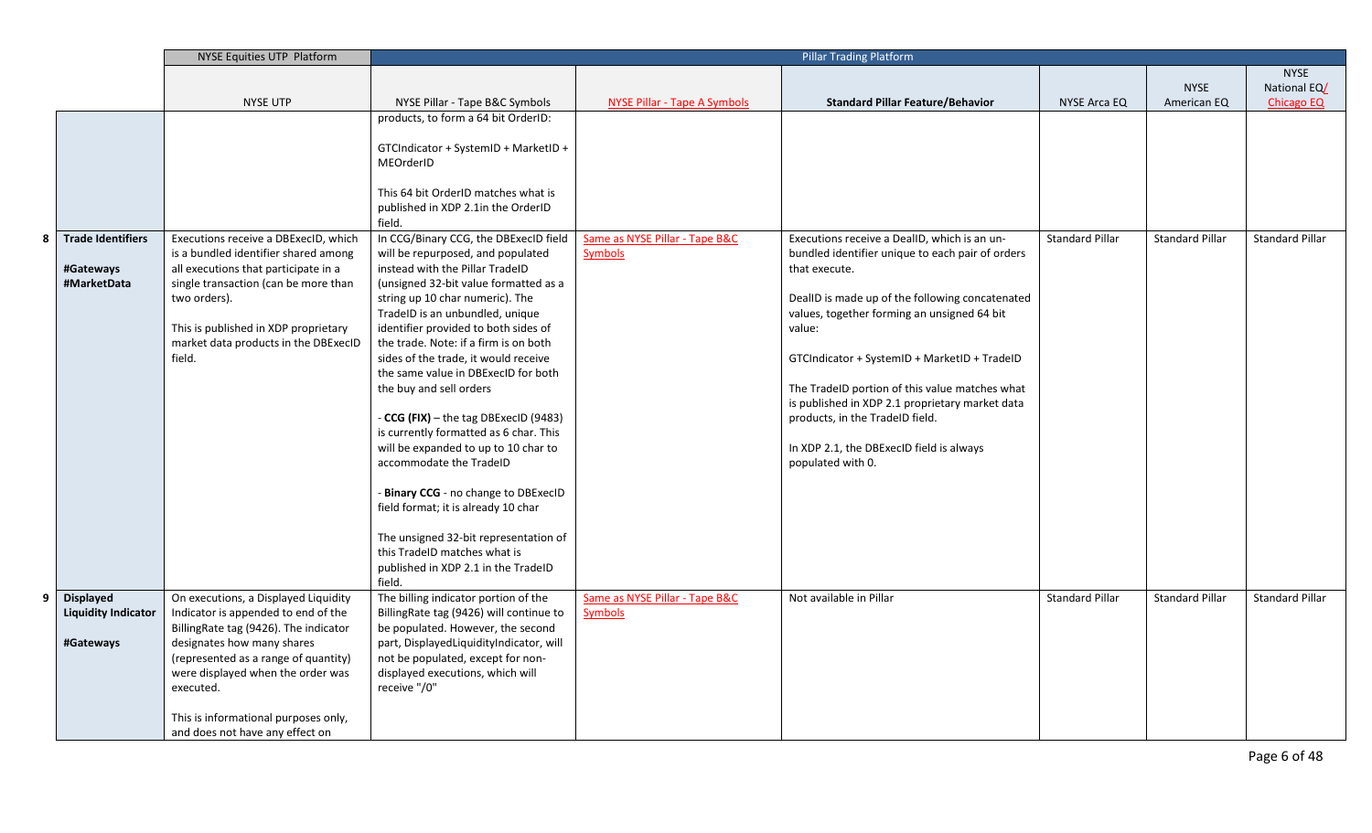| | | NYSE Equities UTP Platform | Pillar Trading Platform | | | | | |
|---|---|---|---|---|---|---|---|---|
| | | NYSE UTP | NYSE Pillar - Tape B&C Symbols | NYSE Pillar - Tape A Symbols | Standard Pillar Feature/Behavior | NYSE Arca EQ | NYSE American EQ | NYSE National EQ/ Chicago EQ |
| | | | products, to form a 64 bit OrderID:<br><br>GTCIndicator + SystemID + MarketID + MEOrderID<br><br>This 64 bit OrderID matches what is published in XDP 2.1in the OrderID field. | | | | | |
| 8 | **Trade Identifiers**<br><br>**#Gateways**<br>**#MarketData** | Executions receive a DBExecID, which is a bundled identifier shared among all executions that participate in a single transaction (can be more than two orders).<br><br>This is published in XDP proprietary market data products in the DBExecID field. | In CCG/Binary CCG, the DBExecID field will be repurposed, and populated instead with the Pillar TradeID (unsigned 32-bit value formatted as a string up 10 char numeric). The TradeID is an unbundled, unique identifier provided to both sides of the trade. Note: if a firm is on both sides of the trade, it would receive the same value in DBExecID for both the buy and sell orders<br><br>- **CCG (FIX)** – the tag DBExecID (9483) is currently formatted as 6 char. This will be expanded to up to 10 char to accommodate the TradeID<br><br>- **Binary CCG** - no change to DBExecID field format; it is already 10 char<br><br>The unsigned 32-bit representation of this TradeID matches what is published in XDP 2.1 in the TradeID field. | Same as NYSE Pillar - Tape B&C Symbols | Executions receive a DealID, which is an un-bundled identifier unique to each pair of orders that execute.<br><br>DealID is made up of the following concatenated values, together forming an unsigned 64 bit value:<br><br>GTCIndicator + SystemID + MarketID + TradeID<br><br>The TradeID portion of this value matches what is published in XDP 2.1 proprietary market data products, in the TradeID field.<br><br>In XDP 2.1, the DBExecID field is always populated with 0. | Standard Pillar | Standard Pillar | Standard Pillar |
| 9 | **Displayed Liquidity Indicator**<br><br>**#Gateways** | On executions, a Displayed Liquidity Indicator is appended to end of the BillingRate tag (9426). The indicator designates how many shares (represented as a range of quantity) were displayed when the order was executed.<br><br>This is informational purposes only, and does not have any effect on | The billing indicator portion of the BillingRate tag (9426) will continue to be populated. However, the second part, DisplayedLiquidityIndicator, will not be populated, except for non-displayed executions, which will receive "/0" | Same as NYSE Pillar - Tape B&C Symbols | Not available in Pillar | Standard Pillar | Standard Pillar | Standard Pillar |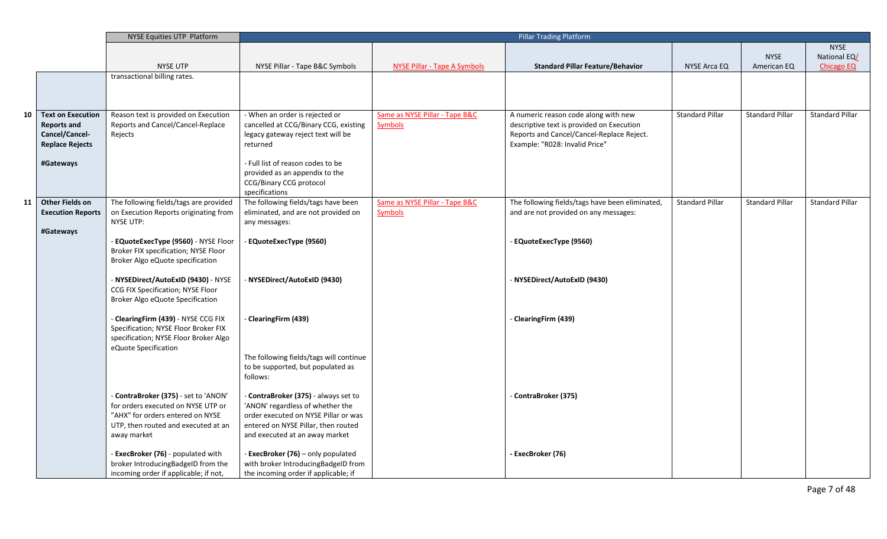| | | NYSE Equities UTP Platform | Pillar Trading Platform | | | | | |
|---|---|---|---|---|---|---|---|---|
| | | NYSE UTP | NYSE Pillar - Tape B&C Symbols | NYSE Pillar - Tape A Symbols | Standard Pillar Feature/Behavior | NYSE Arca EQ | NYSE American EQ | NYSE National EQ/ Chicago EQ |
| | | transactional billing rates. | | | | | | |
| 10 | **Text on Execution Reports and Cancel/Cancel-Replace Rejects**<br><br>**#Gateways** | Reason text is provided on Execution Reports and Cancel/Cancel-Replace Rejects | - When an order is rejected or cancelled at CCG/Binary CCG, existing legacy gateway reject text will be returned<br><br>- Full list of reason codes to be provided as an appendix to the CCG/Binary CCG protocol specifications | Same as NYSE Pillar - Tape B&C Symbols | A numeric reason code along with new descriptive text is provided on Execution Reports and Cancel/Cancel-Replace Reject. Example: "R028: Invalid Price" | Standard Pillar | Standard Pillar | Standard Pillar |
| 11 | **Other Fields on Execution Reports**<br><br>**#Gateways** | The following fields/tags are provided on Execution Reports originating from NYSE UTP:<br><br>- **EQuoteExecType (9560)** - NYSE Floor Broker FIX specification; NYSE Floor Broker Algo eQuote specification<br><br>- **NYSEDirect/AutoExID (9430)** - NYSE CCG FIX Specification; NYSE Floor Broker Algo eQuote Specification<br><br>- **ClearingFirm (439)** - NYSE CCG FIX Specification; NYSE Floor Broker FIX specification; NYSE Floor Broker Algo eQuote Specification<br><br>- **ContraBroker (375)** - set to 'ANON' for orders executed on NYSE UTP or "AHX" for orders entered on NYSE UTP, then routed and executed at an away market<br><br>- **ExecBroker (76)** - populated with broker IntroducingBadgeID from the incoming order if applicable; if not, | The following fields/tags have been eliminated, and are not provided on any messages:<br><br>- **EQuoteExecType (9560)**<br><br>- **NYSEDirect/AutoExID (9430)**<br><br>- **ClearingFirm (439)**<br><br>The following fields/tags will continue to be supported, but populated as follows:<br><br>- **ContraBroker (375)** - always set to 'ANON' regardless of whether the order executed on NYSE Pillar or was entered on NYSE Pillar, then routed and executed at an away market<br><br>- **ExecBroker (76)** – only populated with broker IntroducingBadgeID from the incoming order if applicable; if | Same as NYSE Pillar - Tape B&C Symbols | The following fields/tags have been eliminated, and are not provided on any messages:<br><br>- **EQuoteExecType (9560)**<br><br>- **NYSEDirect/AutoExID (9430)**<br><br>- **ClearingFirm (439)**<br><br>- **ContraBroker (375)**<br><br>- **ExecBroker (76)** | Standard Pillar | Standard Pillar | Standard Pillar |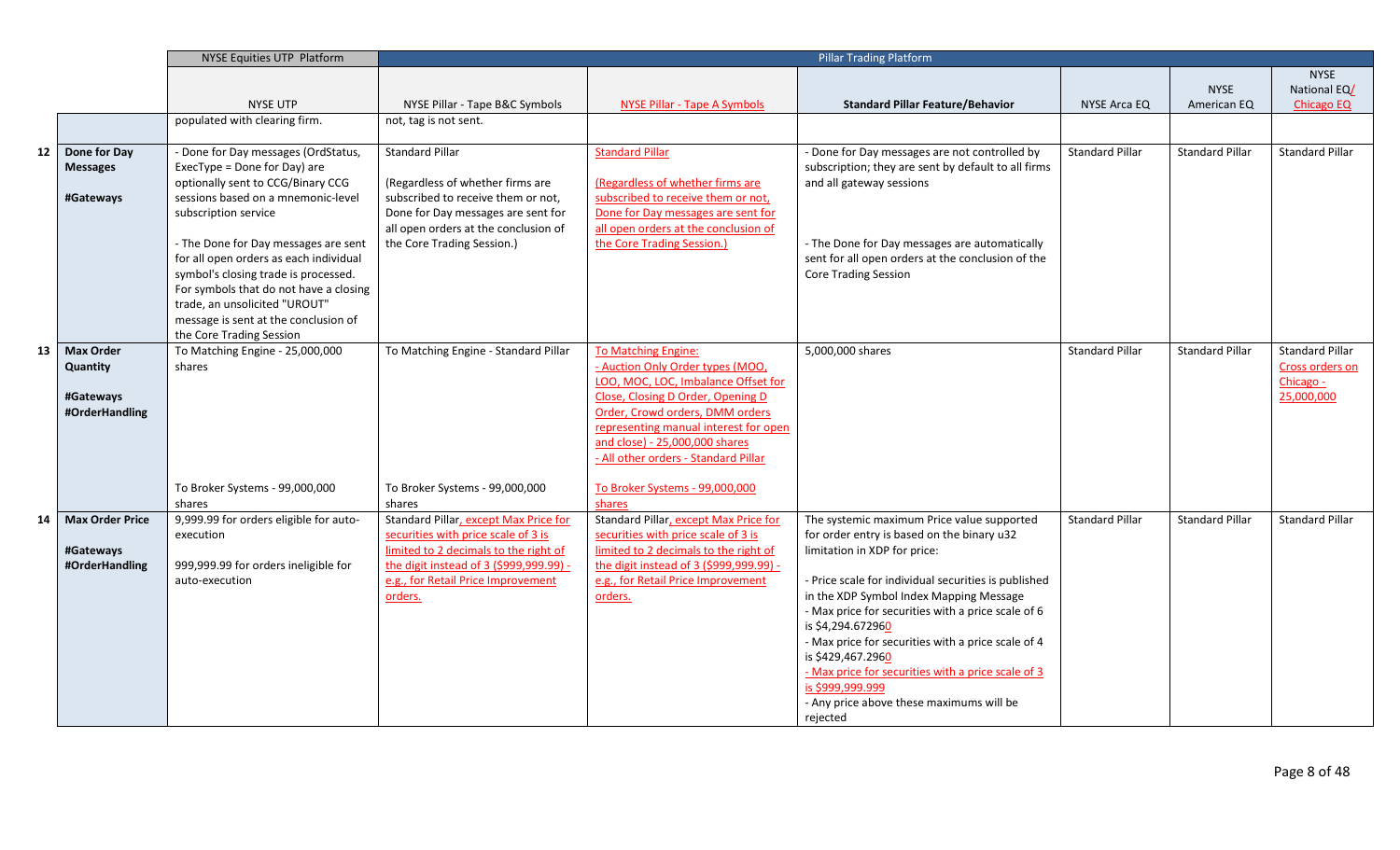| | | NYSE Equities UTP Platform | Pillar Trading Platform | | | | | |
|---|---|---|---|---|---|---|---|---|
| | | NYSE UTP | NYSE Pillar - Tape B&C Symbols | NYSE Pillar - Tape A Symbols | **Standard Pillar Feature/Behavior** | NYSE Arca EQ | NYSE American EQ | NYSE National EQ/ Chicago EQ |
| | | populated with clearing firm. | not, tag is not sent. | | | | | |
| 12 | **Done for Day Messages** <br><br> **#Gateways** | - Done for Day messages (OrdStatus, ExecType = Done for Day) are optionally sent to CCG/Binary CCG sessions based on a mnemonic-level subscription service <br><br> - The Done for Day messages are sent for all open orders as each individual symbol's closing trade is processed. For symbols that do not have a closing trade, an unsolicited "UROUT" message is sent at the conclusion of the Core Trading Session | Standard Pillar <br><br> (Regardless of whether firms are subscribed to receive them or not, Done for Day messages are sent for all open orders at the conclusion of the Core Trading Session.) | Standard Pillar <br><br> (Regardless of whether firms are subscribed to receive them or not, Done for Day messages are sent for all open orders at the conclusion of the Core Trading Session.) | - Done for Day messages are not controlled by subscription; they are sent by default to all firms and all gateway sessions <br><br> - The Done for Day messages are automatically sent for all open orders at the conclusion of the Core Trading Session | Standard Pillar | Standard Pillar | Standard Pillar |
| 13 | **Max Order Quantity** <br><br> **#Gateways** <br> **#OrderHandling** | To Matching Engine - 25,000,000 shares <br><br> To Broker Systems - 99,000,000 shares | To Matching Engine - Standard Pillar <br><br> To Broker Systems - 99,000,000 shares | To Matching Engine: <br> - Auction Only Order types (MOO, LOO, MOC, LOC, Imbalance Offset for Close, Closing D Order, Opening D Order, Crowd orders, DMM orders representing manual interest for open and close) - 25,000,000 shares <br> - All other orders - Standard Pillar <br><br> To Broker Systems - 99,000,000 shares | 5,000,000 shares | Standard Pillar | Standard Pillar | Standard Pillar <br> Cross orders on Chicago - 25,000,000 |
| 14 | **Max Order Price** <br><br> **#Gateways** <br> **#OrderHandling** | 9,999.99 for orders eligible for auto-execution <br><br> 999,999.99 for orders ineligible for auto-execution | Standard Pillar, except Max Price for securities with price scale of 3 is limited to 2 decimals to the right of the digit instead of 3 ($999,999.99) - e.g., for Retail Price Improvement orders. | Standard Pillar, except Max Price for securities with price scale of 3 is limited to 2 decimals to the right of the digit instead of 3 ($999,999.99) - e.g., for Retail Price Improvement orders. | The systemic maximum Price value supported for order entry is based on the binary u32 limitation in XDP for price: <br><br> - Price scale for individual securities is published in the XDP Symbol Index Mapping Message <br> - Max price for securities with a price scale of 6 is $4,294.672960 <br> - Max price for securities with a price scale of 4 is $429,467.2960 <br> - Max price for securities with a price scale of 3 is $999,999.999 <br> - Any price above these maximums will be rejected | Standard Pillar | Standard Pillar | Standard Pillar |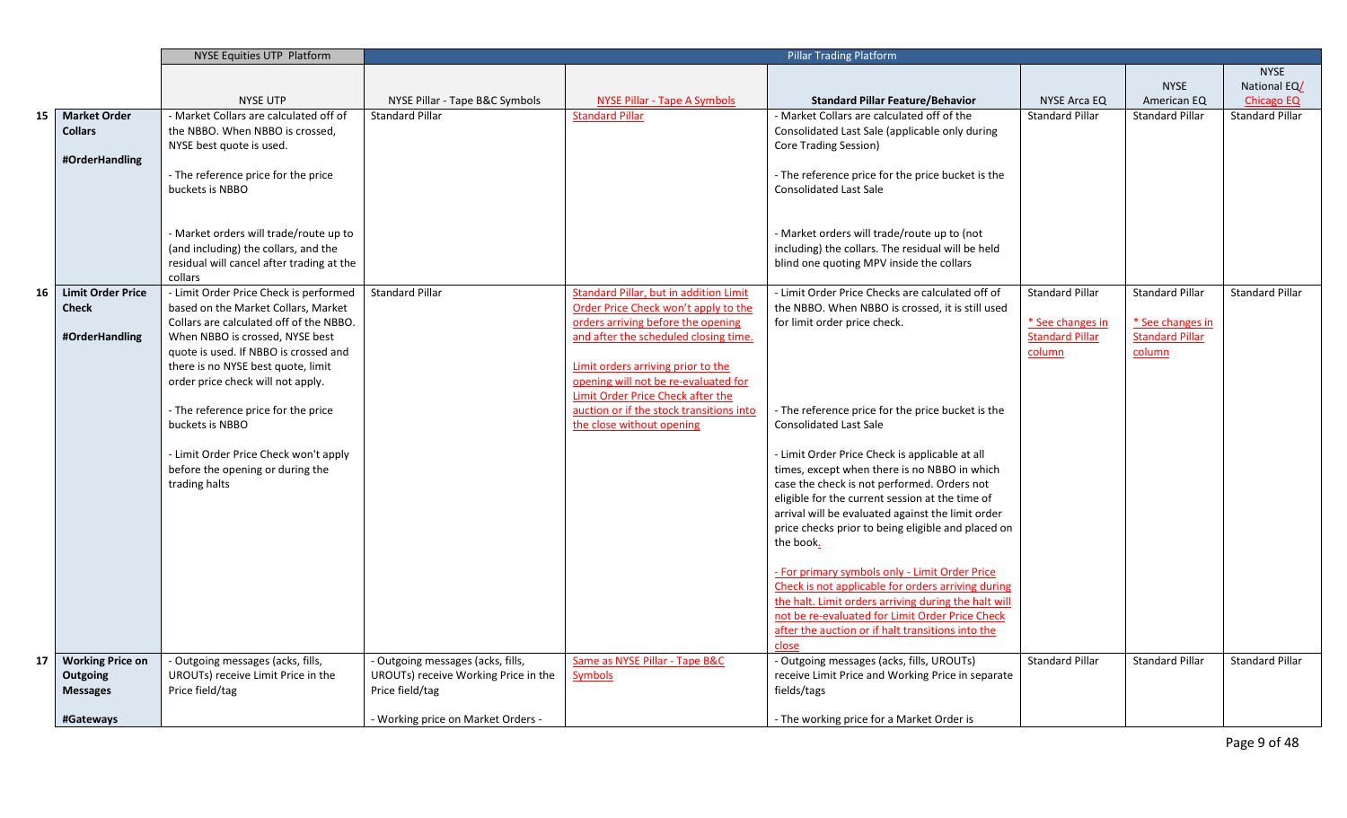| | | NYSE Equities UTP Platform | Pillar Trading Platform | | | | | |
|---|---|---|---|---|---|---|---|---|
| | | NYSE UTP | NYSE Pillar - Tape B&C Symbols | NYSE Pillar - Tape A Symbols | **Standard Pillar Feature/Behavior** | NYSE Arca EQ | NYSE American EQ | NYSE National EQ/ Chicago EQ |
| 15 | **Market Order Collars**<br><br>**#OrderHandling** | - Market Collars are calculated off of the NBBO. When NBBO is crossed, NYSE best quote is used.<br><br>- The reference price for the price buckets is NBBO<br><br>- Market orders will trade/route up to (and including) the collars, and the residual will cancel after trading at the collars | Standard Pillar | Standard Pillar | - Market Collars are calculated off of the Consolidated Last Sale (applicable only during Core Trading Session)<br><br>- The reference price for the price bucket is the Consolidated Last Sale<br><br>- Market orders will trade/route up to (not including) the collars. The residual will be held blind one quoting MPV inside the collars | Standard Pillar | Standard Pillar | Standard Pillar |
| 16 | **Limit Order Price Check**<br><br>**#OrderHandling** | - Limit Order Price Check is performed based on the Market Collars, Market Collars are calculated off of the NBBO. When NBBO is crossed, NYSE best quote is used. If NBBO is crossed and there is no NYSE best quote, limit order price check will not apply.<br><br>- The reference price for the price buckets is NBBO<br><br>- Limit Order Price Check won't apply before the opening or during the trading halts | Standard Pillar | Standard Pillar, but in addition Limit Order Price Check won't apply to the orders arriving before the opening and after the scheduled closing time.<br><br>Limit orders arriving prior to the opening will not be re-evaluated for Limit Order Price Check after the auction or if the stock transitions into the close without opening | - Limit Order Price Checks are calculated off of the NBBO. When NBBO is crossed, it is still used for limit order price check.<br><br>- The reference price for the price bucket is the Consolidated Last Sale<br><br>- Limit Order Price Check is applicable at all times, except when there is no NBBO in which case the check is not performed. Orders not eligible for the current session at the time of arrival will be evaluated against the limit order price checks prior to being eligible and placed on the book.<br><br>- For primary symbols only - Limit Order Price Check is not applicable for orders arriving during the halt. Limit orders arriving during the halt will not be re-evaluated for Limit Order Price Check after the auction or if halt transitions into the close | Standard Pillar<br><br>* See changes in Standard Pillar column | Standard Pillar<br><br>* See changes in Standard Pillar column | Standard Pillar |
| 17 | **Working Price on Outgoing Messages**<br><br>**#Gateways** | - Outgoing messages (acks, fills, UROUTs) receive Limit Price in the Price field/tag | - Outgoing messages (acks, fills, UROUTs) receive Working Price in the Price field/tag<br><br>- Working price on Market Orders - | Same as NYSE Pillar - Tape B&C Symbols | - Outgoing messages (acks, fills, UROUTs) receive Limit Price and Working Price in separate fields/tags<br><br>- The working price for a Market Order is | Standard Pillar | Standard Pillar | Standard Pillar |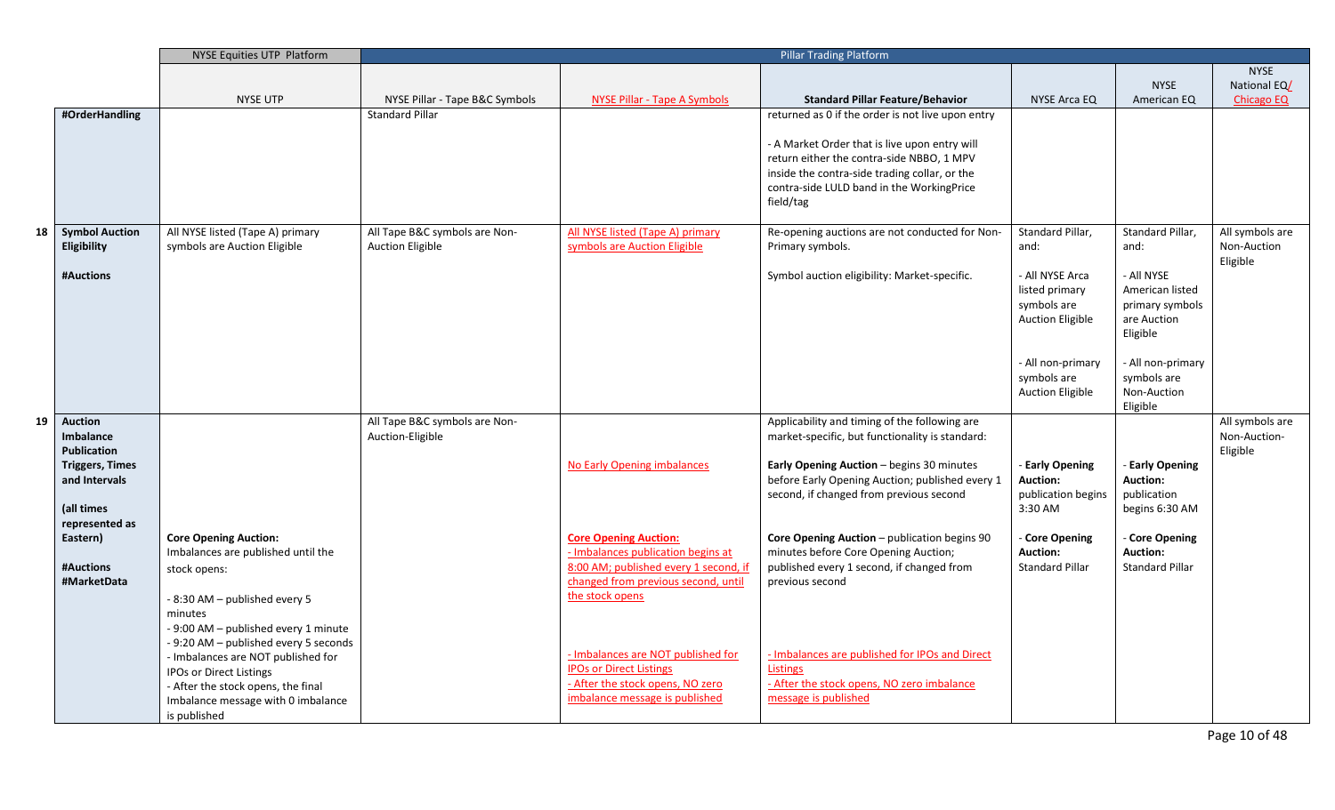| | | NYSE Equities UTP Platform | Pillar Trading Platform | | | | | |
|---|---|---|---|---|---|---|---|---|
| | | NYSE UTP | NYSE Pillar - Tape B&C Symbols | NYSE Pillar - Tape A Symbols | **Standard Pillar Feature/Behavior** | NYSE Arca EQ | NYSE American EQ | NYSE National EQ/ Chicago EQ |
| | **#OrderHandling** | | Standard Pillar | | returned as 0 if the order is not live upon entry<br><br>- A Market Order that is live upon entry will return either the contra-side NBBO, 1 MPV inside the contra-side trading collar, or the contra-side LULD band in the WorkingPrice field/tag | | | |
| 18 | **Symbol Auction Eligibility**<br><br>**#Auctions** | All NYSE listed (Tape A) primary symbols are Auction Eligible | All Tape B&C symbols are Non-Auction Eligible | All NYSE listed (Tape A) primary symbols are Auction Eligible | Re-opening auctions are not conducted for Non-Primary symbols.<br><br>Symbol auction eligibility: Market-specific. | Standard Pillar, and:<br><br>- All NYSE Arca listed primary symbols are Auction Eligible<br><br>- All non-primary symbols are Auction Eligible | Standard Pillar, and:<br><br>- All NYSE American listed primary symbols are Auction Eligible<br><br>- All non-primary symbols are Non-Auction Eligible | All symbols are Non-Auction Eligible |
| 19 | **Auction Imbalance Publication Triggers, Times and Intervals**<br><br>**(all times represented as Eastern)**<br><br>**#Auctions #MarketData** | **Core Opening Auction:**<br>Imbalances are published until the stock opens:<br><br>- 8:30 AM – published every 5 minutes<br>- 9:00 AM – published every 1 minute<br>- 9:20 AM – published every 5 seconds<br>- Imbalances are NOT published for IPOs or Direct Listings<br>- After the stock opens, the final Imbalance message with 0 imbalance is published | All Tape B&C symbols are Non-Auction-Eligible | No Early Opening imbalances<br><br>**Core Opening Auction:**<br>- Imbalances publication begins at 8:00 AM; published every 1 second, if changed from previous second, until the stock opens<br><br>- Imbalances are NOT published for IPOs or Direct Listings<br>- After the stock opens, NO zero imbalance message is published | Applicability and timing of the following are market-specific, but functionality is standard:<br><br>**Early Opening Auction** – begins 30 minutes before Early Opening Auction; published every 1 second, if changed from previous second<br><br>**Core Opening Auction** – publication begins 90 minutes before Core Opening Auction; published every 1 second, if changed from previous second<br><br>- Imbalances are published for IPOs and Direct Listings<br>- After the stock opens, NO zero imbalance message is published | - **Early Opening Auction:** publication begins 3:30 AM<br><br>- **Core Opening Auction:** Standard Pillar | - **Early Opening Auction:** publication begins 6:30 AM<br><br>- **Core Opening Auction:** Standard Pillar | All symbols are Non-Auction-Eligible |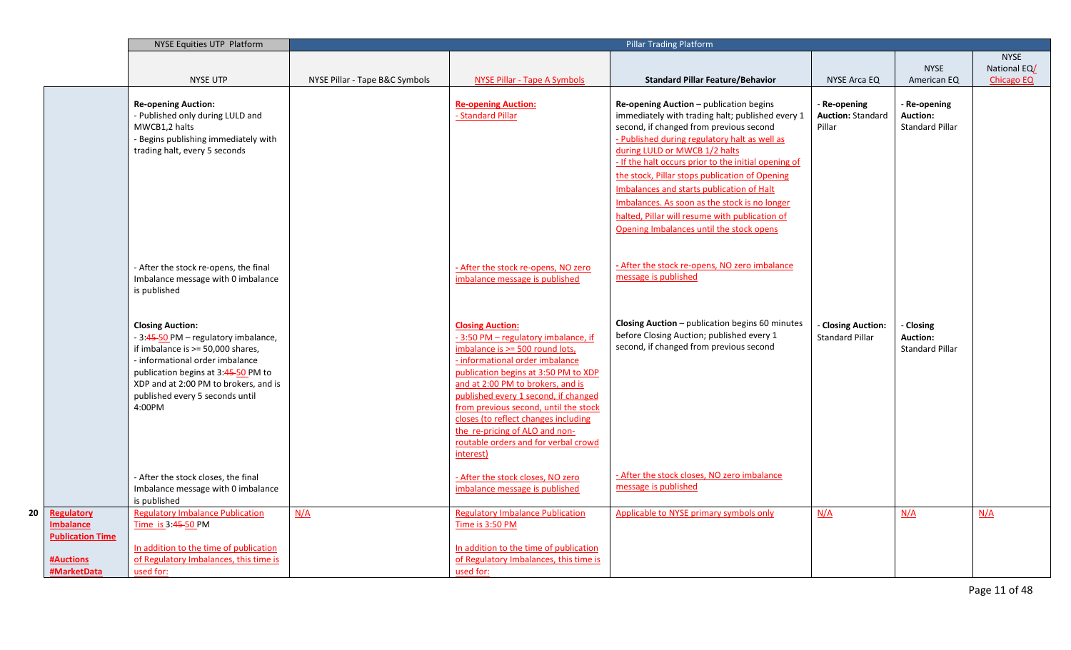| | | NYSE Equities UTP Platform | Pillar Trading Platform | | | | | |
|---|---|---|---|---|---|---|---|---|
| | | NYSE UTP | NYSE Pillar - Tape B&C Symbols | NYSE Pillar - Tape A Symbols | Standard Pillar Feature/Behavior | NYSE Arca EQ | NYSE American EQ | NYSE National EQ/ Chicago EQ |
| | | **Re-opening Auction:**<br>- Published only during LULD and MWCB1,2 halts<br>- Begins publishing immediately with trading halt, every 5 seconds<br><br>- After the stock re-opens, the final Imbalance message with 0 imbalance is published<br><br>**Closing Auction:**<br>- 3:~~45~~ 50 PM – regulatory imbalance, if imbalance is >= 50,000 shares,<br>- informational order imbalance publication begins at 3:~~45~~ 50 PM to XDP and at 2:00 PM to brokers, and is published every 5 seconds until 4:00PM<br><br>- After the stock closes, the final Imbalance message with 0 imbalance is published | | **Re-opening Auction:**<br>- Standard Pillar<br><br>- After the stock re-opens, NO zero imbalance message is published<br><br>**Closing Auction:**<br>- 3:50 PM – regulatory imbalance, if imbalance is >= 500 round lots,<br>- informational order imbalance publication begins at 3:50 PM to XDP and at 2:00 PM to brokers, and is published every 1 second, if changed from previous second, until the stock closes (to reflect changes including the re-pricing of ALO and non-routable orders and for verbal crowd interest)<br><br>- After the stock closes, NO zero imbalance message is published | **Re-opening Auction** – publication begins immediately with trading halt; published every 1 second, if changed from previous second<br>- Published during regulatory halt as well as during LULD or MWCB 1/2 halts<br>- If the halt occurs prior to the initial opening of the stock, Pillar stops publication of Opening Imbalances and starts publication of Halt Imbalances. As soon as the stock is no longer halted, Pillar will resume with publication of Opening Imbalances until the stock opens<br><br>- After the stock re-opens, NO zero imbalance message is published<br><br>**Closing Auction** – publication begins 60 minutes before Closing Auction; published every 1 second, if changed from previous second<br><br>- After the stock closes, NO zero imbalance message is published | - **Re-opening Auction:** Standard Pillar<br><br>- **Closing Auction:** Standard Pillar | - **Re-opening Auction:** Standard Pillar<br><br>- **Closing Auction:** Standard Pillar | |
| 20 | **Regulatory Imbalance Publication Time**<br><br>**#Auctions**<br>**#MarketData** | Regulatory Imbalance Publication Time is 3:~~45~~ 50 PM<br><br>In addition to the time of publication of Regulatory Imbalances, this time is used for: | N/A | Regulatory Imbalance Publication Time is 3:50 PM<br><br>In addition to the time of publication of Regulatory Imbalances, this time is used for: | Applicable to NYSE primary symbols only | N/A | N/A | N/A |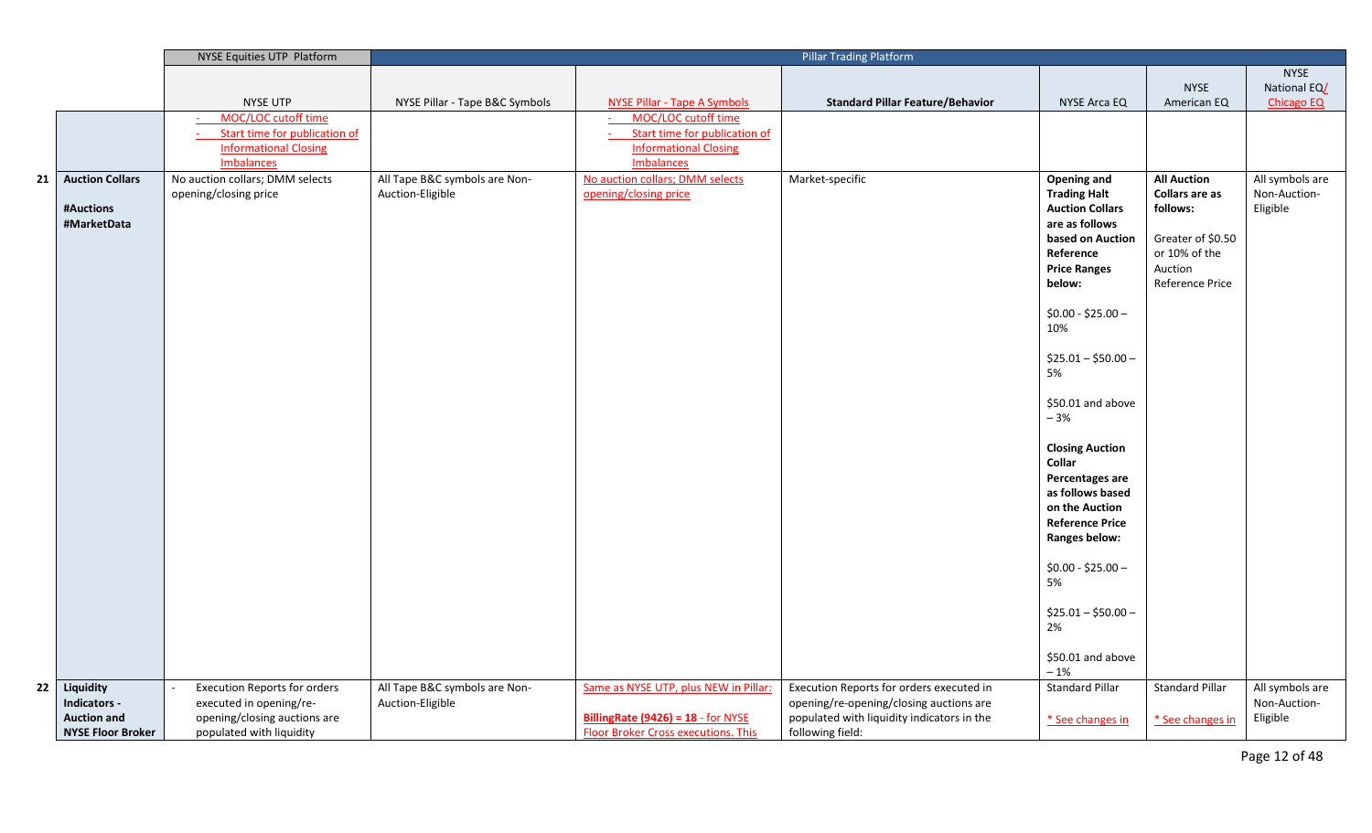| | | NYSE Equities UTP Platform | Pillar Trading Platform | | | | | |
|---|---|---|---|---|---|---|---|---|
| | | NYSE UTP | NYSE Pillar - Tape B&C Symbols | NYSE Pillar - Tape A Symbols | Standard Pillar Feature/Behavior | NYSE Arca EQ | NYSE American EQ | NYSE National EQ/ Chicago EQ |
| | | - MOC/LOC cutoff time<br>- Start time for publication of Informational Closing Imbalances | | - MOC/LOC cutoff time<br>- Start time for publication of Informational Closing Imbalances | | | | |
| 21 | **Auction Collars**<br><br>**#Auctions**<br>**#MarketData** | No auction collars; DMM selects opening/closing price | All Tape B&C symbols are Non-Auction-Eligible | No auction collars; DMM selects opening/closing price | Market-specific | **Opening and Trading Halt Auction Collars are as follows based on Auction Reference Price Ranges below:**<br><br>$0.00 - $25.00 – 10%<br><br>$25.01 – $50.00 – 5%<br><br>$50.01 and above – 3%<br><br>**Closing Auction Collar Percentages are as follows based on the Auction Reference Price Ranges below:**<br><br>$0.00 - $25.00 – 5%<br><br>$25.01 – $50.00 – 2%<br><br>$50.01 and above – 1% | **All Auction Collars are as follows:**<br><br>Greater of $0.50 or 10% of the Auction Reference Price | All symbols are Non-Auction-Eligible |
| 22 | **Liquidity Indicators - Auction and NYSE Floor Broker** | - Execution Reports for orders executed in opening/re-opening/closing auctions are populated with liquidity | All Tape B&C symbols are Non-Auction-Eligible | Same as NYSE UTP, plus NEW in Pillar:<br><br>**BillingRate (9426) = 18** - for NYSE Floor Broker Cross executions. This | Execution Reports for orders executed in opening/re-opening/closing auctions are populated with liquidity indicators in the following field: | Standard Pillar<br><br>* See changes in | Standard Pillar<br><br>* See changes in | All symbols are Non-Auction-Eligible |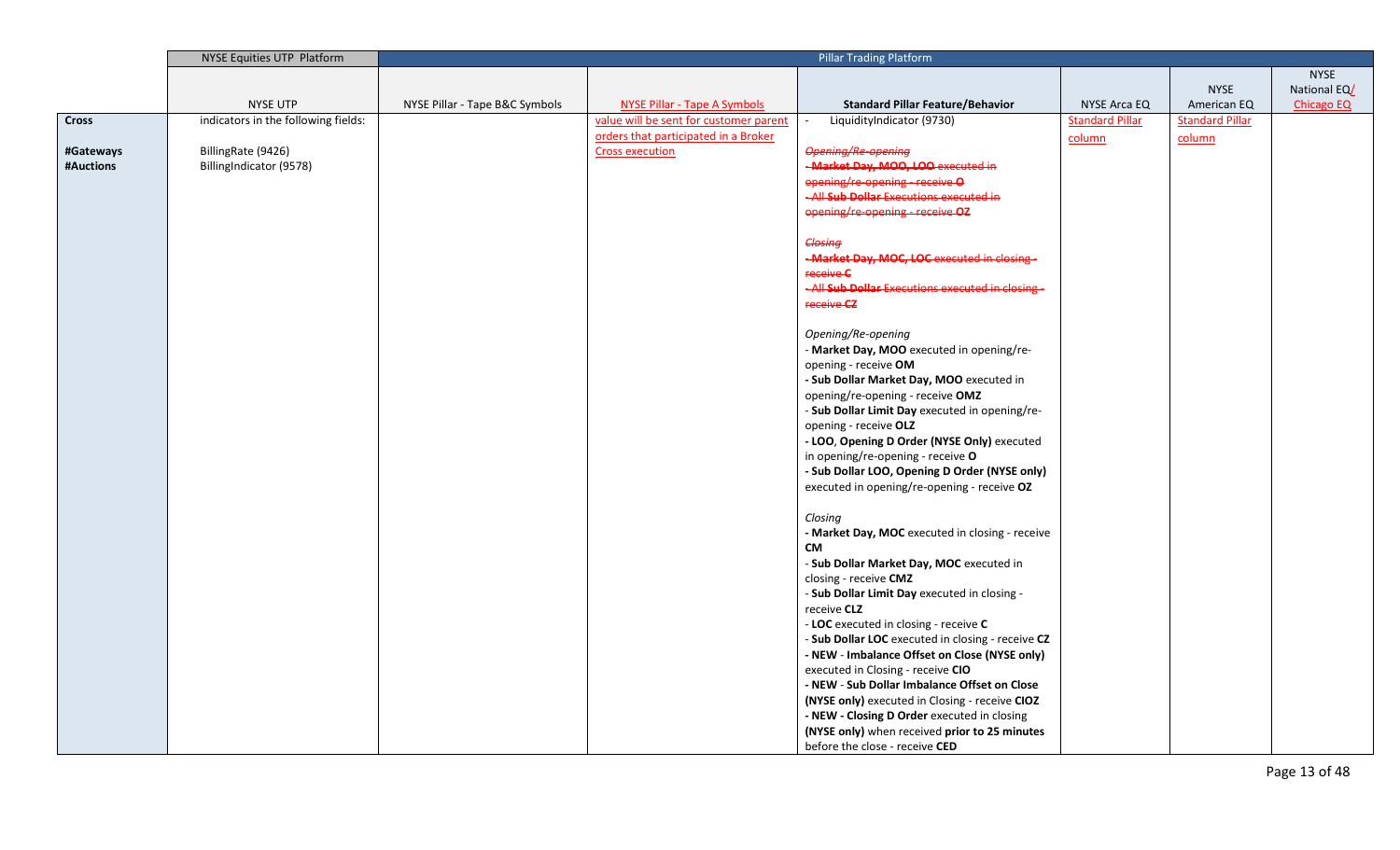| | NYSE Equities UTP Platform | Pillar Trading Platform | | | | | |
|---|---|---|---|---|---|---|---|
| | NYSE UTP | NYSE Pillar - Tape B&C Symbols | NYSE Pillar - Tape A Symbols | **Standard Pillar Feature/Behavior** | NYSE Arca EQ | NYSE American EQ | NYSE National EQ/ Chicago EQ |
| **Cross**<br><br>**#Gateways**<br>**#Auctions** | indicators in the following fields:<br><br>BillingRate (9426)<br>BillingIndicator (9578) | | value will be sent for customer parent orders that participated in a Broker Cross execution | - LiquidityIndicator (9730)<br><br>~~*Opening/Re-opening*~~<br>~~- **Market Day, MOO, LOO** executed in opening/re-opening - receive **O**~~<br>~~- All **Sub Dollar** Executions executed in opening/re-opening - receive **OZ**~~<br><br>~~*Closing*~~<br>~~- **Market Day, MOC, LOC** executed in closing - receive **C**~~<br>~~- All **Sub Dollar** Executions executed in closing - receive **CZ**~~<br><br>*Opening/Re-opening*<br>- **Market Day, MOO** executed in opening/re-opening - receive **OM**<br>- **Sub Dollar Market Day, MOO** executed in opening/re-opening - receive **OMZ**<br>- **Sub Dollar Limit Day** executed in opening/re-opening - receive **OLZ**<br>- **LOO**, **Opening D Order (NYSE Only)** executed in opening/re-opening - receive **O**<br>- **Sub Dollar LOO, Opening D Order (NYSE only)** executed in opening/re-opening - receive **OZ**<br><br>*Closing*<br>- **Market Day, MOC** executed in closing - receive **CM**<br>- **Sub Dollar Market Day, MOC** executed in closing - receive **CMZ**<br>- **Sub Dollar Limit Day** executed in closing - receive **CLZ**<br>- **LOC** executed in closing - receive **C**<br>- **Sub Dollar LOC** executed in closing - receive **CZ**<br>- **NEW** - **Imbalance Offset on Close (NYSE only)** executed in Closing - receive **CIO**<br>- **NEW** - **Sub Dollar Imbalance Offset on Close (NYSE only)** executed in Closing - receive **CIOZ**<br>- **NEW** - **Closing D Order** executed in closing **(NYSE only)** when received **prior to 25 minutes** before the close - receive **CED** | Standard Pillar column | Standard Pillar column | |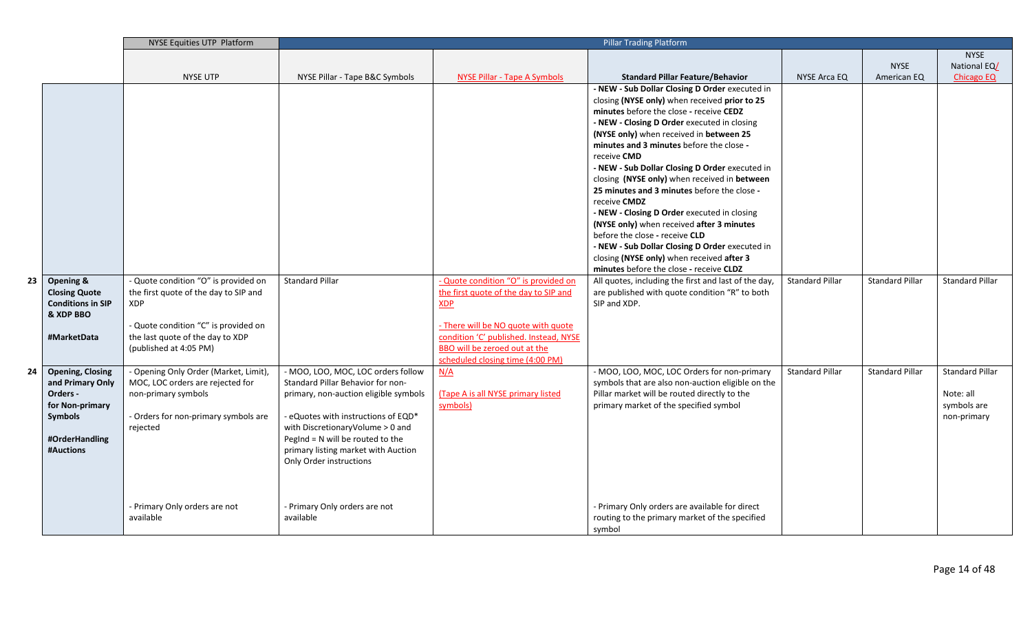| | | NYSE Equities UTP Platform | Pillar Trading Platform | | | | | |
|---|---|---|---|---|---|---|---|---|
| | | NYSE UTP | NYSE Pillar - Tape B&C Symbols | NYSE Pillar - Tape A Symbols | **Standard Pillar Feature/Behavior** | NYSE Arca EQ | NYSE American EQ | NYSE National EQ/ Chicago EQ |
| | | | | | - **NEW - Sub Dollar Closing D Order** executed in closing **(NYSE only)** when received **prior to 25 minutes** before the close - receive **CEDZ**<br>- **NEW - Closing D Order** executed in closing **(NYSE only)** when received in **between 25 minutes and 3 minutes** before the close - receive **CMD**<br>- **NEW - Sub Dollar Closing D Order** executed in closing **(NYSE only)** when received in **between 25 minutes and 3 minutes** before the close - receive **CMDZ**<br>- **NEW - Closing D Order** executed in closing **(NYSE only)** when received **after 3 minutes** before the close - receive **CLD**<br>- **NEW - Sub Dollar Closing D Order** executed in closing **(NYSE only)** when received **after 3 minutes** before the close - receive **CLDZ** | | | |
| 23 | **Opening & Closing Quote Conditions in SIP & XDP BBO**<br><br>**#MarketData** | - Quote condition "O" is provided on the first quote of the day to SIP and XDP<br><br>- Quote condition "C" is provided on the last quote of the day to XDP (published at 4:05 PM) | Standard Pillar | - Quote condition "O" is provided on the first quote of the day to SIP and XDP<br><br>- There will be NO quote with quote condition 'C' published. Instead, NYSE BBO will be zeroed out at the scheduled closing time (4:00 PM) | All quotes, including the first and last of the day, are published with quote condition "R" to both SIP and XDP. | Standard Pillar | Standard Pillar | Standard Pillar |
| 24 | **Opening, Closing and Primary Only Orders - for Non-primary Symbols**<br><br>**#OrderHandling #Auctions** | - Opening Only Order (Market, Limit), MOC, LOC orders are rejected for non-primary symbols<br><br>- Orders for non-primary symbols are rejected<br><br>- Primary Only orders are not available | - MOO, LOO, MOC, LOC orders follow Standard Pillar Behavior for non-primary, non-auction eligible symbols<br><br>- eQuotes with instructions of EQD* with DiscretionaryVolume > 0 and PegInd = N will be routed to the primary listing market with Auction Only Order instructions<br><br>- Primary Only orders are not available | N/A<br><br>(Tape A is all NYSE primary listed symbols) | - MOO, LOO, MOC, LOC Orders for non-primary symbols that are also non-auction eligible on the Pillar market will be routed directly to the primary market of the specified symbol<br><br>- Primary Only orders are available for direct routing to the primary market of the specified symbol | Standard Pillar | Standard Pillar | Standard Pillar<br><br>Note: all symbols are non-primary |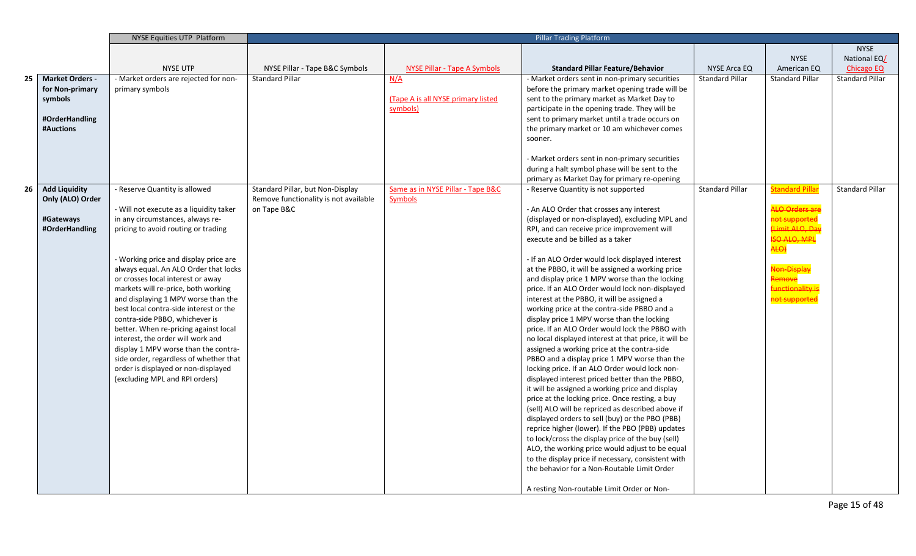| | | NYSE Equities UTP Platform | Pillar Trading Platform | | | | | |
|---|---|---|---|---|---|---|---|---|
| | | NYSE UTP | NYSE Pillar - Tape B&C Symbols | NYSE Pillar - Tape A Symbols | Standard Pillar Feature/Behavior | NYSE Arca EQ | NYSE American EQ | NYSE National EQ/ Chicago EQ |
| 25 | **Market Orders - for Non-primary symbols** <br><br> **#OrderHandling** <br> **#Auctions** | - Market orders are rejected for non-primary symbols | Standard Pillar | N/A <br><br> (Tape A is all NYSE primary listed symbols) | - Market orders sent in non-primary securities before the primary market opening trade will be sent to the primary market as Market Day to participate in the opening trade. They will be sent to primary market until a trade occurs on the primary market or 10 am whichever comes sooner. <br><br> - Market orders sent in non-primary securities during a halt symbol phase will be sent to the primary as Market Day for primary re-opening | Standard Pillar | Standard Pillar | Standard Pillar |
| 26 | **Add Liquidity Only (ALO) Order** <br><br> **#Gateways** <br> **#OrderHandling** | - Reserve Quantity is allowed <br><br> - Will not execute as a liquidity taker in any circumstances, always re-pricing to avoid routing or trading <br><br> - Working price and display price are always equal. An ALO Order that locks or crosses local interest or away markets will re-price, both working and displaying 1 MPV worse than the best local contra-side interest or the contra-side PBBO, whichever is better. When re-pricing against local interest, the order will work and display 1 MPV worse than the contra-side order, regardless of whether that order is displayed or non-displayed (excluding MPL and RPI orders) | Standard Pillar, but Non-Display Remove functionality is not available on Tape B&C | Same as in NYSE Pillar - Tape B&C Symbols | - Reserve Quantity is not supported <br><br> - An ALO Order that crosses any interest (displayed or non-displayed), excluding MPL and RPI, and can receive price improvement will execute and be billed as a taker <br><br> - If an ALO Order would lock displayed interest at the PBBO, it will be assigned a working price and display price 1 MPV worse than the locking price. If an ALO Order would lock non-displayed interest at the PBBO, it will be assigned a working price at the contra-side PBBO and a display price 1 MPV worse than the locking price. If an ALO Order would lock the PBBO with no local displayed interest at that price, it will be assigned a working price at the contra-side PBBO and a display price 1 MPV worse than the locking price. If an ALO Order would lock non-displayed interest priced better than the PBBO, it will be assigned a working price and display price at the locking price. Once resting, a buy (sell) ALO will be repriced as described above if displayed orders to sell (buy) or the PBO (PBB) reprice higher (lower). If the PBO (PBB) updates to lock/cross the display price of the buy (sell) ALO, the working price would adjust to be equal to the display price if necessary, consistent with the behavior for a Non-Routable Limit Order <br><br> A resting Non-routable Limit Order or Non- | Standard Pillar | Standard Pillar <br><br> ~~ALO Orders are not supported (Limit ALO, Day ISO ALO, MPL ALO)~~ <br><br> ~~Non-Display Remove functionality is not supported~~ | Standard Pillar |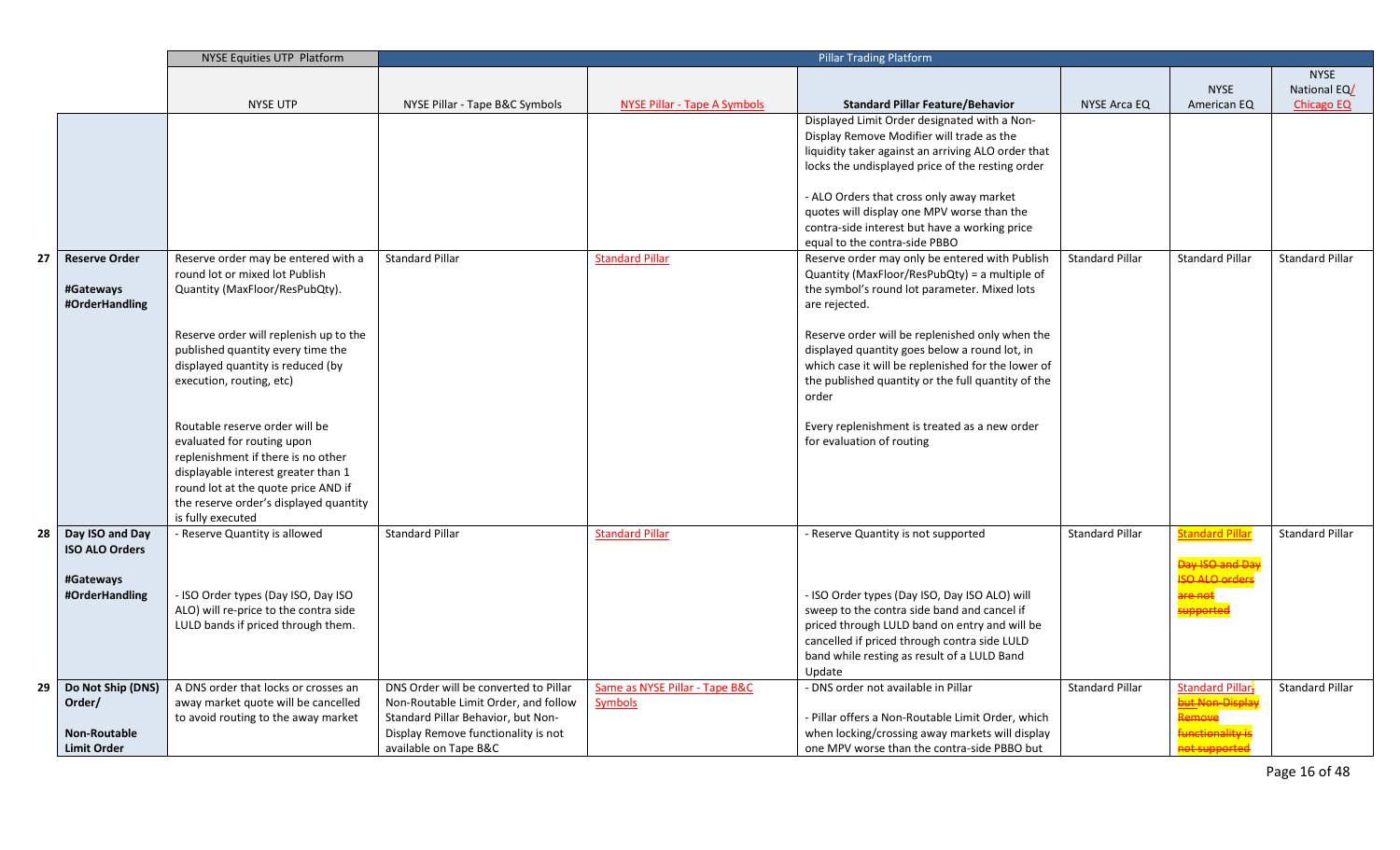| | | NYSE Equities UTP Platform | Pillar Trading Platform | | | | | |
|---|---|---|---|---|---|---|---|---|
| | | NYSE UTP | NYSE Pillar - Tape B&C Symbols | NYSE Pillar - Tape A Symbols | **Standard Pillar Feature/Behavior** | NYSE Arca EQ | NYSE American EQ | NYSE National EQ/ Chicago EQ |
| | | | | | Displayed Limit Order designated with a Non-Display Remove Modifier will trade as the liquidity taker against an arriving ALO order that locks the undisplayed price of the resting order<br><br>- ALO Orders that cross only away market quotes will display one MPV worse than the contra-side interest but have a working price equal to the contra-side PBBO | | | |
| 27 | **Reserve Order**<br><br>**#Gateways**<br>**#OrderHandling** | Reserve order may be entered with a round lot or mixed lot Publish Quantity (MaxFloor/ResPubQty).<br><br>Reserve order will replenish up to the published quantity every time the displayed quantity is reduced (by execution, routing, etc)<br><br>Routable reserve order will be evaluated for routing upon replenishment if there is no other displayable interest greater than 1 round lot at the quote price AND if the reserve order's displayed quantity is fully executed | Standard Pillar | Standard Pillar | Reserve order may only be entered with Publish Quantity (MaxFloor/ResPubQty) = a multiple of the symbol's round lot parameter. Mixed lots are rejected.<br><br>Reserve order will be replenished only when the displayed quantity goes below a round lot, in which case it will be replenished for the lower of the published quantity or the full quantity of the order<br><br>Every replenishment is treated as a new order for evaluation of routing | Standard Pillar | Standard Pillar | Standard Pillar |
| 28 | **Day ISO and Day ISO ALO Orders**<br><br>**#Gateways**<br>**#OrderHandling** | - Reserve Quantity is allowed<br><br>- ISO Order types (Day ISO, Day ISO ALO) will re-price to the contra side LULD bands if priced through them. | Standard Pillar | Standard Pillar | - Reserve Quantity is not supported<br><br>- ISO Order types (Day ISO, Day ISO ALO) will sweep to the contra side band and cancel if priced through LULD band on entry and will be cancelled if priced through contra side LULD band while resting as result of a LULD Band Update | Standard Pillar | Standard Pillar<br><br>~~Day ISO and Day ISO ALO orders are not supported~~ | Standard Pillar |
| 29 | **Do Not Ship (DNS) Order/**<br><br>**Non-Routable Limit Order** | A DNS order that locks or crosses an away market quote will be cancelled to avoid routing to the away market | DNS Order will be converted to Pillar Non-Routable Limit Order, and follow Standard Pillar Behavior, but Non-Display Remove functionality is not available on Tape B&C | Same as NYSE Pillar - Tape B&C Symbols | - DNS order not available in Pillar<br><br>- Pillar offers a Non-Routable Limit Order, which when locking/crossing away markets will display one MPV worse than the contra-side PBBO but | Standard Pillar | Standard Pillar~~, but Non-Display Remove functionality is not supported~~ | Standard Pillar |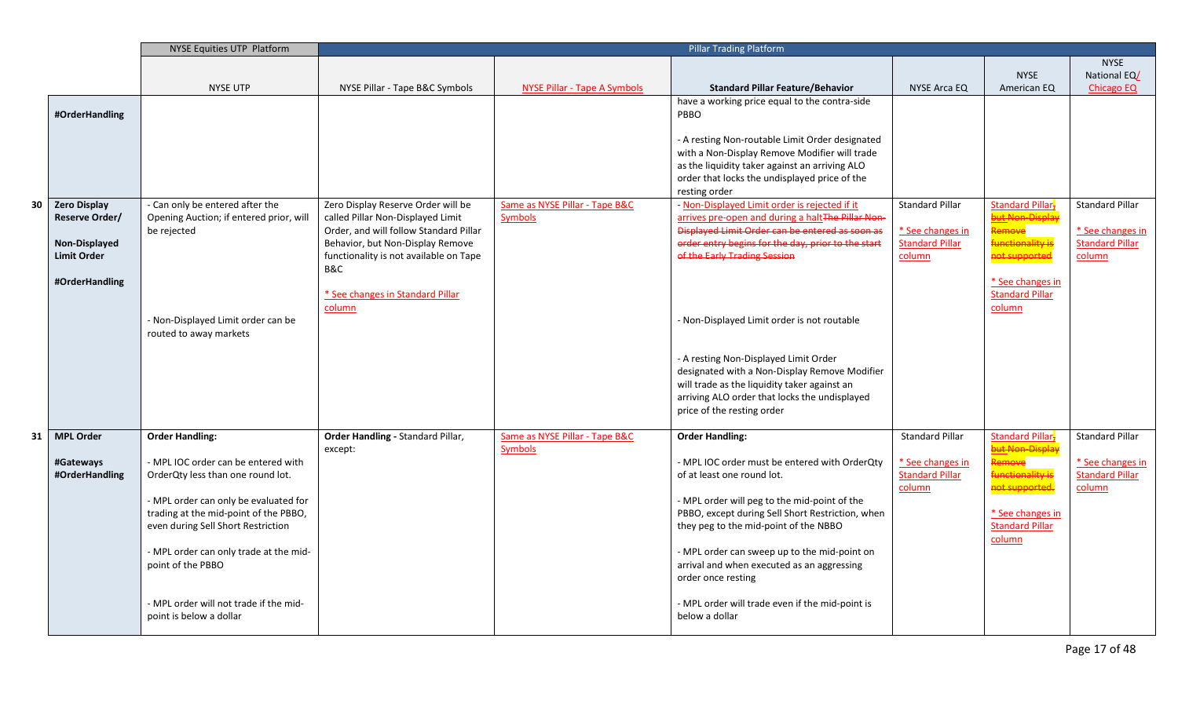| | | NYSE Equities UTP Platform | Pillar Trading Platform | | | | | |
|---|---|---|---|---|---|---|---|---|
| | | NYSE UTP | NYSE Pillar - Tape B&C Symbols | NYSE Pillar - Tape A Symbols | **Standard Pillar Feature/Behavior** | NYSE Arca EQ | NYSE American EQ | NYSE National EQ/ Chicago EQ |
| | #OrderHandling | | | | have a working price equal to the contra-side PBBO<br><br>- A resting Non-routable Limit Order designated with a Non-Display Remove Modifier will trade as the liquidity taker against an arriving ALO order that locks the undisplayed price of the resting order | | | |
| 30 | **Zero Display Reserve Order/**<br><br>**Non-Displayed Limit Order**<br><br>#OrderHandling | - Can only be entered after the Opening Auction; if entered prior, will be rejected<br><br>- Non-Displayed Limit order can be routed to away markets | Zero Display Reserve Order will be called Pillar Non-Displayed Limit Order, and will follow Standard Pillar Behavior, but Non-Display Remove functionality is not available on Tape B&C<br><br>* See changes in Standard Pillar column | Same as NYSE Pillar - Tape B&C Symbols | - Non-Displayed Limit order is rejected if it arrives pre-open and during a halt~~The Pillar Non-Displayed Limit Order can be entered as soon as order entry begins for the day, prior to the start of the Early Trading Session~~<br><br>- Non-Displayed Limit order is not routable<br><br>- A resting Non-Displayed Limit Order designated with a Non-Display Remove Modifier will trade as the liquidity taker against an arriving ALO order that locks the undisplayed price of the resting order | Standard Pillar<br><br>* See changes in Standard Pillar column | Standard Pillar~~, but Non-Display Remove functionality is not supported~~<br><br>* See changes in Standard Pillar column | Standard Pillar<br><br>* See changes in Standard Pillar column |
| 31 | **MPL Order**<br><br>#Gateways<br>#OrderHandling | **Order Handling:**<br><br>- MPL IOC order can be entered with OrderQty less than one round lot.<br><br>- MPL order can only be evaluated for trading at the mid-point of the PBBO, even during Sell Short Restriction<br><br>- MPL order can only trade at the mid-point of the PBBO<br><br>- MPL order will not trade if the mid-point is below a dollar | **Order Handling** - Standard Pillar, except: | Same as NYSE Pillar - Tape B&C Symbols | **Order Handling:**<br><br>- MPL IOC order must be entered with OrderQty of at least one round lot.<br><br>- MPL order will peg to the mid-point of the PBBO, except during Sell Short Restriction, when they peg to the mid-point of the NBBO<br><br>- MPL order can sweep up to the mid-point on arrival and when executed as an aggressing order once resting<br><br>- MPL order will trade even if the mid-point is below a dollar | Standard Pillar<br><br>* See changes in Standard Pillar column | Standard Pillar~~, but Non-Display Remove functionality is not supported.~~<br><br>* See changes in Standard Pillar column | Standard Pillar<br><br>* See changes in Standard Pillar column |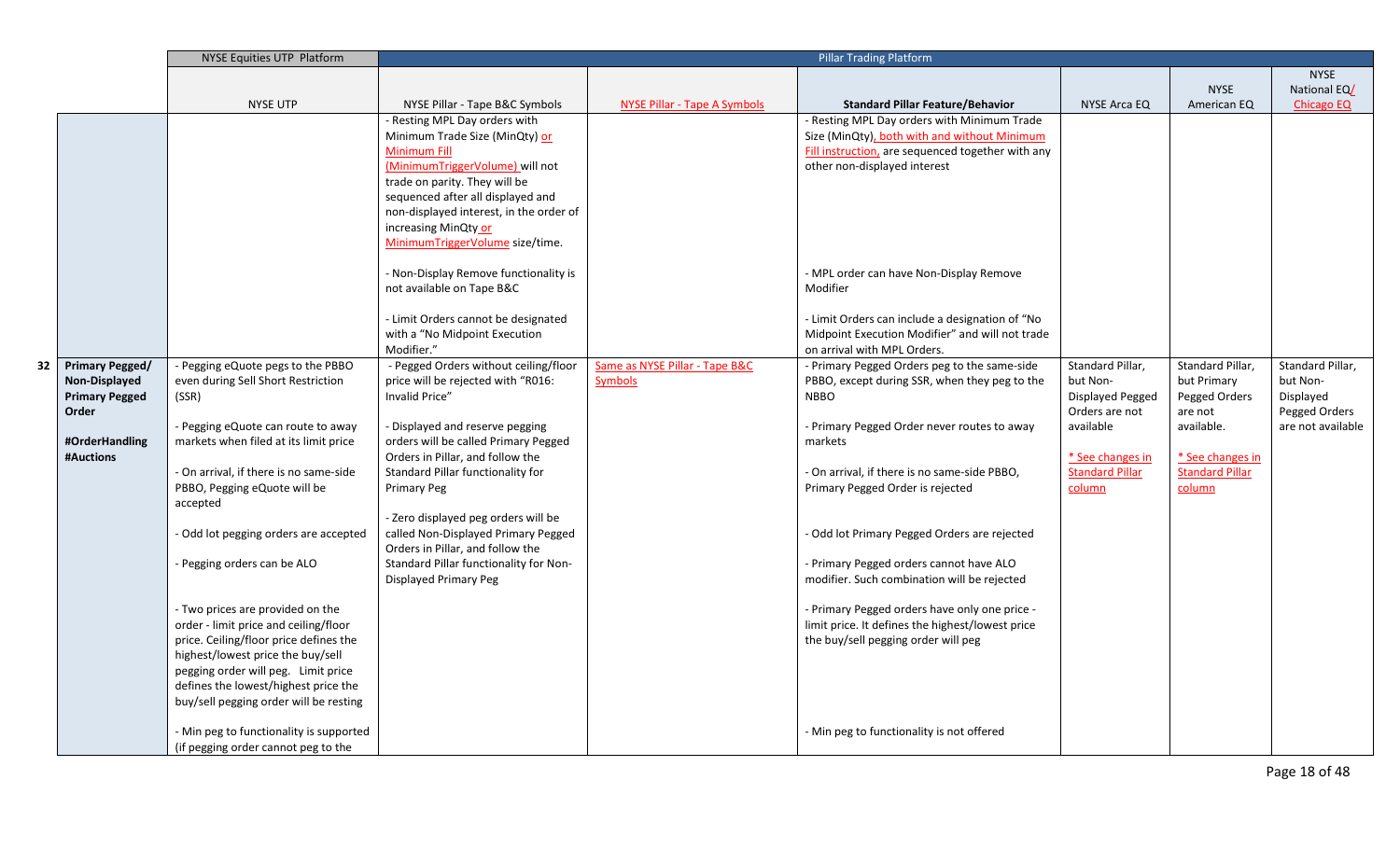| | | NYSE Equities UTP Platform | Pillar Trading Platform | | | | | |
|---|---|---|---|---|---|---|---|---|
| | | NYSE UTP | NYSE Pillar - Tape B&C Symbols | NYSE Pillar - Tape A Symbols | Standard Pillar Feature/Behavior | NYSE Arca EQ | NYSE American EQ | NYSE National EQ/ Chicago EQ |
| | | | - Resting MPL Day orders with Minimum Trade Size (MinQty) or Minimum Fill (MinimumTriggerVolume) will not trade on parity. They will be sequenced after all displayed and non-displayed interest, in the order of increasing MinQty or MinimumTriggerVolume size/time.<br><br>- Non-Display Remove functionality is not available on Tape B&C<br><br>- Limit Orders cannot be designated with a "No Midpoint Execution Modifier." | | - Resting MPL Day orders with Minimum Trade Size (MinQty), both with and without Minimum Fill instruction, are sequenced together with any other non-displayed interest<br><br>- MPL order can have Non-Display Remove Modifier<br><br>- Limit Orders can include a designation of "No Midpoint Execution Modifier" and will not trade on arrival with MPL Orders. | | | |
| 32 | **Primary Pegged/ Non-Displayed Primary Pegged Order**<br><br>**#OrderHandling #Auctions** | - Pegging eQuote pegs to the PBBO even during Sell Short Restriction (SSR)<br><br>- Pegging eQuote can route to away markets when filed at its limit price<br><br>- On arrival, if there is no same-side PBBO, Pegging eQuote will be accepted<br><br>- Odd lot pegging orders are accepted<br><br>- Pegging orders can be ALO<br><br>- Two prices are provided on the order - limit price and ceiling/floor price. Ceiling/floor price defines the highest/lowest price the buy/sell pegging order will peg. Limit price defines the lowest/highest price the buy/sell pegging order will be resting<br><br>- Min peg to functionality is supported (if pegging order cannot peg to the | - Pegged Orders without ceiling/floor price will be rejected with "R016: Invalid Price"<br><br>- Displayed and reserve pegging orders will be called Primary Pegged Orders in Pillar, and follow the Standard Pillar functionality for Primary Peg<br><br>- Zero displayed peg orders will be called Non-Displayed Primary Pegged Orders in Pillar, and follow the Standard Pillar functionality for Non-Displayed Primary Peg | Same as NYSE Pillar - Tape B&C Symbols | - Primary Pegged Orders peg to the same-side PBBO, except during SSR, when they peg to the NBBO<br><br>- Primary Pegged Order never routes to away markets<br><br>- On arrival, if there is no same-side PBBO, Primary Pegged Order is rejected<br><br>- Odd lot Primary Pegged Orders are rejected<br><br>- Primary Pegged orders cannot have ALO modifier. Such combination will be rejected<br><br>- Primary Pegged orders have only one price - limit price. It defines the highest/lowest price the buy/sell pegging order will peg<br><br>- Min peg to functionality is not offered | Standard Pillar, but Non-Displayed Pegged Orders are not available<br><br>* See changes in Standard Pillar column | Standard Pillar, but Primary Pegged Orders are not available.<br><br>* See changes in Standard Pillar column | Standard Pillar, but Non-Displayed Pegged Orders are not available |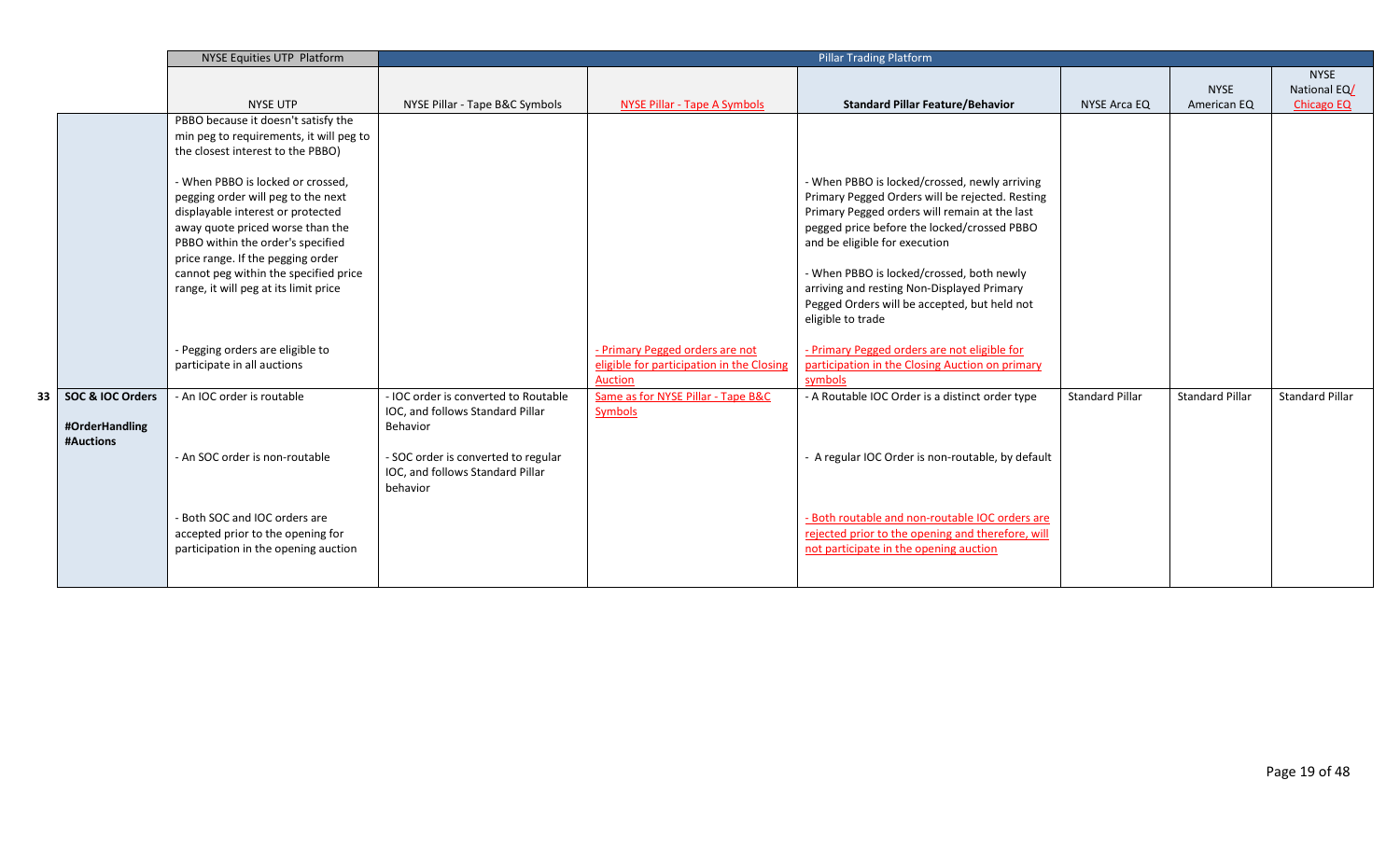| | | NYSE Equities UTP Platform | Pillar Trading Platform | | | | | |
|---|---|---|---|---|---|---|---|---|
| | | NYSE UTP | NYSE Pillar - Tape B&C Symbols | NYSE Pillar - Tape A Symbols | Standard Pillar Feature/Behavior | NYSE Arca EQ | NYSE American EQ | NYSE National EQ/ Chicago EQ |
| | | PBBO because it doesn't satisfy the min peg to requirements, it will peg to the closest interest to the PBBO)<br><br>- When PBBO is locked or crossed, pegging order will peg to the next displayable interest or protected away quote priced worse than the PBBO within the order's specified price range. If the pegging order cannot peg within the specified price range, it will peg at its limit price<br><br>- Pegging orders are eligible to participate in all auctions | | - Primary Pegged orders are not eligible for participation in the Closing Auction | - When PBBO is locked/crossed, newly arriving Primary Pegged Orders will be rejected. Resting Primary Pegged orders will remain at the last pegged price before the locked/crossed PBBO and be eligible for execution<br><br>- When PBBO is locked/crossed, both newly arriving and resting Non-Displayed Primary Pegged Orders will be accepted, but held not eligible to trade<br><br>- Primary Pegged orders are not eligible for participation in the Closing Auction on primary symbols | | | |
| 33 | **SOC & IOC Orders**<br><br>**#OrderHandling**<br>**#Auctions** | - An IOC order is routable<br><br>- An SOC order is non-routable<br><br>- Both SOC and IOC orders are accepted prior to the opening for participation in the opening auction | - IOC order is converted to Routable IOC, and follows Standard Pillar Behavior<br><br>- SOC order is converted to regular IOC, and follows Standard Pillar behavior | Same as for NYSE Pillar - Tape B&C Symbols | - A Routable IOC Order is a distinct order type<br><br>- A regular IOC Order is non-routable, by default<br><br>- Both routable and non-routable IOC orders are rejected prior to the opening and therefore, will not participate in the opening auction | Standard Pillar | Standard Pillar | Standard Pillar |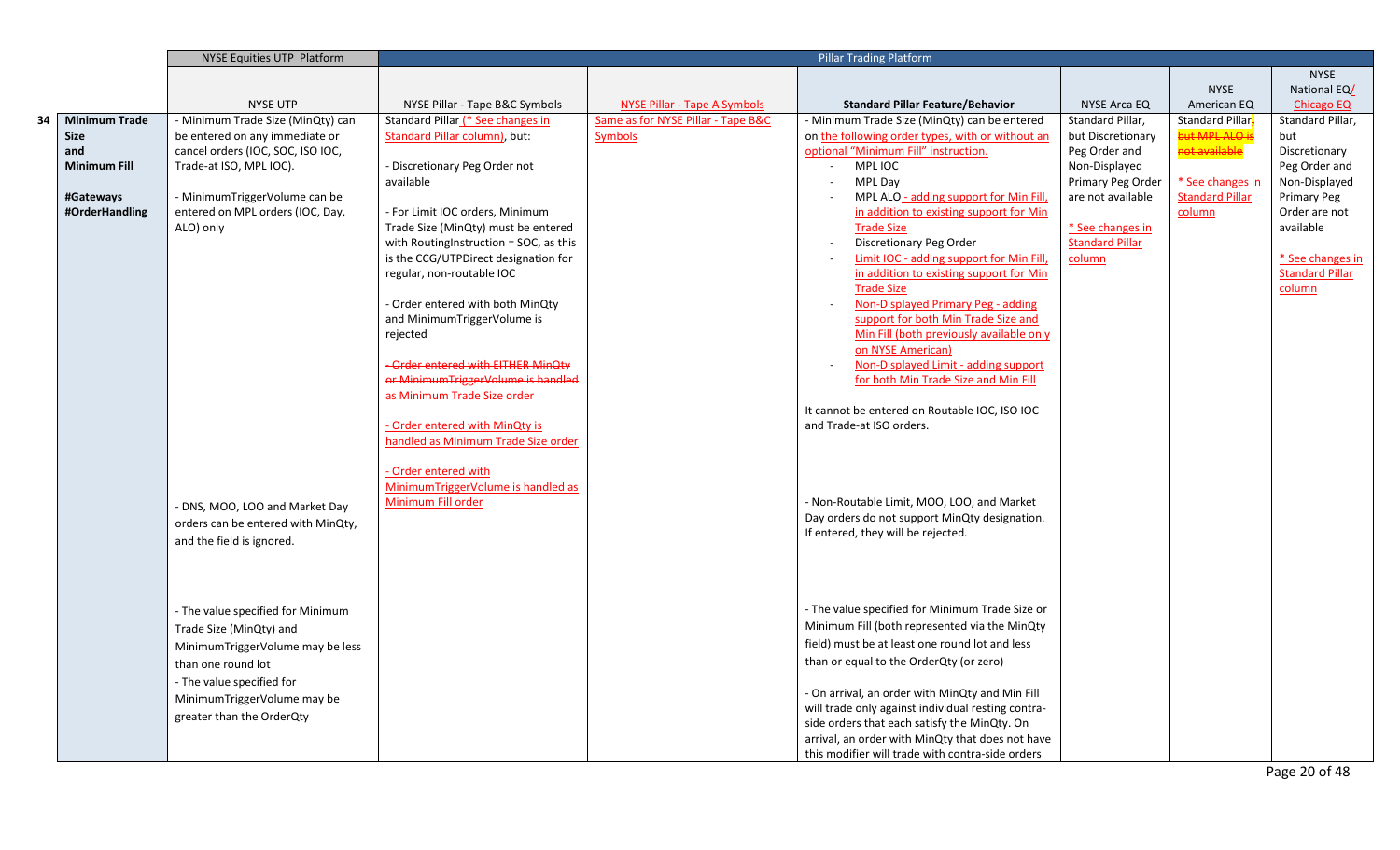| | | NYSE Equities UTP Platform | Pillar Trading Platform | | | | | |
|---|---|---|---|---|---|---|---|---|
| | | NYSE UTP | NYSE Pillar - Tape B&C Symbols | NYSE Pillar - Tape A Symbols | Standard Pillar Feature/Behavior | NYSE Arca EQ | NYSE American EQ | NYSE National EQ/ Chicago EQ |
| 34 | **Minimum Trade Size and Minimum Fill** <br><br> **#Gateways** <br> **#OrderHandling** | - Minimum Trade Size (MinQty) can be entered on any immediate or cancel orders (IOC, SOC, ISO IOC, Trade-at ISO, MPL IOC). <br><br> - MinimumTriggerVolume can be entered on MPL orders (IOC, Day, ALO) only <br><br> - DNS, MOO, LOO and Market Day orders can be entered with MinQty, and the field is ignored. <br><br> - The value specified for Minimum Trade Size (MinQty) and MinimumTriggerVolume may be less than one round lot <br> - The value specified for MinimumTriggerVolume may be greater than the OrderQty | Standard Pillar (* See changes in Standard Pillar column), but: <br><br> - Discretionary Peg Order not available <br><br> - For Limit IOC orders, Minimum Trade Size (MinQty) must be entered with RoutingInstruction = SOC, as this is the CCG/UTPDirect designation for regular, non-routable IOC <br><br> - Order entered with both MinQty and MinimumTriggerVolume is rejected <br><br> ~~- Order entered with EITHER MinQty or MinimumTriggerVolume is handled as Minimum Trade Size order~~ <br><br> - Order entered with MinQty is handled as Minimum Trade Size order <br><br> - Order entered with MinimumTriggerVolume is handled as Minimum Fill order | Same as for NYSE Pillar - Tape B&C Symbols | - Minimum Trade Size (MinQty) can be entered on the following order types, with or without an optional "Minimum Fill" instruction. <br> - MPL IOC <br> - MPL Day <br> - MPL ALO - adding support for Min Fill, in addition to existing support for Min Trade Size <br> - Discretionary Peg Order <br> - Limit IOC - adding support for Min Fill, in addition to existing support for Min Trade Size <br> - Non-Displayed Primary Peg - adding support for both Min Trade Size and Min Fill (both previously available only on NYSE American) <br> - Non-Displayed Limit - adding support for both Min Trade Size and Min Fill <br><br> It cannot be entered on Routable IOC, ISO IOC and Trade-at ISO orders. <br><br> - Non-Routable Limit, MOO, LOO, and Market Day orders do not support MinQty designation. If entered, they will be rejected. <br><br> - The value specified for Minimum Trade Size or Minimum Fill (both represented via the MinQty field) must be at least one round lot and less than or equal to the OrderQty (or zero) <br><br> - On arrival, an order with MinQty and Min Fill will trade only against individual resting contra-side orders that each satisfy the MinQty. On arrival, an order with MinQty that does not have this modifier will trade with contra-side orders | Standard Pillar, but Discretionary Peg Order and Non-Displayed Primary Peg Order are not available <br><br> * See changes in Standard Pillar column | Standard Pillar~~, but MPL ALO is not available~~ <br><br> * See changes in Standard Pillar column | Standard Pillar, but Discretionary Peg Order and Non-Displayed Primary Peg Order are not available <br><br> * See changes in Standard Pillar column |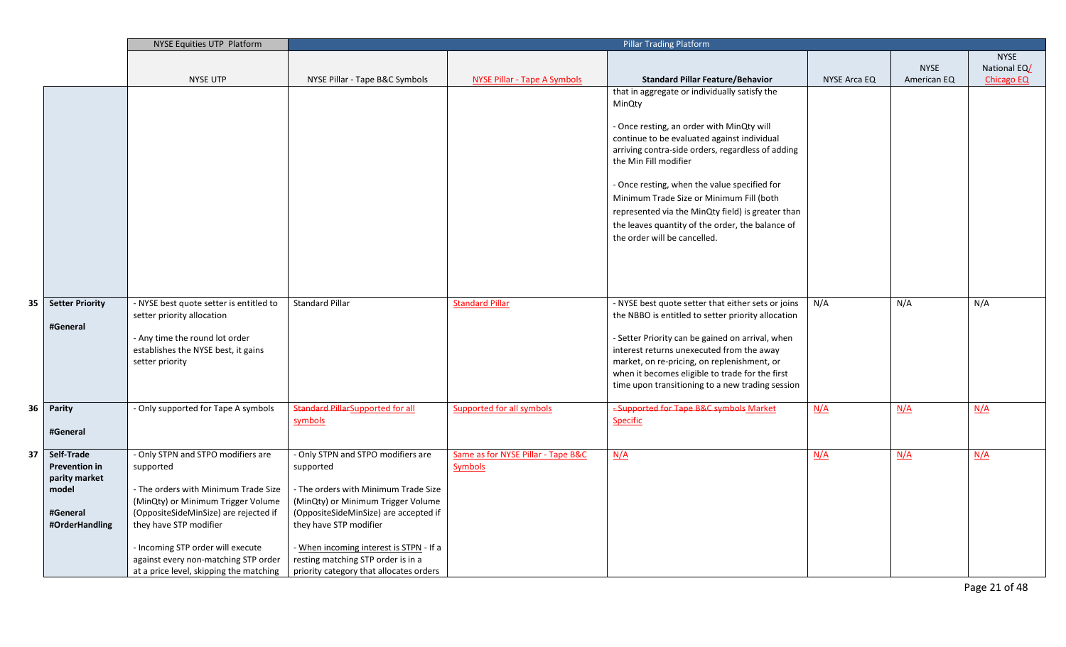| | | NYSE Equities UTP Platform | Pillar Trading Platform | | | | | |
|---|---|---|---|---|---|---|---|---|
| | | NYSE UTP | NYSE Pillar - Tape B&C Symbols | NYSE Pillar - Tape A Symbols | Standard Pillar Feature/Behavior | NYSE Arca EQ | NYSE American EQ | NYSE National EQ/ Chicago EQ |
| | | | | | that in aggregate or individually satisfy the MinQty<br><br>- Once resting, an order with MinQty will continue to be evaluated against individual arriving contra-side orders, regardless of adding the Min Fill modifier<br><br>- Once resting, when the value specified for Minimum Trade Size or Minimum Fill (both represented via the MinQty field) is greater than the leaves quantity of the order, the balance of the order will be cancelled. | | | |
| 35 | **Setter Priority**<br><br>**#General** | - NYSE best quote setter is entitled to setter priority allocation<br><br>- Any time the round lot order establishes the NYSE best, it gains setter priority | Standard Pillar | Standard Pillar | - NYSE best quote setter that either sets or joins the NBBO is entitled to setter priority allocation<br><br>- Setter Priority can be gained on arrival, when interest returns unexecuted from the away market, on re-pricing, on replenishment, or when it becomes eligible to trade for the first time upon transitioning to a new trading session | N/A | N/A | N/A |
| 36 | **Parity**<br><br>**#General** | - Only supported for Tape A symbols | ~~Standard Pillar~~Supported for all symbols | Supported for all symbols | ~~- Supported for Tape B&C symbols~~ Market Specific | N/A | N/A | N/A |
| 37 | **Self-Trade Prevention in parity market model**<br><br>**#General**<br>**#OrderHandling** | - Only STPN and STPO modifiers are supported<br><br>- The orders with Minimum Trade Size (MinQty) or Minimum Trigger Volume (OppositeSideMinSize) are rejected if they have STP modifier<br><br>- Incoming STP order will execute against every non-matching STP order at a price level, skipping the matching | - Only STPN and STPO modifiers are supported<br><br>- The orders with Minimum Trade Size (MinQty) or Minimum Trigger Volume (OppositeSideMinSize) are accepted if they have STP modifier<br><br>- When incoming interest is STPN - If a resting matching STP order is in a priority category that allocates orders | Same as for NYSE Pillar - Tape B&C Symbols | N/A | N/A | N/A | N/A |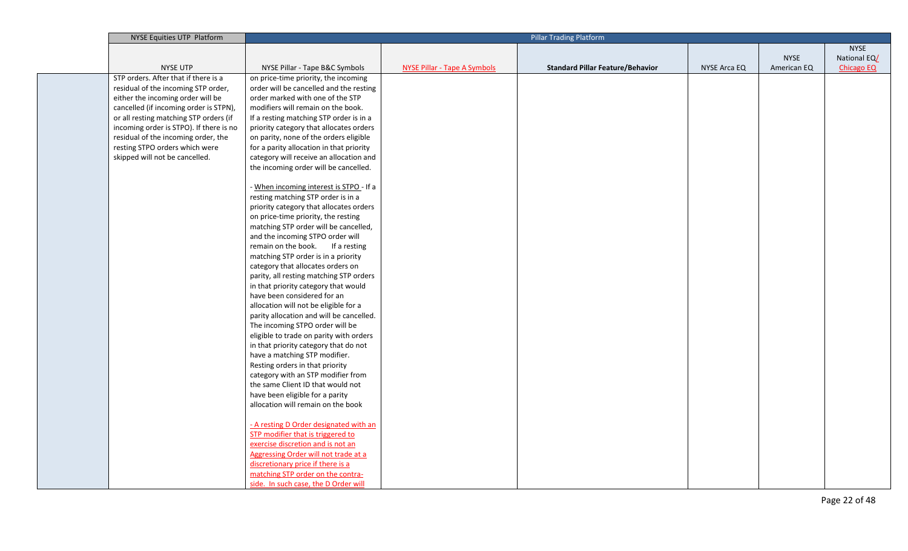| | NYSE Equities UTP Platform | Pillar Trading Platform | | | | | |
|---|---|---|---|---|---|---|---|
| | NYSE UTP | NYSE Pillar - Tape B&C Symbols | NYSE Pillar - Tape A Symbols | **Standard Pillar Feature/Behavior** | NYSE Arca EQ | NYSE American EQ | NYSE National EQ/ Chicago EQ |
| | STP orders. After that if there is a residual of the incoming STP order, either the incoming order will be cancelled (if incoming order is STPN), or all resting matching STP orders (if incoming order is STPO). If there is no residual of the incoming order, the resting STPO orders which were skipped will not be cancelled. | on price-time priority, the incoming order will be cancelled and the resting order marked with one of the STP modifiers will remain on the book. If a resting matching STP order is in a priority category that allocates orders on parity, none of the orders eligible for a parity allocation in that priority category will receive an allocation and the incoming order will be cancelled.<br><br>- When incoming interest is STPO - If a resting matching STP order is in a priority category that allocates orders on price-time priority, the resting matching STP order will be cancelled, and the incoming STPO order will remain on the book. If a resting matching STP order is in a priority category that allocates orders on parity, all resting matching STP orders in that priority category that would have been considered for an allocation will not be eligible for a parity allocation and will be cancelled. The incoming STPO order will be eligible to trade on parity with orders in that priority category that do not have a matching STP modifier. Resting orders in that priority category with an STP modifier from the same Client ID that would not have been eligible for a parity allocation will remain on the book<br><br>- A resting D Order designated with an STP modifier that is triggered to exercise discretion and is not an Aggressing Order will not trade at a discretionary price if there is a matching STP order on the contra-side. In such case, the D Order will | | | | | |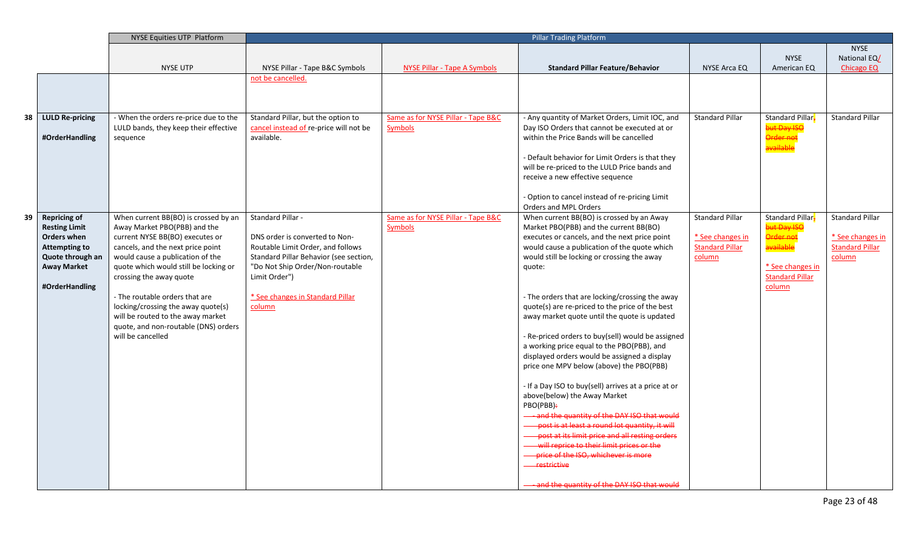| | | NYSE Equities UTP Platform | Pillar Trading Platform | | | | | |
|---|---|---|---|---|---|---|---|---|
| | | NYSE UTP | NYSE Pillar - Tape B&C Symbols | NYSE Pillar - Tape A Symbols | Standard Pillar Feature/Behavior | NYSE Arca EQ | NYSE American EQ | NYSE National EQ/ Chicago EQ |
| | | | not be cancelled. | | | | | |
| 38 | LULD Re-pricing<br><br>#OrderHandling | - When the orders re-price due to the LULD bands, they keep their effective sequence | Standard Pillar, but the option to cancel instead of re-price will not be available. | Same as for NYSE Pillar - Tape B&C Symbols | - Any quantity of Market Orders, Limit IOC, and Day ISO Orders that cannot be executed at or within the Price Bands will be cancelled<br><br>- Default behavior for Limit Orders is that they will be re-priced to the LULD Price bands and receive a new effective sequence<br><br>- Option to cancel instead of re-pricing Limit Orders and MPL Orders | Standard Pillar | Standard Pillar, ~~but Day ISO Order not available~~ | Standard Pillar |
| 39 | **Repricing of Resting Limit Orders when Attempting to Quote through an Away Market**<br><br>**#OrderHandling** | When current BB(BO) is crossed by an Away Market PBO(PBB) and the current NYSE BB(BO) executes or cancels, and the next price point would cause a publication of the quote which would still be locking or crossing the away quote<br><br>- The routable orders that are locking/crossing the away quote(s) will be routed to the away market quote, and non-routable (DNS) orders will be cancelled | Standard Pillar -<br><br>DNS order is converted to Non-Routable Limit Order, and follows Standard Pillar Behavior (see section, "Do Not Ship Order/Non-routable Limit Order")<br><br>* See changes in Standard Pillar column | Same as for NYSE Pillar - Tape B&C Symbols | When current BB(BO) is crossed by an Away Market PBO(PBB) and the current BB(BO) executes or cancels, and the next price point would cause a publication of the quote which would still be locking or crossing the away quote:<br><br>- The orders that are locking/crossing the away quote(s) are re-priced to the price of the best away market quote until the quote is updated<br><br>- Re-priced orders to buy(sell) would be assigned a working price equal to the PBO(PBB), and displayed orders would be assigned a display price one MPV below (above) the PBO(PBB)<br><br>- If a Day ISO to buy(sell) arrives at a price at or above(below) the Away Market PBO(PBB)~~:~~<br>~~- and the quantity of the DAY ISO that would post is at least a round lot quantity, it will post at its limit price and all resting orders will reprice to their limit prices or the price of the ISO, whichever is more restrictive~~<br><br>~~- and the quantity of the DAY ISO that would~~ | Standard Pillar<br><br>* See changes in Standard Pillar column | Standard Pillar~~, but Day ISO Order not available~~<br><br>* See changes in Standard Pillar column | Standard Pillar<br><br>* See changes in Standard Pillar column |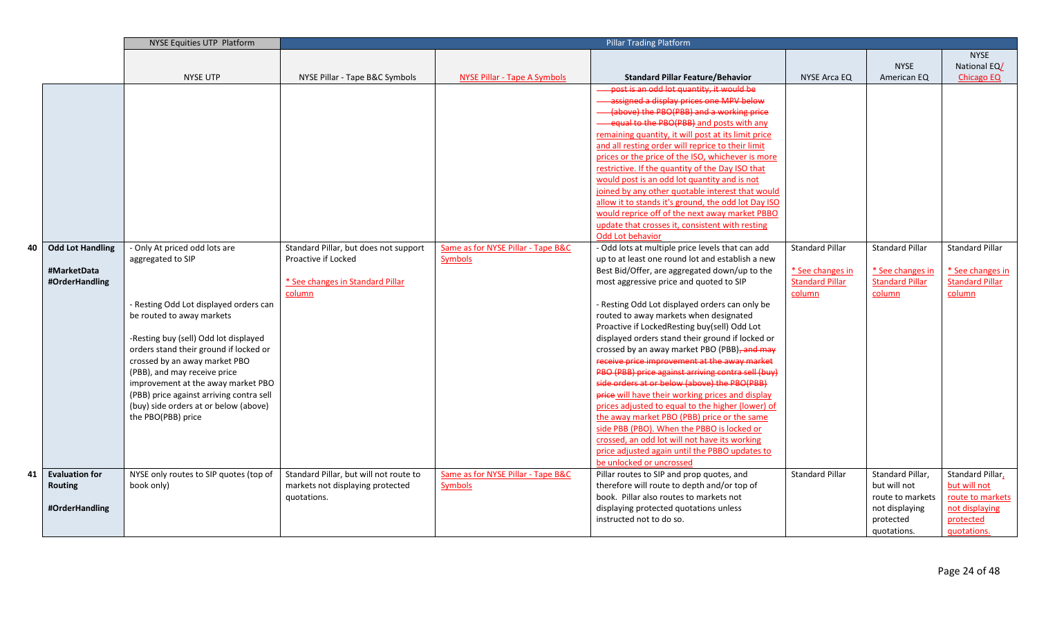| | | NYSE Equities UTP Platform | Pillar Trading Platform | | | | | |
|---|---|---|---|---|---|---|---|---|
| | | NYSE UTP | NYSE Pillar - Tape B&C Symbols | NYSE Pillar - Tape A Symbols | Standard Pillar Feature/Behavior | NYSE Arca EQ | NYSE American EQ | NYSE National EQ/ Chicago EQ |
| | | | | | ~~post is an odd lot quantity, it would be assigned a display prices one MPV below (above) the PBO(PBB) and a working price equal to the PBO(PBB)~~ and posts with any remaining quantity, it will post at its limit price and all resting order will reprice to their limit prices or the price of the ISO, whichever is more restrictive. If the quantity of the Day ISO that would post is an odd lot quantity and is not joined by any other quotable interest that would allow it to stands it's ground, the odd lot Day ISO would reprice off of the next away market PBBO update that crosses it, consistent with resting Odd Lot behavior | | | |
| 40 | **Odd Lot Handling** <br><br> **#MarketData** **#OrderHandling** | - Only At priced odd lots are aggregated to SIP <br><br> - Resting Odd Lot displayed orders can be routed to away markets <br><br> -Resting buy (sell) Odd lot displayed orders stand their ground if locked or crossed by an away market PBO (PBB), and may receive price improvement at the away market PBO (PBB) price against arriving contra sell (buy) side orders at or below (above) the PBO(PBB) price | Standard Pillar, but does not support Proactive if Locked <br><br> * See changes in Standard Pillar column | Same as for NYSE Pillar - Tape B&C Symbols | - Odd lots at multiple price levels that can add up to at least one round lot and establish a new Best Bid/Offer, are aggregated down/up to the most aggressive price and quoted to SIP <br><br> - Resting Odd Lot displayed orders can only be routed to away markets when designated Proactive if LockedResting buy(sell) Odd Lot displayed orders stand their ground if locked or crossed by an away market PBO (PBB)~~, and may receive price improvement at the away market PBO (PBB) price against arriving contra sell (buy) side orders at or below (above) the PBO(PBB) price~~ will have their working prices and display prices adjusted to equal to the higher (lower) of the away market PBO (PBB) price or the same side PBB (PBO). When the PBBO is locked or crossed, an odd lot will not have its working price adjusted again until the PBBO updates to be unlocked or uncrossed | Standard Pillar <br><br> * See changes in Standard Pillar column | Standard Pillar <br><br> * See changes in Standard Pillar column | Standard Pillar <br><br> * See changes in Standard Pillar column |
| 41 | **Evaluation for Routing** <br><br> **#OrderHandling** | NYSE only routes to SIP quotes (top of book only) | Standard Pillar, but will not route to markets not displaying protected quotations. | Same as for NYSE Pillar - Tape B&C Symbols | Pillar routes to SIP and prop quotes, and therefore will route to depth and/or top of book. Pillar also routes to markets not displaying protected quotations unless instructed not to do so. | Standard Pillar | Standard Pillar, but will not route to markets not displaying protected quotations. | Standard Pillar, but will not route to markets not displaying protected quotations. |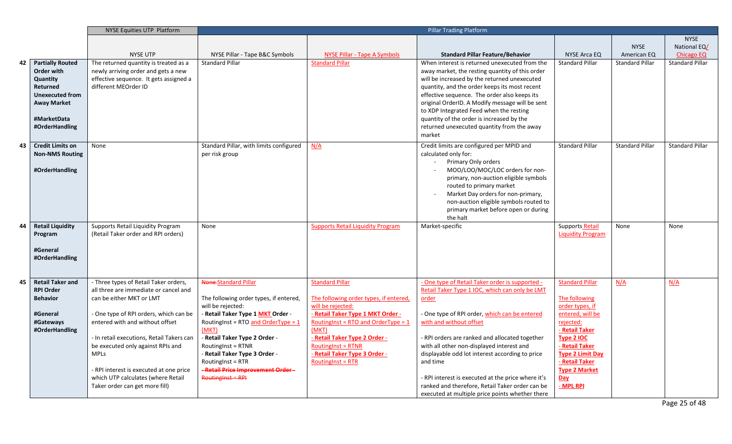| | | NYSE Equities UTP Platform | Pillar Trading Platform | | | | | |
|---|---|---|---|---|---|---|---|---|
| | | NYSE UTP | NYSE Pillar - Tape B&C Symbols | NYSE Pillar - Tape A Symbols | **Standard Pillar Feature/Behavior** | NYSE Arca EQ | NYSE American EQ | NYSE National EQ/ Chicago EQ |
| 42 | **Partially Routed Order with Quantity Returned Unexecuted from Away Market** <br><br> **#MarketData** **#OrderHandling** | The returned quantity is treated as a newly arriving order and gets a new effective sequence. It gets assigned a different MEOrder ID | Standard Pillar | Standard Pillar | When interest is returned unexecuted from the away market, the resting quantity of this order will be increased by the returned unexecuted quantity, and the order keeps its most recent effective sequence. The order also keeps its original OrderID. A Modify message will be sent to XDP Integrated Feed when the resting quantity of the order is increased by the returned unexecuted quantity from the away market | Standard Pillar | Standard Pillar | Standard Pillar |
| 43 | **Credit Limits on Non-NMS Routing** <br><br> **#OrderHandling** | None | Standard Pillar, with limits configured per risk group | N/A | Credit limits are configured per MPID and calculated only for: <br> - Primary Only orders <br> - MOO/LOO/MOC/LOC orders for non-primary, non-auction eligible symbols routed to primary market <br> - Market Day orders for non-primary, non-auction eligible symbols routed to primary market before open or during the halt | Standard Pillar | Standard Pillar | Standard Pillar |
| 44 | **Retail Liquidity Program** <br><br> **#General** **#OrderHandling** | Supports Retail Liquidity Program (Retail Taker order and RPI orders) | None | Supports Retail Liquidity Program | Market-specific | Supports Retail Liquidity Program | None | None |
| 45 | **Retail Taker and RPI Order Behavior** <br><br> **#General** **#Gateways** **#OrderHandling** | - Three types of Retail Taker orders, all three are immediate or cancel and can be either MKT or LMT <br><br> - One type of RPI orders, which can be entered with and without offset <br><br> - In retail executions, Retail Takers can be executed only against RPIs and MPLs <br><br> - RPI interest is executed at one price which UTP calculates (where Retail Taker order can get more fill) | ~~None~~ Standard Pillar <br><br> The following order types, if entered, will be rejected: <br> - **Retail Taker Type 1 MKT Order** - RoutingInst = RTO and OrderType = 1 (MKT) <br> - **Retail Taker Type 2 Order** - RoutingInst = RTNR <br> - **Retail Taker Type 3 Order** - RoutingInst = RTR <br> ~~- **Retail Price Improvement Order** - RoutingInst = RPI~~ | Standard Pillar <br><br> The following order types, if entered, will be rejected: <br> - **Retail Taker Type 1 MKT Order** - RoutingInst = RTO and OrderType = 1 (MKT) <br> - **Retail Taker Type 2 Order** - RoutingInst = RTNR <br> - **Retail Taker Type 3 Order** - RoutingInst = RTR | - One type of Retail Taker order is supported - Retail Taker Type 1 IOC, which can only be LMT order <br><br> - One type of RPI order, which can be entered with and without offset <br><br> - RPI orders are ranked and allocated together with all other non-displayed interest and displayable odd lot interest according to price and time <br><br> - RPI interest is executed at the price where it's ranked and therefore, Retail Taker order can be executed at multiple price points whether there | Standard Pillar <br><br> The following order types, if entered, will be rejected: <br> - **Retail Taker Type 2 IOC** <br> - **Retail Taker Type 2 Limit Day** <br> - **Retail Taker Type 2 Market Day** <br> - **MPL RPI** | N/A | N/A |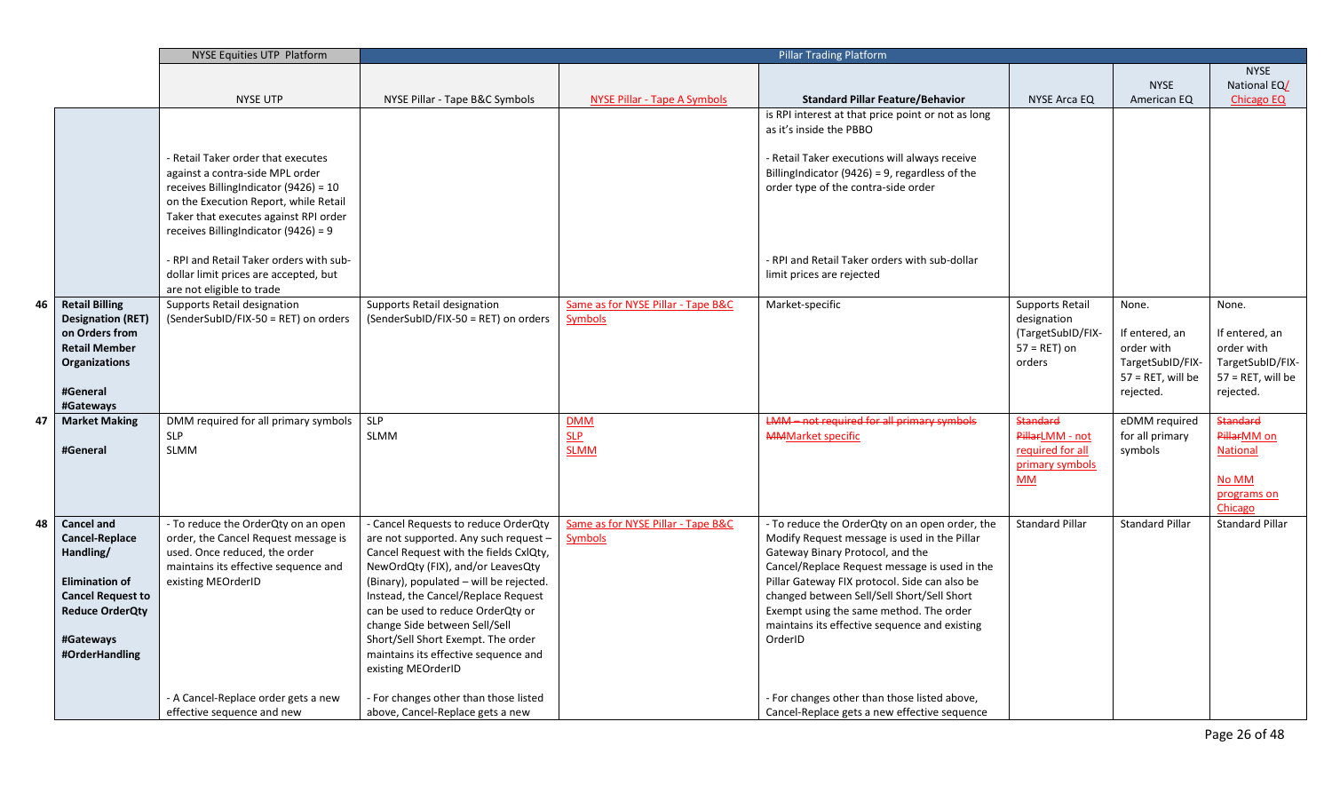| | | NYSE Equities UTP Platform | Pillar Trading Platform | | | | | |
|---|---|---|---|---|---|---|---|---|
| | | NYSE UTP | NYSE Pillar - Tape B&C Symbols | NYSE Pillar - Tape A Symbols | Standard Pillar Feature/Behavior | NYSE Arca EQ | NYSE American EQ | NYSE National EQ/ Chicago EQ |
| | | - Retail Taker order that executes against a contra-side MPL order receives BillingIndicator (9426) = 10 on the Execution Report, while Retail Taker that executes against RPI order receives BillingIndicator (9426) = 9<br><br>- RPI and Retail Taker orders with sub-dollar limit prices are accepted, but are not eligible to trade | | | is RPI interest at that price point or not as long as it's inside the PBBO<br><br>- Retail Taker executions will always receive BillingIndicator (9426) = 9, regardless of the order type of the contra-side order<br><br>- RPI and Retail Taker orders with sub-dollar limit prices are rejected | | | |
| 46 | **Retail Billing Designation (RET) on Orders from Retail Member Organizations**<br><br>**#General**<br>**#Gateways** | Supports Retail designation (SenderSubID/FIX-50 = RET) on orders | Supports Retail designation (SenderSubID/FIX-50 = RET) on orders | Same as for NYSE Pillar - Tape B&C Symbols | Market-specific | Supports Retail designation (TargetSubID/FIX-57 = RET) on orders | None.<br><br>If entered, an order with TargetSubID/FIX-57 = RET, will be rejected. | None.<br><br>If entered, an order with TargetSubID/FIX-57 = RET, will be rejected. |
| 47 | **Market Making**<br><br>**#General** | DMM required for all primary symbols<br>SLP<br>SLMM | SLP<br>SLMM | DMM<br>SLP<br>SLMM | ~~LMM – not required for all primary symbols~~<br>~~MM~~Market specific | ~~Standard Pillar~~LMM - not required for all primary symbols<br>MM | eDMM required for all primary symbols | ~~Standard Pillar~~MM on National<br><br>No MM programs on Chicago |
| 48 | **Cancel and Cancel-Replace Handling/**<br><br>**Elimination of Cancel Request to Reduce OrderQty**<br><br>**#Gateways**<br>**#OrderHandling** | - To reduce the OrderQty on an open order, the Cancel Request message is used. Once reduced, the order maintains its effective sequence and existing MEOrderID<br><br>- A Cancel-Replace order gets a new effective sequence and new | - Cancel Requests to reduce OrderQty are not supported. Any such request – Cancel Request with the fields CxlQty, NewOrdQty (FIX), and/or LeavesQty (Binary), populated – will be rejected. Instead, the Cancel/Replace Request can be used to reduce OrderQty or change Side between Sell/Sell Short/Sell Short Exempt. The order maintains its effective sequence and existing MEOrderID<br><br>- For changes other than those listed above, Cancel-Replace gets a new | Same as for NYSE Pillar - Tape B&C Symbols | - To reduce the OrderQty on an open order, the Modify Request message is used in the Pillar Gateway Binary Protocol, and the Cancel/Replace Request message is used in the Pillar Gateway FIX protocol. Side can also be changed between Sell/Sell Short/Sell Short Exempt using the same method. The order maintains its effective sequence and existing OrderID<br><br>- For changes other than those listed above, Cancel-Replace gets a new effective sequence | Standard Pillar | Standard Pillar | Standard Pillar |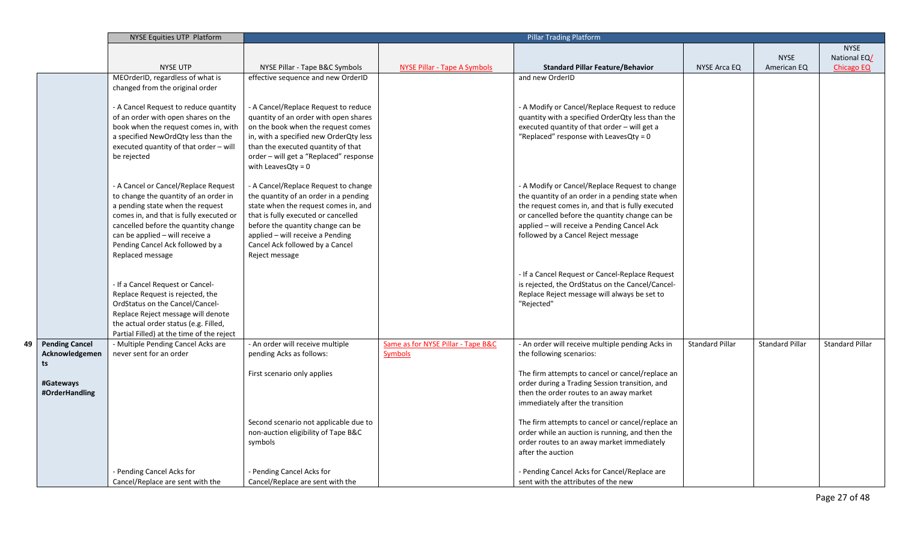| | | NYSE Equities UTP Platform | Pillar Trading Platform | | | | | |
|---|---|---|---|---|---|---|---|---|
| | | NYSE UTP | NYSE Pillar - Tape B&C Symbols | NYSE Pillar - Tape A Symbols | **Standard Pillar Feature/Behavior** | NYSE Arca EQ | NYSE American EQ | NYSE National EQ/ Chicago EQ |
| | | MEOrderID, regardless of what is changed from the original order<br><br>- A Cancel Request to reduce quantity of an order with open shares on the book when the request comes in, with a specified NewOrdQty less than the executed quantity of that order – will be rejected<br><br>- A Cancel or Cancel/Replace Request to change the quantity of an order in a pending state when the request comes in, and that is fully executed or cancelled before the quantity change can be applied – will receive a Pending Cancel Ack followed by a Replaced message<br><br>- If a Cancel Request or Cancel-Replace Request is rejected, the OrdStatus on the Cancel/Cancel-Replace Reject message will denote the actual order status (e.g. Filled, Partial Filled) at the time of the reject | effective sequence and new OrderID<br><br>- A Cancel/Replace Request to reduce quantity of an order with open shares on the book when the request comes in, with a specified new OrderQty less than the executed quantity of that order – will get a "Replaced" response with LeavesQty = 0<br><br>- A Cancel/Replace Request to change the quantity of an order in a pending state when the request comes in, and that is fully executed or cancelled before the quantity change can be applied – will receive a Pending Cancel Ack followed by a Cancel Reject message | | and new OrderID<br><br>- A Modify or Cancel/Replace Request to reduce quantity with a specified OrderQty less than the executed quantity of that order – will get a "Replaced" response with LeavesQty = 0<br><br>- A Modify or Cancel/Replace Request to change the quantity of an order in a pending state when the request comes in, and that is fully executed or cancelled before the quantity change can be applied – will receive a Pending Cancel Ack followed by a Cancel Reject message<br><br>- If a Cancel Request or Cancel-Replace Request is rejected, the OrdStatus on the Cancel/Cancel-Replace Reject message will always be set to "Rejected" | | | |
| 49 | **Pending Cancel Acknowledgements**<br><br>**#Gateways #OrderHandling** | - Multiple Pending Cancel Acks are never sent for an order<br><br>- Pending Cancel Acks for Cancel/Replace are sent with the | - An order will receive multiple pending Acks as follows:<br><br>First scenario only applies<br><br>Second scenario not applicable due to non-auction eligibility of Tape B&C symbols<br><br>- Pending Cancel Acks for Cancel/Replace are sent with the | Same as for NYSE Pillar - Tape B&C Symbols | - An order will receive multiple pending Acks in the following scenarios:<br><br>The firm attempts to cancel or cancel/replace an order during a Trading Session transition, and then the order routes to an away market immediately after the transition<br><br>The firm attempts to cancel or cancel/replace an order while an auction is running, and then the order routes to an away market immediately after the auction<br><br>- Pending Cancel Acks for Cancel/Replace are sent with the attributes of the new | Standard Pillar | Standard Pillar | Standard Pillar |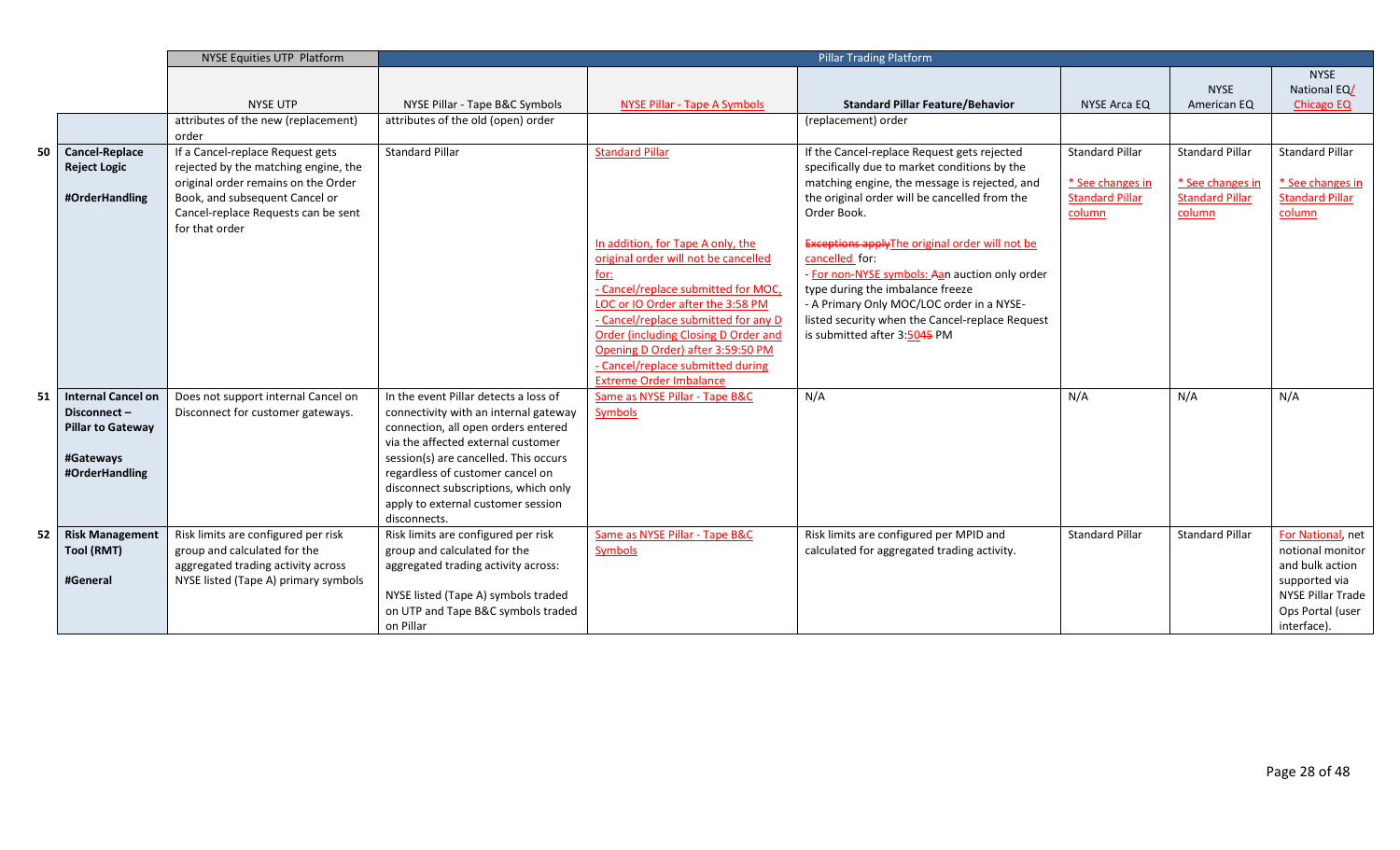| | | NYSE Equities UTP Platform | Pillar Trading Platform | | | | | |
|---|---|---|---|---|---|---|---|---|
| | | NYSE UTP | NYSE Pillar - Tape B&C Symbols | NYSE Pillar - Tape A Symbols | **Standard Pillar Feature/Behavior** | NYSE Arca EQ | NYSE American EQ | NYSE National EQ/ Chicago EQ |
| | | attributes of the new (replacement) order | attributes of the old (open) order | | (replacement) order | | | |
| 50 | **Cancel-Replace Reject Logic**<br><br>**#OrderHandling** | If a Cancel-replace Request gets rejected by the matching engine, the original order remains on the Order Book, and subsequent Cancel or Cancel-replace Requests can be sent for that order | Standard Pillar | Standard Pillar<br><br>In addition, for Tape A only, the original order will not be cancelled for:<br>- Cancel/replace submitted for MOC, LOC or IO Order after the 3:58 PM<br>- Cancel/replace submitted for any D Order (including Closing D Order and Opening D Order) after 3:59:50 PM<br>- Cancel/replace submitted during Extreme Order Imbalance | If the Cancel-replace Request gets rejected specifically due to market conditions by the matching engine, the message is rejected, and the original order will be cancelled from the Order Book.<br><br>~~Exceptions apply~~The original order will not be cancelled for:<br>- For non-NYSE symbols: ~~A~~an auction only order type during the imbalance freeze<br>- A Primary Only MOC/LOC order in a NYSE-listed security when the Cancel-replace Request is submitted after 3:50~~45~~ PM | Standard Pillar<br><br>* See changes in Standard Pillar column | Standard Pillar<br><br>* See changes in Standard Pillar column | Standard Pillar<br><br>* See changes in Standard Pillar column |
| 51 | **Internal Cancel on Disconnect – Pillar to Gateway**<br><br>**#Gateways**<br>**#OrderHandling** | Does not support internal Cancel on Disconnect for customer gateways. | In the event Pillar detects a loss of connectivity with an internal gateway connection, all open orders entered via the affected external customer session(s) are cancelled. This occurs regardless of customer cancel on disconnect subscriptions, which only apply to external customer session disconnects. | Same as NYSE Pillar - Tape B&C Symbols | N/A | N/A | N/A | N/A |
| 52 | **Risk Management Tool (RMT)**<br><br>**#General** | Risk limits are configured per risk group and calculated for the aggregated trading activity across NYSE listed (Tape A) primary symbols | Risk limits are configured per risk group and calculated for the aggregated trading activity across:<br><br>NYSE listed (Tape A) symbols traded on UTP and Tape B&C symbols traded on Pillar | Same as NYSE Pillar - Tape B&C Symbols | Risk limits are configured per MPID and calculated for aggregated trading activity. | Standard Pillar | Standard Pillar | For National, net notional monitor and bulk action supported via NYSE Pillar Trade Ops Portal (user interface). |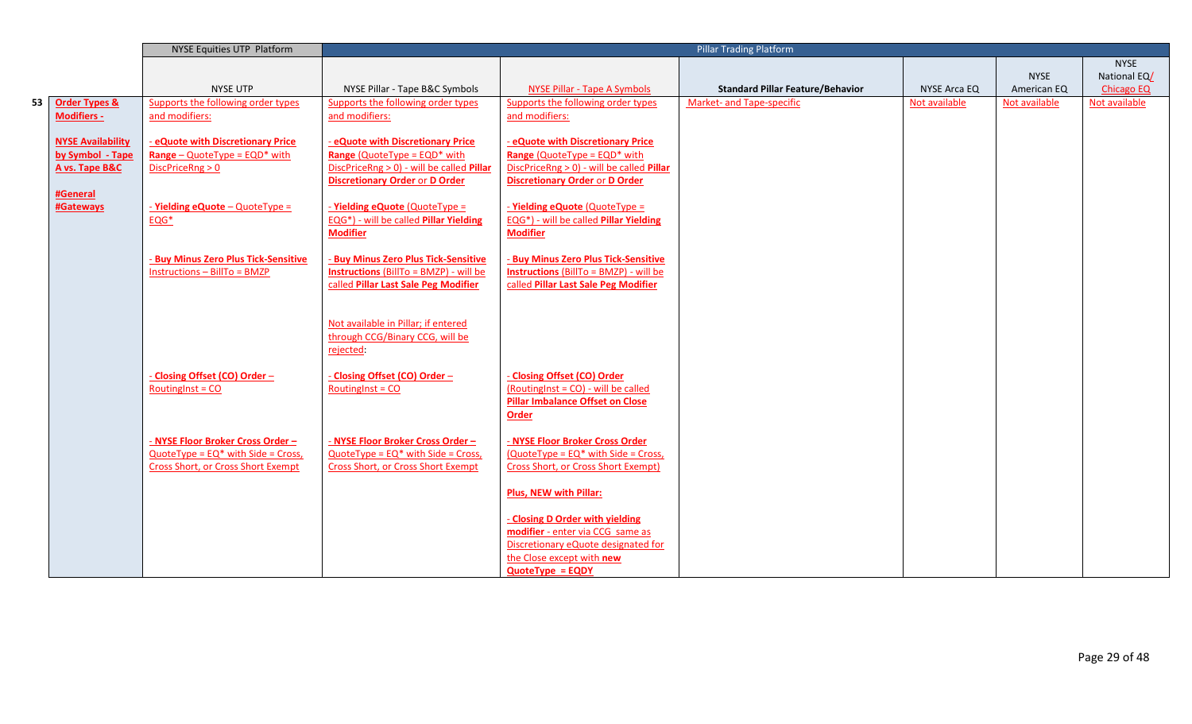| | | NYSE Equities UTP Platform | Pillar Trading Platform | | | | | |
|---|---|---|---|---|---|---|---|---|
| | | NYSE UTP | NYSE Pillar - Tape B&C Symbols | NYSE Pillar - Tape A Symbols | **Standard Pillar Feature/Behavior** | NYSE Arca EQ | NYSE American EQ | NYSE National EQ/ Chicago EQ |
| 53 | **Order Types & Modifiers -**<br><br>**NYSE Availability by Symbol - Tape A vs. Tape B&C**<br><br>**#General #Gateways** | Supports the following order types and modifiers:<br><br>**- eQuote with Discretionary Price Range** – QuoteType = EQD* with DiscPriceRng > 0<br><br>**- Yielding eQuote** – QuoteType = EQG*<br><br>**- Buy Minus Zero Plus Tick-Sensitive** Instructions – BillTo = BMZP<br><br>**- Closing Offset (CO) Order** – RoutingInst = CO<br><br>**- NYSE Floor Broker Cross Order** – QuoteType = EQ* with Side = Cross, Cross Short, or Cross Short Exempt | Supports the following order types and modifiers:<br><br>**- eQuote with Discretionary Price Range** (QuoteType = EQD* with DiscPriceRng > 0) - will be called **Pillar Discretionary Order** or **D Order**<br><br>**- Yielding eQuote** (QuoteType = EQG*) - will be called **Pillar Yielding Modifier**<br><br>**- Buy Minus Zero Plus Tick-Sensitive Instructions** (BillTo = BMZP) - will be called **Pillar Last Sale Peg Modifier**<br><br>Not available in Pillar; if entered through CCG/Binary CCG, will be rejected:<br><br>**- Closing Offset (CO) Order** – RoutingInst = CO<br><br>**- NYSE Floor Broker Cross Order** – QuoteType = EQ* with Side = Cross, Cross Short, or Cross Short Exempt | Supports the following order types and modifiers:<br><br>**- eQuote with Discretionary Price Range** (QuoteType = EQD* with DiscPriceRng > 0) - will be called **Pillar Discretionary Order** or **D Order**<br><br>**- Yielding eQuote** (QuoteType = EQG*) - will be called **Pillar Yielding Modifier**<br><br>**- Buy Minus Zero Plus Tick-Sensitive Instructions** (BillTo = BMZP) - will be called **Pillar Last Sale Peg Modifier**<br><br>**- Closing Offset (CO) Order** (RoutingInst = CO) - will be called **Pillar Imbalance Offset on Close Order**<br><br>**- NYSE Floor Broker Cross Order** (QuoteType = EQ* with Side = Cross, Cross Short, or Cross Short Exempt)<br><br>**Plus, NEW with Pillar:**<br><br>**- Closing D Order with yielding modifier** - enter via CCG same as Discretionary eQuote designated for the Close except with **new QuoteType = EQDY** | Market- and Tape-specific | Not available | Not available | Not available |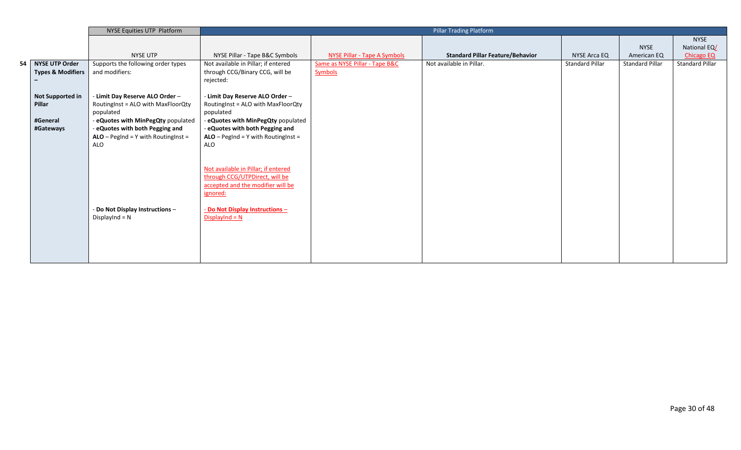| | | NYSE Equities UTP Platform | Pillar Trading Platform | | | | | |
|---|---|---|---|---|---|---|---|---|
| | | NYSE UTP | NYSE Pillar - Tape B&C Symbols | NYSE Pillar - Tape A Symbols | **Standard Pillar Feature/Behavior** | NYSE Arca EQ | NYSE American EQ | NYSE National EQ/ Chicago EQ |
| 54 | **NYSE UTP Order Types & Modifiers –**<br><br>**Not Supported in Pillar**<br><br>**#General**<br>**#Gateways** | Supports the following order types and modifiers:<br><br>- **Limit Day Reserve ALO Order** – RoutingInst = ALO with MaxFloorQty populated<br>- **eQuotes with MinPegQty** populated<br>- **eQuotes with both Pegging and ALO** – PegInd = Y with RoutingInst = ALO<br><br>- **Do Not Display Instructions** – DisplayInd = N | Not available in Pillar; if entered through CCG/Binary CCG, will be rejected:<br><br>- **Limit Day Reserve ALO Order** – RoutingInst = ALO with MaxFloorQty populated<br>- **eQuotes with MinPegQty** populated<br>- **eQuotes with both Pegging and ALO** – PegInd = Y with RoutingInst = ALO<br><br>Not available in Pillar; if entered through CCG/UTPDirect, will be accepted and the modifier will be ignored:<br><br>- **Do Not Display Instructions** – DisplayInd = N | Same as NYSE Pillar - Tape B&C Symbols | Not available in Pillar. | Standard Pillar | Standard Pillar | Standard Pillar |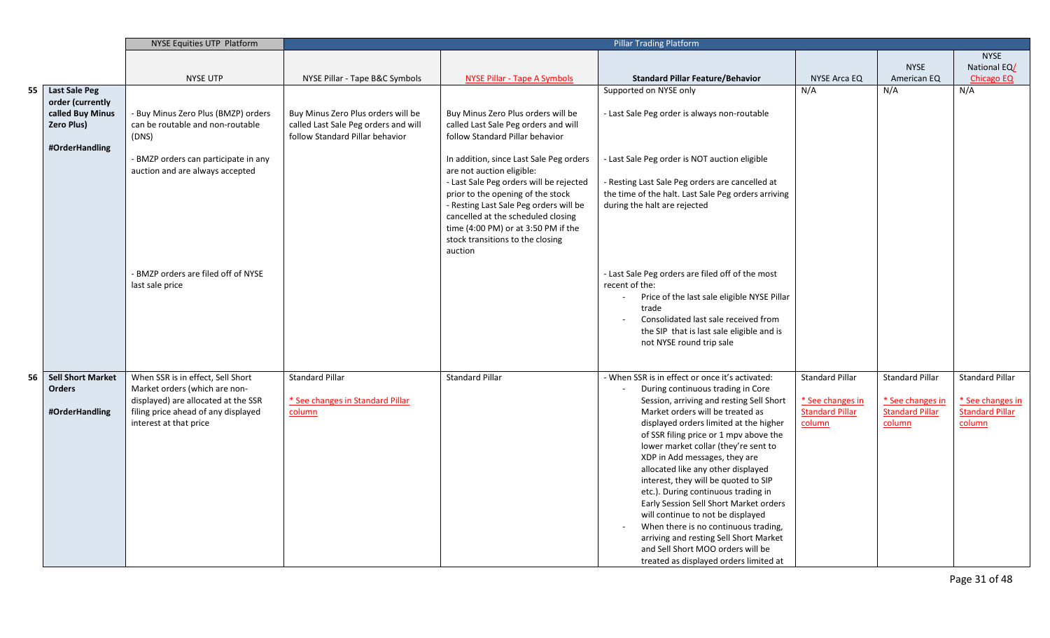| | | NYSE Equities UTP Platform | Pillar Trading Platform | | | | | |
|---|---|---|---|---|---|---|---|---|
| | | NYSE UTP | NYSE Pillar - Tape B&C Symbols | NYSE Pillar - Tape A Symbols | **Standard Pillar Feature/Behavior** | NYSE Arca EQ | NYSE American EQ | NYSE National EQ/ Chicago EQ |
| 55 | **Last Sale Peg order (currently called Buy Minus Zero Plus)**<br><br>**#OrderHandling** | - Buy Minus Zero Plus (BMZP) orders can be routable and non-routable (DNS)<br><br>- BMZP orders can participate in any auction and are always accepted<br><br>- BMZP orders are filed off of NYSE last sale price | Buy Minus Zero Plus orders will be called Last Sale Peg orders and will follow Standard Pillar behavior | Buy Minus Zero Plus orders will be called Last Sale Peg orders and will follow Standard Pillar behavior<br><br>In addition, since Last Sale Peg orders are not auction eligible:<br>- Last Sale Peg orders will be rejected prior to the opening of the stock<br>- Resting Last Sale Peg orders will be cancelled at the scheduled closing time (4:00 PM) or at 3:50 PM if the stock transitions to the closing auction | Supported on NYSE only<br><br>- Last Sale Peg order is always non-routable<br><br>- Last Sale Peg order is NOT auction eligible<br><br>- Resting Last Sale Peg orders are cancelled at the time of the halt. Last Sale Peg orders arriving during the halt are rejected<br><br>- Last Sale Peg orders are filed off of the most recent of the:<br>- Price of the last sale eligible NYSE Pillar trade<br>- Consolidated last sale received from the SIP that is last sale eligible and is not NYSE round trip sale | N/A | N/A | N/A |
| 56 | **Sell Short Market Orders**<br><br>**#OrderHandling** | When SSR is in effect, Sell Short Market orders (which are non-displayed) are allocated at the SSR filing price ahead of any displayed interest at that price | Standard Pillar<br><br>* See changes in Standard Pillar column | Standard Pillar | - When SSR is in effect or once it's activated:<br>- During continuous trading in Core Session, arriving and resting Sell Short Market orders will be treated as displayed orders limited at the higher of SSR filing price or 1 mpv above the lower market collar (they're sent to XDP in Add messages, they are allocated like any other displayed interest, they will be quoted to SIP etc.). During continuous trading in Early Session Sell Short Market orders will continue to not be displayed<br>- When there is no continuous trading, arriving and resting Sell Short Market and Sell Short MOO orders will be treated as displayed orders limited at | Standard Pillar<br><br>* See changes in Standard Pillar column | Standard Pillar<br><br>* See changes in Standard Pillar column | Standard Pillar<br><br>* See changes in Standard Pillar column |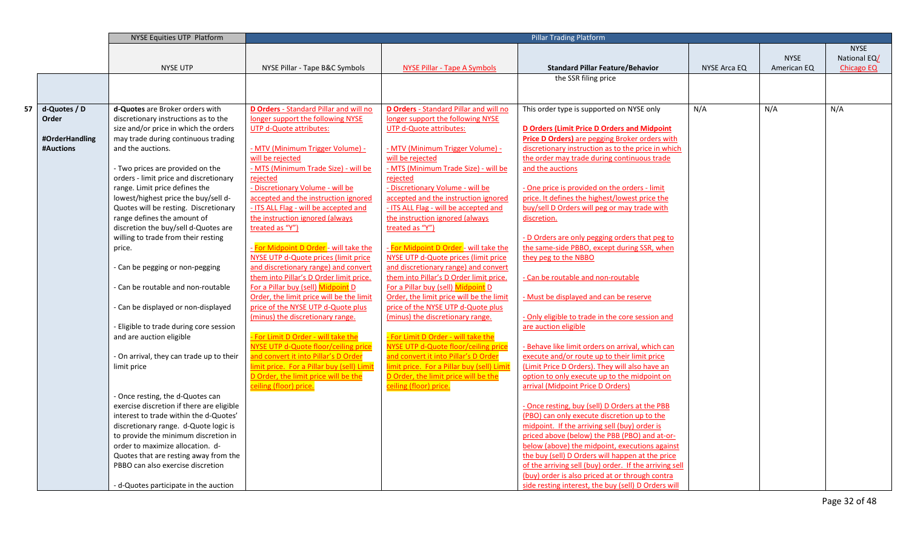| | | NYSE Equities UTP Platform | Pillar Trading Platform | | | | | |
|---|---|---|---|---|---|---|---|---|
| | | NYSE UTP | NYSE Pillar - Tape B&C Symbols | NYSE Pillar - Tape A Symbols | **Standard Pillar Feature/Behavior** | NYSE Arca EQ | NYSE American EQ | NYSE National EQ/ Chicago EQ |
| | | | | | the SSR filing price | | | |
| 57 | **d-Quotes / D Order**<br><br>**#OrderHandling**<br>**#Auctions** | **d-Quotes** are Broker orders with discretionary instructions as to the size and/or price in which the orders may trade during continuous trading and the auctions.<br><br>- Two prices are provided on the orders - limit price and discretionary range. Limit price defines the lowest/highest price the buy/sell d-Quotes will be resting. Discretionary range defines the amount of discretion the buy/sell d-Quotes are willing to trade from their resting price.<br><br>- Can be pegging or non-pegging<br><br>- Can be routable and non-routable<br><br>- Can be displayed or non-displayed<br><br>- Eligible to trade during core session and are auction eligible<br><br>- On arrival, they can trade up to their limit price<br><br>- Once resting, the d-Quotes can exercise discretion if there are eligible interest to trade within the d-Quotes' discretionary range. d-Quote logic is to provide the minimum discretion in order to maximize allocation. d-Quotes that are resting away from the PBBO can also exercise discretion<br><br>- d-Quotes participate in the auction | **D Orders** - Standard Pillar and will no longer support the following NYSE UTP d-Quote attributes:<br><br>- MTV (Minimum Trigger Volume) - will be rejected<br>- MTS (Minimum Trade Size) - will be rejected<br>- Discretionary Volume - will be accepted and the instruction ignored<br>- ITS ALL Flag - will be accepted and the instruction ignored (always treated as "Y")<br><br>- For Midpoint D Order - will take the NYSE UTP d-Quote prices (limit price and discretionary range) and convert them into Pillar's D Order limit price. For a Pillar buy (sell) Midpoint D Order, the limit price will be the limit price of the NYSE UTP d-Quote plus (minus) the discretionary range.<br><br>- For Limit D Order - will take the NYSE UTP d-Quote floor/ceiling price and convert it into Pillar's D Order limit price. For a Pillar buy (sell) Limit D Order, the limit price will be the ceiling (floor) price. | **D Orders** - Standard Pillar and will no longer support the following NYSE UTP d-Quote attributes:<br><br>- MTV (Minimum Trigger Volume) - will be rejected<br>- MTS (Minimum Trade Size) - will be rejected<br>- Discretionary Volume - will be accepted and the instruction ignored<br>- ITS ALL Flag - will be accepted and the instruction ignored (always treated as "Y")<br><br>- For Midpoint D Order - will take the NYSE UTP d-Quote prices (limit price and discretionary range) and convert them into Pillar's D Order limit price. For a Pillar buy (sell) Midpoint D Order, the limit price will be the limit price of the NYSE UTP d-Quote plus (minus) the discretionary range.<br><br>- For Limit D Order - will take the NYSE UTP d-Quote floor/ceiling price and convert it into Pillar's D Order limit price. For a Pillar buy (sell) Limit D Order, the limit price will be the ceiling (floor) price. | This order type is supported on NYSE only<br><br>**D Orders (Limit Price D Orders and Midpoint Price D Orders)** are pegging Broker orders with discretionary instruction as to the price in which the order may trade during continuous trade and the auctions<br><br>- One price is provided on the orders - limit price. It defines the highest/lowest price the buy/sell D Orders will peg or may trade with discretion.<br><br>- D Orders are only pegging orders that peg to the same-side PBBO, except during SSR, when they peg to the NBBO<br><br>- Can be routable and non-routable<br><br>- Must be displayed and can be reserve<br><br>- Only eligible to trade in the core session and are auction eligible<br><br>- Behave like limit orders on arrival, which can execute and/or route up to their limit price (Limit Price D Orders). They will also have an option to only execute up to the midpoint on arrival (Midpoint Price D Orders)<br><br>- Once resting, buy (sell) D Orders at the PBB (PBO) can only execute discretion up to the midpoint. If the arriving sell (buy) order is priced above (below) the PBB (PBO) and at-or-below (above) the midpoint, executions against the buy (sell) D Orders will happen at the price of the arriving sell (buy) order. If the arriving sell (buy) order is also priced at or through contra side resting interest, the buy (sell) D Orders will | N/A | N/A | N/A |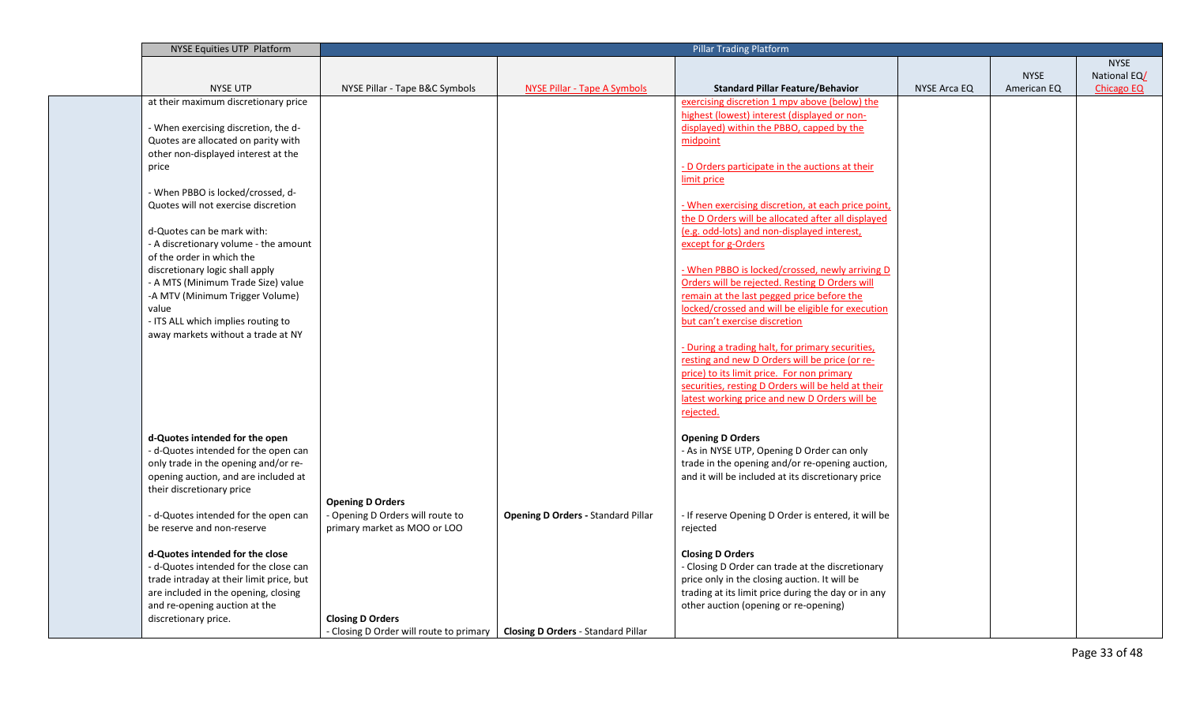| NYSE Equities UTP Platform | Pillar Trading Platform | | | | | |
|---|---|---|---|---|---|---|
| NYSE UTP | NYSE Pillar - Tape B&C Symbols | NYSE Pillar - Tape A Symbols | Standard Pillar Feature/Behavior | NYSE Arca EQ | NYSE American EQ | NYSE National EQ/ Chicago EQ |
| at their maximum discretionary price<br><br>- When exercising discretion, the d-Quotes are allocated on parity with other non-displayed interest at the price<br><br>- When PBBO is locked/crossed, d-Quotes will not exercise discretion<br><br>d-Quotes can be mark with:<br>- A discretionary volume - the amount of the order in which the discretionary logic shall apply<br>- A MTS (Minimum Trade Size) value<br>-A MTV (Minimum Trigger Volume) value<br>- ITS ALL which implies routing to away markets without a trade at NY | | | exercising discretion 1 mpv above (below) the highest (lowest) interest (displayed or non-displayed) within the PBBO, capped by the midpoint<br><br>- D Orders participate in the auctions at their limit price<br><br>- When exercising discretion, at each price point, the D Orders will be allocated after all displayed (e.g. odd-lots) and non-displayed interest, except for g-Orders<br><br>- When PBBO is locked/crossed, newly arriving D Orders will be rejected. Resting D Orders will remain at the last pegged price before the locked/crossed and will be eligible for execution but can't exercise discretion<br><br>- During a trading halt, for primary securities, resting and new D Orders will be price (or re-price) to its limit price. For non primary securities, resting D Orders will be held at their latest working price and new D Orders will be rejected. | | | |
| **d-Quotes intended for the open**<br>- d-Quotes intended for the open can only trade in the opening and/or re-opening auction, and are included at their discretionary price<br><br>- d-Quotes intended for the open can be reserve and non-reserve | **Opening D Orders**<br>- Opening D Orders will route to primary market as MOO or LOO | **Opening D Orders -** Standard Pillar | **Opening D Orders**<br>- As in NYSE UTP, Opening D Order can only trade in the opening and/or re-opening auction, and it will be included at its discretionary price<br><br>- If reserve Opening D Order is entered, it will be rejected | | | |
| **d-Quotes intended for the close**<br>- d-Quotes intended for the close can trade intraday at their limit price, but are included in the opening, closing and re-opening auction at the discretionary price. | **Closing D Orders**<br>- Closing D Order will route to primary | **Closing D Orders** - Standard Pillar | **Closing D Orders**<br>- Closing D Order can trade at the discretionary price only in the closing auction. It will be trading at its limit price during the day or in any other auction (opening or re-opening) | | | |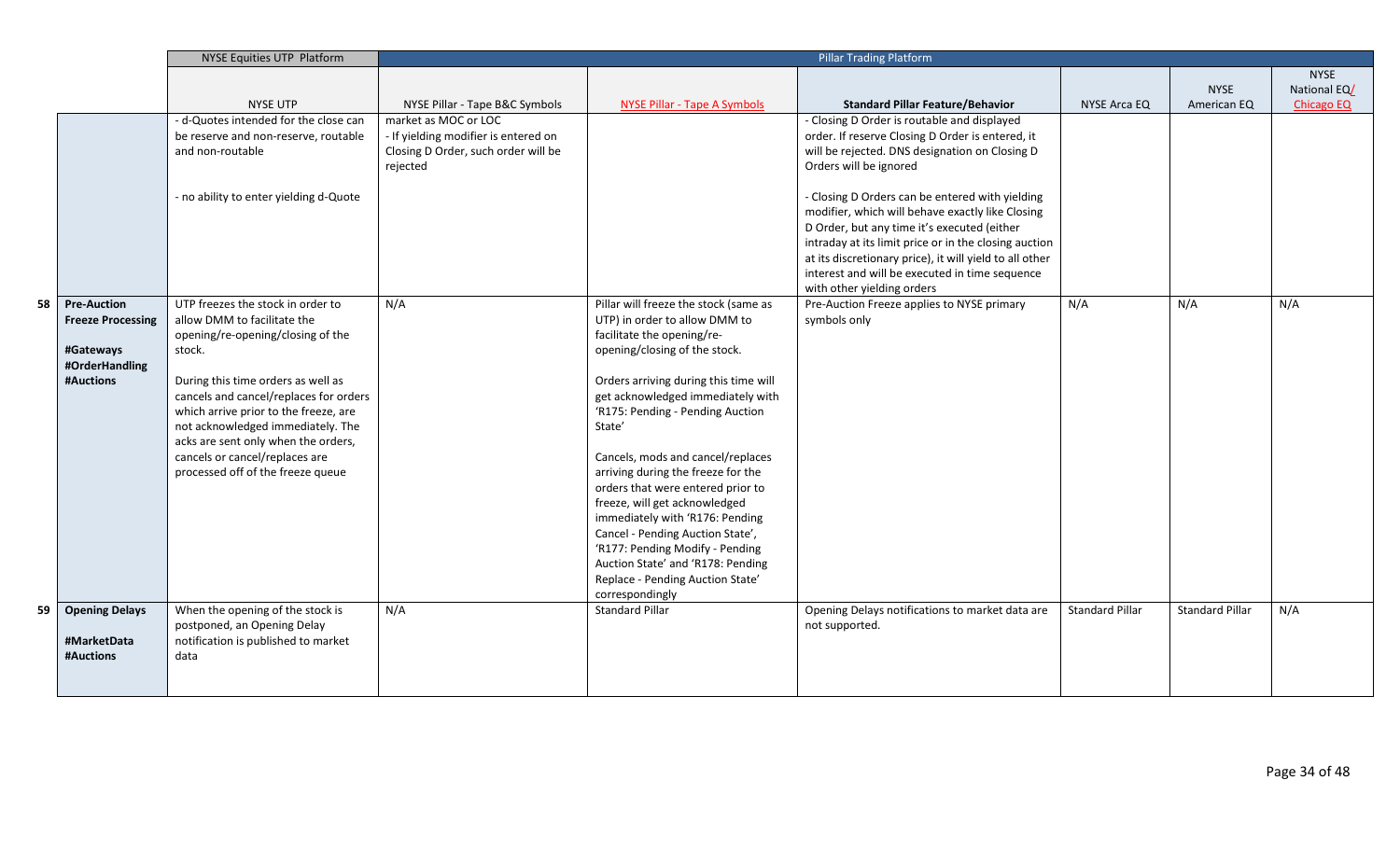| | | NYSE Equities UTP Platform | Pillar Trading Platform | | | | | |
|---|---|---|---|---|---|---|---|---|
| | | NYSE UTP | NYSE Pillar - Tape B&C Symbols | NYSE Pillar - Tape A Symbols | **Standard Pillar Feature/Behavior** | NYSE Arca EQ | NYSE American EQ | NYSE National EQ/ Chicago EQ |
| | | - d-Quotes intended for the close can be reserve and non-reserve, routable and non-routable<br><br>- no ability to enter yielding d-Quote | market as MOC or LOC<br>- If yielding modifier is entered on Closing D Order, such order will be rejected | | - Closing D Order is routable and displayed order. If reserve Closing D Order is entered, it will be rejected. DNS designation on Closing D Orders will be ignored<br><br>- Closing D Orders can be entered with yielding modifier, which will behave exactly like Closing D Order, but any time it's executed (either intraday at its limit price or in the closing auction at its discretionary price), it will yield to all other interest and will be executed in time sequence with other yielding orders | | | |
| 58 | **Pre-Auction Freeze Processing**<br><br>**#Gateways**<br>**#OrderHandling**<br>**#Auctions** | UTP freezes the stock in order to allow DMM to facilitate the opening/re-opening/closing of the stock.<br><br>During this time orders as well as cancels and cancel/replaces for orders which arrive prior to the freeze, are not acknowledged immediately. The acks are sent only when the orders, cancels or cancel/replaces are processed off of the freeze queue | N/A | Pillar will freeze the stock (same as UTP) in order to allow DMM to facilitate the opening/re-opening/closing of the stock.<br><br>Orders arriving during this time will get acknowledged immediately with 'R175: Pending - Pending Auction State'<br><br>Cancels, mods and cancel/replaces arriving during the freeze for the orders that were entered prior to freeze, will get acknowledged immediately with 'R176: Pending Cancel - Pending Auction State', 'R177: Pending Modify - Pending Auction State' and 'R178: Pending Replace - Pending Auction State' correspondingly | Pre-Auction Freeze applies to NYSE primary symbols only | N/A | N/A | N/A |
| 59 | **Opening Delays**<br><br>**#MarketData**<br>**#Auctions** | When the opening of the stock is postponed, an Opening Delay notification is published to market data | N/A | Standard Pillar | Opening Delays notifications to market data are not supported. | Standard Pillar | Standard Pillar | N/A |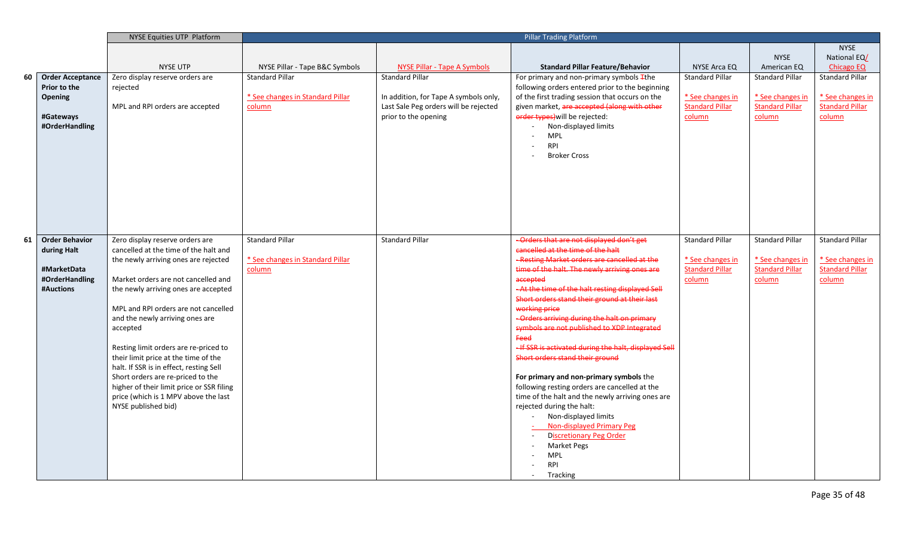| | | NYSE Equities UTP Platform | Pillar Trading Platform | | | | | |
|---|---|---|---|---|---|---|---|---|
| | | NYSE UTP | NYSE Pillar - Tape B&C Symbols | NYSE Pillar - Tape A Symbols | Standard Pillar Feature/Behavior | NYSE Arca EQ | NYSE American EQ | NYSE National EQ/ Chicago EQ |
| 60 | **Order Acceptance Prior to the Opening**<br><br>**#Gateways**<br>**#OrderHandling** | Zero display reserve orders are rejected<br><br>MPL and RPI orders are accepted | Standard Pillar<br><br>* See changes in Standard Pillar column | Standard Pillar<br><br>In addition, for Tape A symbols only, Last Sale Peg orders will be rejected prior to the opening | For primary and non-primary symbols ~~T~~the following orders entered prior to the beginning of the first trading session that occurs on the given market, ~~are accepted (along with other order types)~~will be rejected:<br>- Non-displayed limits<br>- MPL<br>- RPI<br>- Broker Cross | Standard Pillar<br><br>* See changes in Standard Pillar column | Standard Pillar<br><br>* See changes in Standard Pillar column | Standard Pillar<br><br>* See changes in Standard Pillar column |
| 61 | **Order Behavior during Halt**<br><br>**#MarketData**<br>**#OrderHandling**<br>**#Auctions** | Zero display reserve orders are cancelled at the time of the halt and the newly arriving ones are rejected<br><br>Market orders are not cancelled and the newly arriving ones are accepted<br><br>MPL and RPI orders are not cancelled and the newly arriving ones are accepted<br><br>Resting limit orders are re-priced to their limit price at the time of the halt. If SSR is in effect, resting Sell Short orders are re-priced to the higher of their limit price or SSR filing price (which is 1 MPV above the last NYSE published bid) | Standard Pillar<br><br>* See changes in Standard Pillar column | Standard Pillar | ~~- Orders that are not displayed don't get cancelled at the time of the halt~~<br>~~- Resting Market orders are cancelled at the time of the halt. The newly arriving ones are accepted~~<br>~~- At the time of the halt resting displayed Sell Short orders stand their ground at their last working price~~<br>~~- Orders arriving during the halt on primary symbols are not published to XDP Integrated Feed~~<br>~~- If SSR is activated during the halt, displayed Sell Short orders stand their ground~~<br><br>**For primary and non-primary symbols** the following resting orders are cancelled at the time of the halt and the newly arriving ones are rejected during the halt:<br>- Non-displayed limits<br>- Non-displayed Primary Peg<br>- Discretionary Peg Order<br>- Market Pegs<br>- MPL<br>- RPI<br>- Tracking | Standard Pillar<br><br>* See changes in Standard Pillar column | Standard Pillar<br><br>* See changes in Standard Pillar column | Standard Pillar<br><br>* See changes in Standard Pillar column |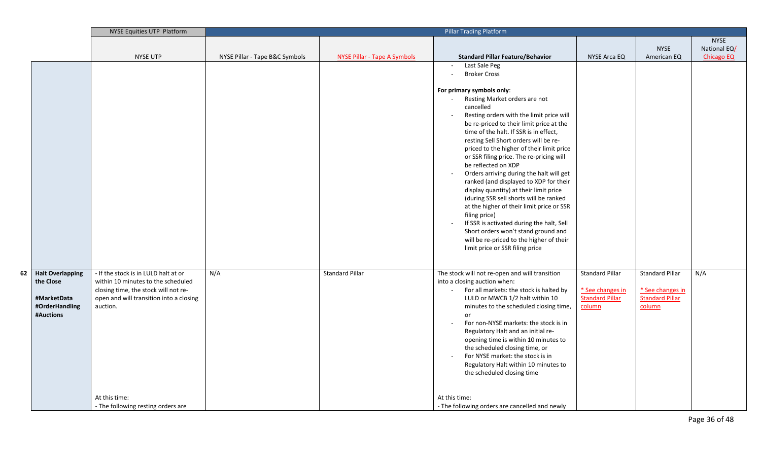| | | NYSE Equities UTP Platform | Pillar Trading Platform | | | | | |
|---|---|---|---|---|---|---|---|---|
| | | NYSE UTP | NYSE Pillar - Tape B&C Symbols | NYSE Pillar - Tape A Symbols | Standard Pillar Feature/Behavior | NYSE Arca EQ | NYSE American EQ | NYSE National EQ/ Chicago EQ |
| | | | | | - Last Sale Peg<br>- Broker Cross<br><br>**For primary symbols only**:<br>- Resting Market orders are not cancelled<br>- Resting orders with the limit price will be re-priced to their limit price at the time of the halt. If SSR is in effect, resting Sell Short orders will be re-priced to the higher of their limit price or SSR filing price. The re-pricing will be reflected on XDP<br>- Orders arriving during the halt will get ranked (and displayed to XDP for their display quantity) at their limit price (during SSR sell shorts will be ranked at the higher of their limit price or SSR filing price)<br>- If SSR is activated during the halt, Sell Short orders won't stand ground and will be re-priced to the higher of their limit price or SSR filing price | | | |
| 62 | **Halt Overlapping the Close**<br><br>**#MarketData**<br>**#OrderHandling**<br>**#Auctions** | - If the stock is in LULD halt at or within 10 minutes to the scheduled closing time, the stock will not re-open and will transition into a closing auction.<br><br>At this time:<br>- The following resting orders are | N/A | Standard Pillar | The stock will not re-open and will transition into a closing auction when:<br>- For all markets: the stock is halted by LULD or MWCB 1/2 halt within 10 minutes to the scheduled closing time, or<br>- For non-NYSE markets: the stock is in Regulatory Halt and an initial re-opening time is within 10 minutes to the scheduled closing time, or<br>- For NYSE market: the stock is in Regulatory Halt within 10 minutes to the scheduled closing time<br><br>At this time:<br>- The following orders are cancelled and newly | Standard Pillar<br><br>* See changes in Standard Pillar column | Standard Pillar<br><br>* See changes in Standard Pillar column | N/A |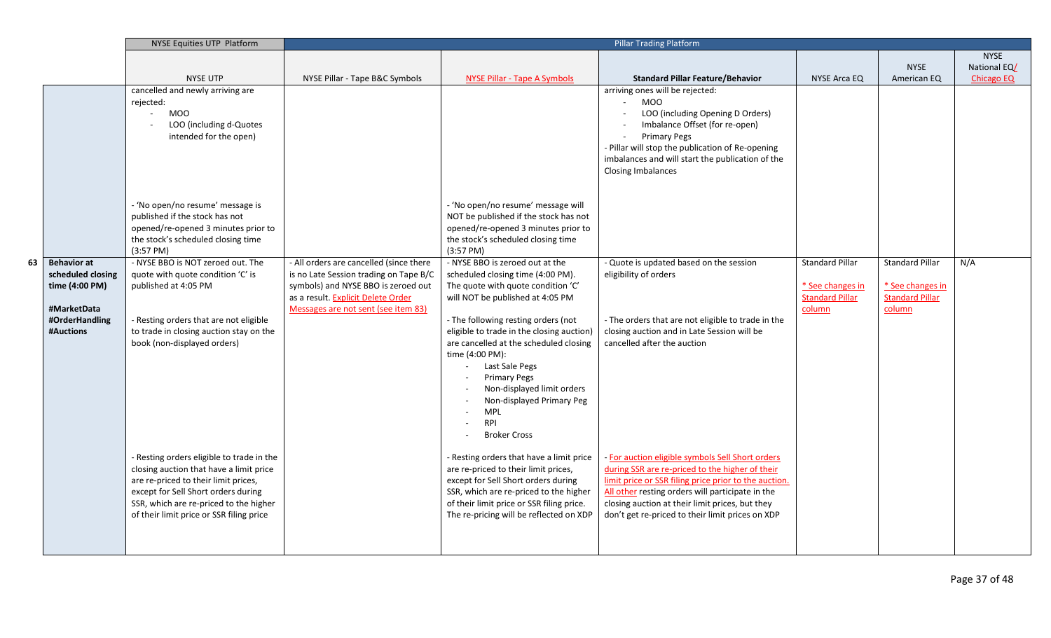| | | NYSE Equities UTP Platform | Pillar Trading Platform | | | | | |
|---|---|---|---|---|---|---|---|---|
| | | NYSE UTP | NYSE Pillar - Tape B&C Symbols | NYSE Pillar - Tape A Symbols | **Standard Pillar Feature/Behavior** | NYSE Arca EQ | NYSE American EQ | NYSE National EQ/ Chicago EQ |
| | | cancelled and newly arriving are rejected:<br>- MOO<br>- LOO (including d-Quotes intended for the open)<br><br>- 'No open/no resume' message is published if the stock has not opened/re-opened 3 minutes prior to the stock's scheduled closing time (3:57 PM) | | - 'No open/no resume' message will NOT be published if the stock has not opened/re-opened 3 minutes prior to the stock's scheduled closing time (3:57 PM) | arriving ones will be rejected:<br>- MOO<br>- LOO (including Opening D Orders)<br>- Imbalance Offset (for re-open)<br>- Primary Pegs<br>- Pillar will stop the publication of Re-opening imbalances and will start the publication of the Closing Imbalances | | | |
| 63 | **Behavior at scheduled closing time (4:00 PM)**<br><br>**#MarketData**<br>**#OrderHandling**<br>**#Auctions** | - NYSE BBO is NOT zeroed out. The quote with quote condition 'C' is published at 4:05 PM<br><br>- Resting orders that are not eligible to trade in closing auction stay on the book (non-displayed orders)<br><br>- Resting orders eligible to trade in the closing auction that have a limit price are re-priced to their limit prices, except for Sell Short orders during SSR, which are re-priced to the higher of their limit price or SSR filing price | - All orders are cancelled (since there is no Late Session trading on Tape B/C symbols) and NYSE BBO is zeroed out as a result. Explicit Delete Order Messages are not sent (see item 83) | - NYSE BBO is zeroed out at the scheduled closing time (4:00 PM). The quote with quote condition 'C' will NOT be published at 4:05 PM<br><br>- The following resting orders (not eligible to trade in the closing auction) are cancelled at the scheduled closing time (4:00 PM):<br>- Last Sale Pegs<br>- Primary Pegs<br>- Non-displayed limit orders<br>- Non-displayed Primary Peg<br>- MPL<br>- RPI<br>- Broker Cross<br><br>- Resting orders that have a limit price are re-priced to their limit prices, except for Sell Short orders during SSR, which are re-priced to the higher of their limit price or SSR filing price. The re-pricing will be reflected on XDP | - Quote is updated based on the session eligibility of orders<br><br>- The orders that are not eligible to trade in the closing auction and in Late Session will be cancelled after the auction<br><br>- For auction eligible symbols Sell Short orders during SSR are re-priced to the higher of their limit price or SSR filing price prior to the auction. All other resting orders will participate in the closing auction at their limit prices, but they don't get re-priced to their limit prices on XDP | Standard Pillar<br><br>* See changes in Standard Pillar column | Standard Pillar<br><br>* See changes in Standard Pillar column | N/A |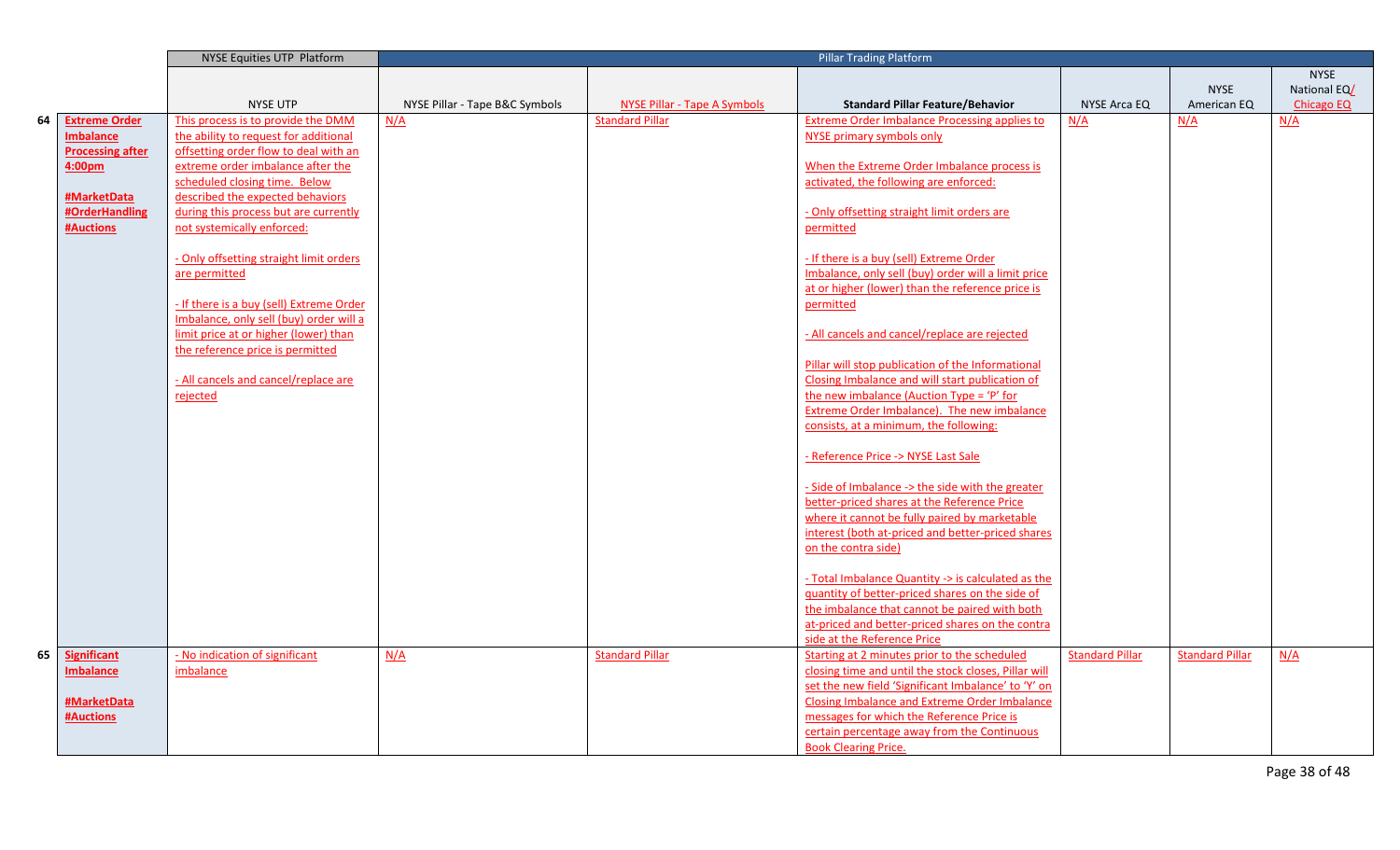| | | NYSE Equities UTP Platform | Pillar Trading Platform | | | | | |
|---|---|---|---|---|---|---|---|---|
| | | NYSE UTP | NYSE Pillar - Tape B&C Symbols | NYSE Pillar - Tape A Symbols | Standard Pillar Feature/Behavior | NYSE Arca EQ | NYSE American EQ | NYSE National EQ/ Chicago EQ |
| 64 | **Extreme Order Imbalance Processing after 4:00pm**<br><br>**#MarketData**<br>**#OrderHandling**<br>**#Auctions** | This process is to provide the DMM the ability to request for additional offsetting order flow to deal with an extreme order imbalance after the scheduled closing time. Below described the expected behaviors during this process but are currently not systemically enforced:<br><br>- Only offsetting straight limit orders are permitted<br><br>- If there is a buy (sell) Extreme Order Imbalance, only sell (buy) order will a limit price at or higher (lower) than the reference price is permitted<br><br>- All cancels and cancel/replace are rejected | N/A | Standard Pillar | Extreme Order Imbalance Processing applies to NYSE primary symbols only<br><br>When the Extreme Order Imbalance process is activated, the following are enforced:<br><br>- Only offsetting straight limit orders are permitted<br><br>- If there is a buy (sell) Extreme Order Imbalance, only sell (buy) order will a limit price at or higher (lower) than the reference price is permitted<br><br>- All cancels and cancel/replace are rejected<br><br>Pillar will stop publication of the Informational Closing Imbalance and will start publication of the new imbalance (Auction Type = 'P' for Extreme Order Imbalance). The new imbalance consists, at a minimum, the following:<br><br>- Reference Price -> NYSE Last Sale<br><br>- Side of Imbalance -> the side with the greater better-priced shares at the Reference Price where it cannot be fully paired by marketable interest (both at-priced and better-priced shares on the contra side)<br><br>- Total Imbalance Quantity -> is calculated as the quantity of better-priced shares on the side of the imbalance that cannot be paired with both at-priced and better-priced shares on the contra side at the Reference Price | N/A | N/A | N/A |
| 65 | **Significant Imbalance**<br><br>**#MarketData**<br>**#Auctions** | - No indication of significant imbalance | N/A | Standard Pillar | Starting at 2 minutes prior to the scheduled closing time and until the stock closes, Pillar will set the new field 'Significant Imbalance' to 'Y' on Closing Imbalance and Extreme Order Imbalance messages for which the Reference Price is certain percentage away from the Continuous Book Clearing Price. | Standard Pillar | Standard Pillar | N/A |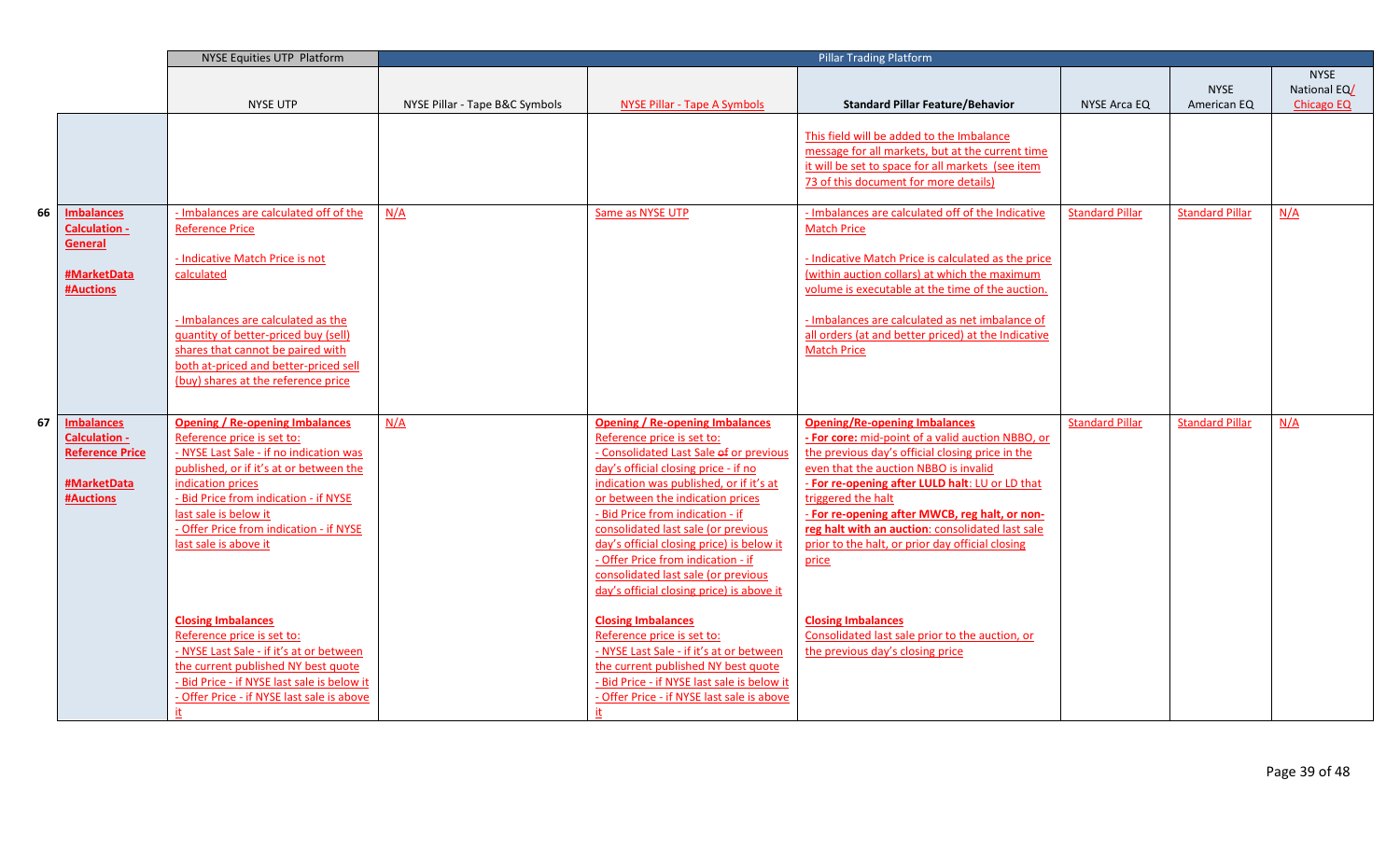| | | NYSE Equities UTP Platform | Pillar Trading Platform | | | | | |
|---|---|---|---|---|---|---|---|---|
| | | NYSE UTP | NYSE Pillar - Tape B&C Symbols | NYSE Pillar - Tape A Symbols | **Standard Pillar Feature/Behavior** | NYSE Arca EQ | NYSE American EQ | NYSE National EQ/ Chicago EQ |
| | | | | | This field will be added to the Imbalance message for all markets, but at the current time it will be set to space for all markets (see item 73 of this document for more details) | | | |
| 66 | **Imbalances Calculation - General** <br><br> **#MarketData** **#Auctions** | - Imbalances are calculated off of the Reference Price <br><br> - Indicative Match Price is not calculated <br><br> - Imbalances are calculated as the quantity of better-priced buy (sell) shares that cannot be paired with both at-priced and better-priced sell (buy) shares at the reference price | N/A | Same as NYSE UTP | - Imbalances are calculated off of the Indicative Match Price <br><br> - Indicative Match Price is calculated as the price (within auction collars) at which the maximum volume is executable at the time of the auction. <br><br> - Imbalances are calculated as net imbalance of all orders (at and better priced) at the Indicative Match Price | Standard Pillar | Standard Pillar | N/A |
| 67 | **Imbalances Calculation - Reference Price** <br><br> **#MarketData** **#Auctions** | **Opening / Re-opening Imbalances** <br> Reference price is set to: <br> - NYSE Last Sale - if no indication was published, or if it's at or between the indication prices <br> - Bid Price from indication - if NYSE last sale is below it <br> - Offer Price from indication - if NYSE last sale is above it <br><br> **Closing Imbalances** <br> Reference price is set to: <br> - NYSE Last Sale - if it's at or between the current published NY best quote <br> - Bid Price - if NYSE last sale is below it <br> - Offer Price - if NYSE last sale is above it | N/A | **Opening / Re-opening Imbalances** <br> Reference price is set to: <br> - Consolidated Last Sale ~~of~~ or previous day's official closing price - if no indication was published, or if it's at or between the indication prices <br> - Bid Price from indication - if consolidated last sale (or previous day's official closing price) is below it <br> - Offer Price from indication - if consolidated last sale (or previous day's official closing price) is above it <br><br> **Closing Imbalances** <br> Reference price is set to: <br> - NYSE Last Sale - if it's at or between the current published NY best quote <br> - Bid Price - if NYSE last sale is below it <br> - Offer Price - if NYSE last sale is above it | **Opening/Re-opening Imbalances** <br> - **For core:** mid-point of a valid auction NBBO, or the previous day's official closing price in the even that the auction NBBO is invalid <br> - **For re-opening after LULD halt**: LU or LD that triggered the halt <br> - **For re-opening after MWCB, reg halt, or non-reg halt with an auction**: consolidated last sale prior to the halt, or prior day official closing price <br><br> **Closing Imbalances** <br> Consolidated last sale prior to the auction, or the previous day's closing price | Standard Pillar | Standard Pillar | N/A |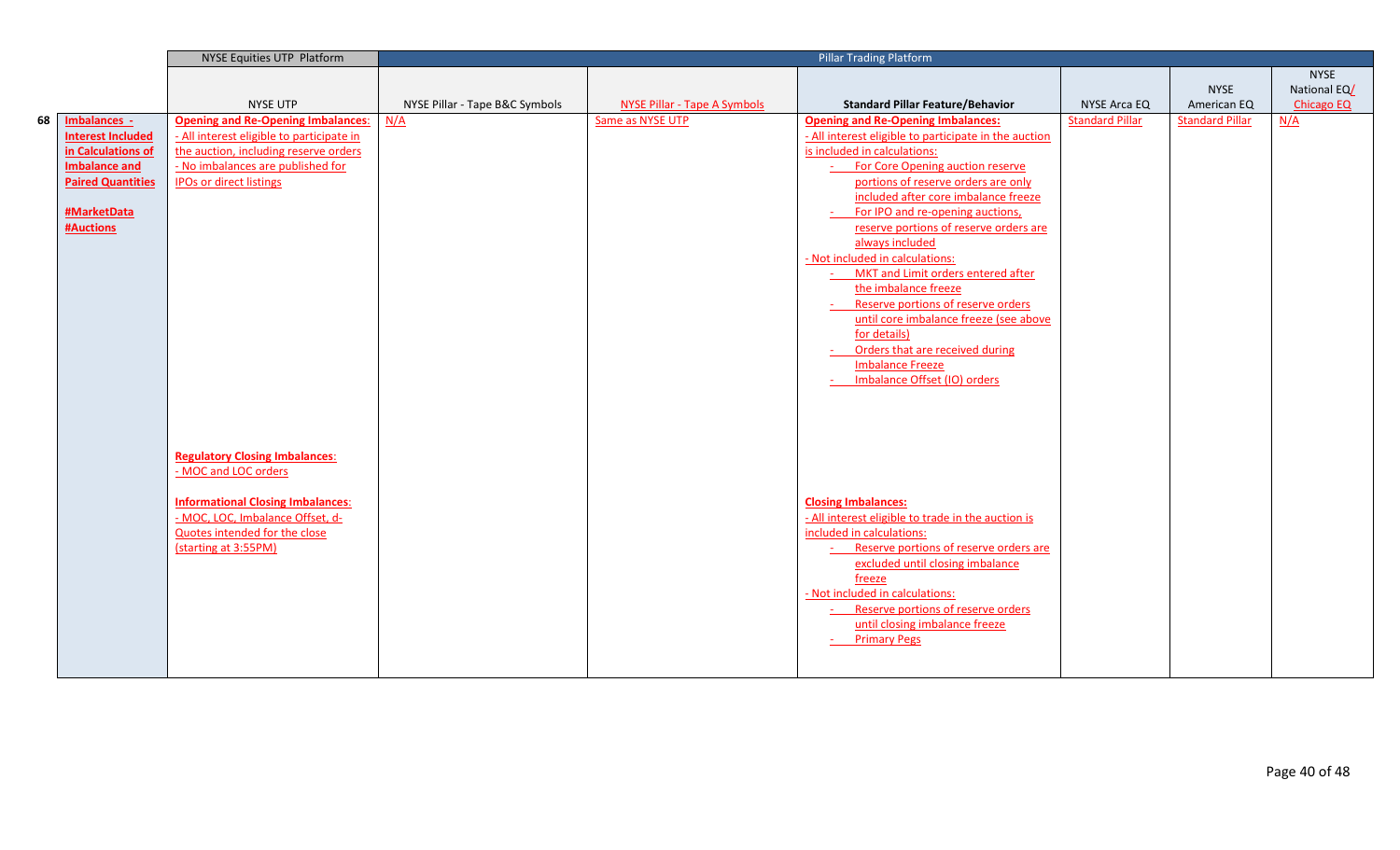| | | NYSE Equities UTP Platform | Pillar Trading Platform | | | | | |
|---|---|---|---|---|---|---|---|---|
| | | NYSE UTP | NYSE Pillar - Tape B&C Symbols | NYSE Pillar - Tape A Symbols | Standard Pillar Feature/Behavior | NYSE Arca EQ | NYSE American EQ | NYSE National EQ/ Chicago EQ |
| 68 | **Imbalances - Interest Included in Calculations of Imbalance and Paired Quantities**<br><br>**#MarketData**<br>**#Auctions** | **Opening and Re-Opening Imbalances:**<br>- All interest eligible to participate in the auction, including reserve orders<br>- No imbalances are published for IPOs or direct listings<br><br>**Regulatory Closing Imbalances:**<br>- MOC and LOC orders<br><br>**Informational Closing Imbalances:**<br>- MOC, LOC, Imbalance Offset, d-Quotes intended for the close (starting at 3:55PM) | N/A | Same as NYSE UTP | **Opening and Re-Opening Imbalances:**<br>- All interest eligible to participate in the auction is included in calculations:<br>- For Core Opening auction reserve portions of reserve orders are only included after core imbalance freeze<br>- For IPO and re-opening auctions, reserve portions of reserve orders are always included<br>- Not included in calculations:<br>- MKT and Limit orders entered after the imbalance freeze<br>- Reserve portions of reserve orders until core imbalance freeze (see above for details)<br>- Orders that are received during Imbalance Freeze<br>- Imbalance Offset (IO) orders<br><br>**Closing Imbalances:**<br>- All interest eligible to trade in the auction is included in calculations:<br>- Reserve portions of reserve orders are excluded until closing imbalance freeze<br>- Not included in calculations:<br>- Reserve portions of reserve orders until closing imbalance freeze<br>- Primary Pegs | Standard Pillar | Standard Pillar | N/A |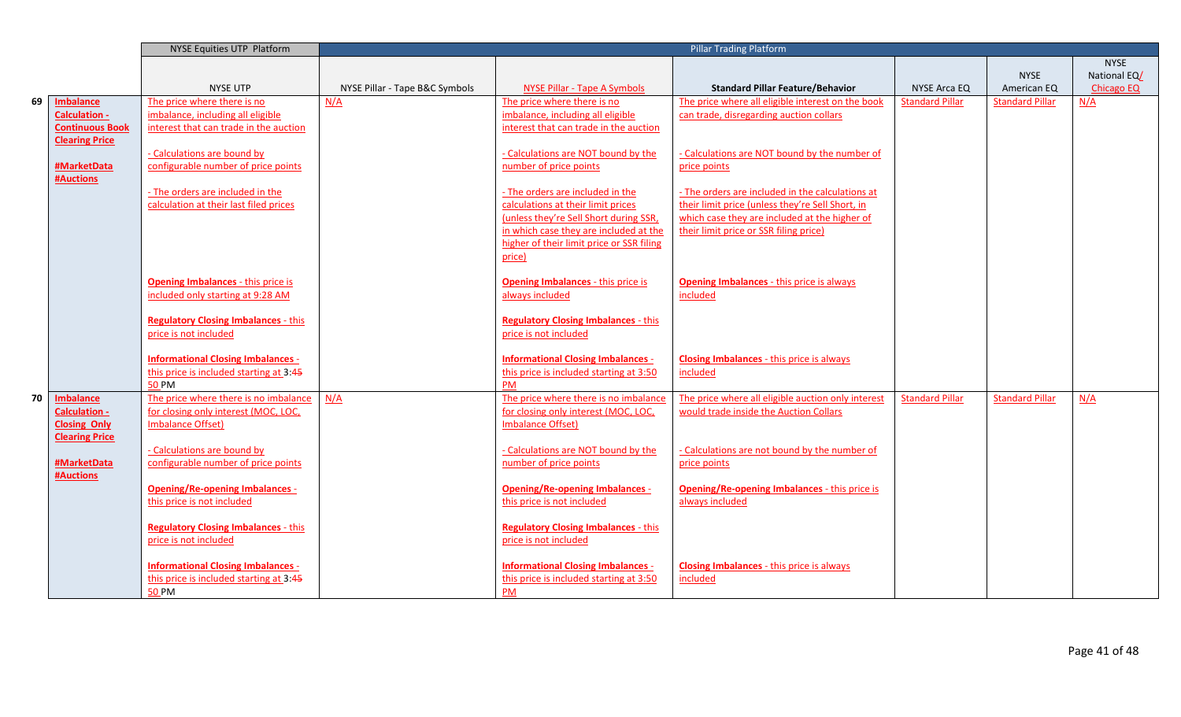| | | NYSE Equities UTP Platform | Pillar Trading Platform | | | | | |
|---|---|---|---|---|---|---|---|---|
| | | NYSE UTP | NYSE Pillar - Tape B&C Symbols | NYSE Pillar - Tape A Symbols | **Standard Pillar Feature/Behavior** | NYSE Arca EQ | NYSE American EQ | NYSE National EQ/ Chicago EQ |
| 69 | **Imbalance Calculation - Continuous Book Clearing Price**<br><br>**#MarketData #Auctions** | The price where there is no imbalance, including all eligible interest that can trade in the auction<br><br>- Calculations are bound by configurable number of price points<br><br>- The orders are included in the calculation at their last filed prices<br><br>**Opening Imbalances** - this price is included only starting at 9:28 AM<br><br>**Regulatory Closing Imbalances** - this price is not included<br><br>**Informational Closing Imbalances** - this price is included starting at 3:~~45~~ 50 PM | N/A | The price where there is no imbalance, including all eligible interest that can trade in the auction<br><br>- Calculations are NOT bound by the number of price points<br><br>- The orders are included in the calculations at their limit prices (unless they're Sell Short during SSR, in which case they are included at the higher of their limit price or SSR filing price)<br><br>**Opening Imbalances** - this price is always included<br><br>**Regulatory Closing Imbalances** - this price is not included<br><br>**Informational Closing Imbalances** - this price is included starting at 3:50 PM | The price where all eligible interest on the book can trade, disregarding auction collars<br><br>- Calculations are NOT bound by the number of price points<br><br>- The orders are included in the calculations at their limit price (unless they're Sell Short, in which case they are included at the higher of their limit price or SSR filing price)<br><br>**Opening Imbalances** - this price is always included<br><br>**Closing Imbalances** - this price is always included | Standard Pillar | Standard Pillar | N/A |
| 70 | **Imbalance Calculation - Closing Only Clearing Price**<br><br>**#MarketData #Auctions** | The price where there is no imbalance for closing only interest (MOC, LOC, Imbalance Offset)<br><br>- Calculations are bound by configurable number of price points<br><br>**Opening/Re-opening Imbalances** - this price is not included<br><br>**Regulatory Closing Imbalances** - this price is not included<br><br>**Informational Closing Imbalances** - this price is included starting at 3:~~45~~ 50 PM | N/A | The price where there is no imbalance for closing only interest (MOC, LOC, Imbalance Offset)<br><br>- Calculations are NOT bound by the number of price points<br><br>**Opening/Re-opening Imbalances** - this price is not included<br><br>**Regulatory Closing Imbalances** - this price is not included<br><br>**Informational Closing Imbalances** - this price is included starting at 3:50 PM | The price where all eligible auction only interest would trade inside the Auction Collars<br><br>- Calculations are not bound by the number of price points<br><br>**Opening/Re-opening Imbalances** - this price is always included<br><br>**Closing Imbalances** - this price is always included | Standard Pillar | Standard Pillar | N/A |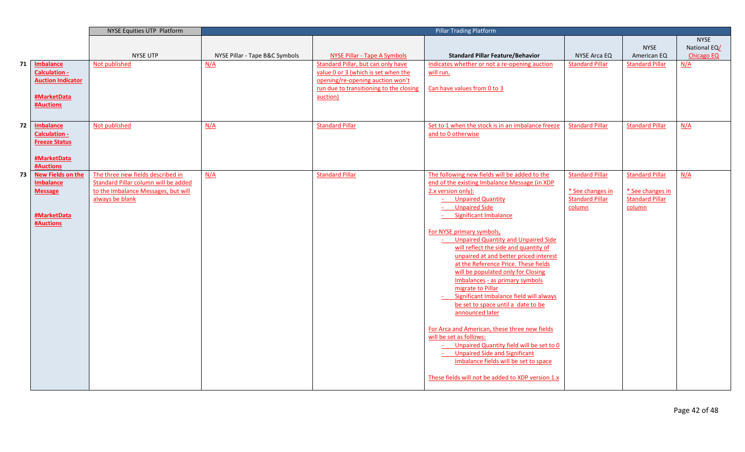| | | NYSE Equities UTP Platform | Pillar Trading Platform | | | | | |
|---|---|---|---|---|---|---|---|---|
| | | NYSE UTP | NYSE Pillar - Tape B&C Symbols | NYSE Pillar - Tape A Symbols | Standard Pillar Feature/Behavior | NYSE Arca EQ | NYSE American EQ | NYSE National EQ/ Chicago EQ |
| 71 | Imbalance Calculation - Auction Indicator<br><br>#MarketData #Auctions | Not published | N/A | Standard Pillar, but can only have value 0 or 3 (which is set when the opening/re-opening auction won't run due to transitioning to the closing auction) | Indicates whether or not a re-opening auction will run.<br><br>Can have values from 0 to 3 | Standard Pillar | Standard Pillar | N/A |
| 72 | Imbalance Calculation - Freeze Status<br><br>#MarketData #Auctions | Not published | N/A | Standard Pillar | Set to 1 when the stock is in an imbalance freeze and to 0 otherwise | Standard Pillar | Standard Pillar | N/A |
| 73 | New Fields on the Imbalance Message<br><br>#MarketData #Auctions | The three new fields described in Standard Pillar column will be added to the Imbalance Messages, but will always be blank | N/A | Standard Pillar | The following new fields will be added to the end of the existing Imbalance Message (in XDP 2.x version only):<br>- Unpaired Quantity<br>- Unpaired Side<br>- Significant Imbalance<br><br>For NYSE primary symbols,<br>- Unpaired Quantity and Unpaired Side will reflect the side and quantity of unpaired at and better priced interest at the Reference Price. These fields will be populated only for Closing Imbalances - as primary symbols migrate to Pillar<br>- Significant Imbalance field will always be set to space until a date to be announced later<br><br>For Arca and American, these three new fields will be set as follows:<br>- Unpaired Quantity field will be set to 0<br>- Unpaired Side and Significant Imbalance fields will be set to space<br><br>These fields will not be added to XDP version 1.x | Standard Pillar<br><br>* See changes in Standard Pillar column | Standard Pillar<br><br>* See changes in Standard Pillar column | N/A |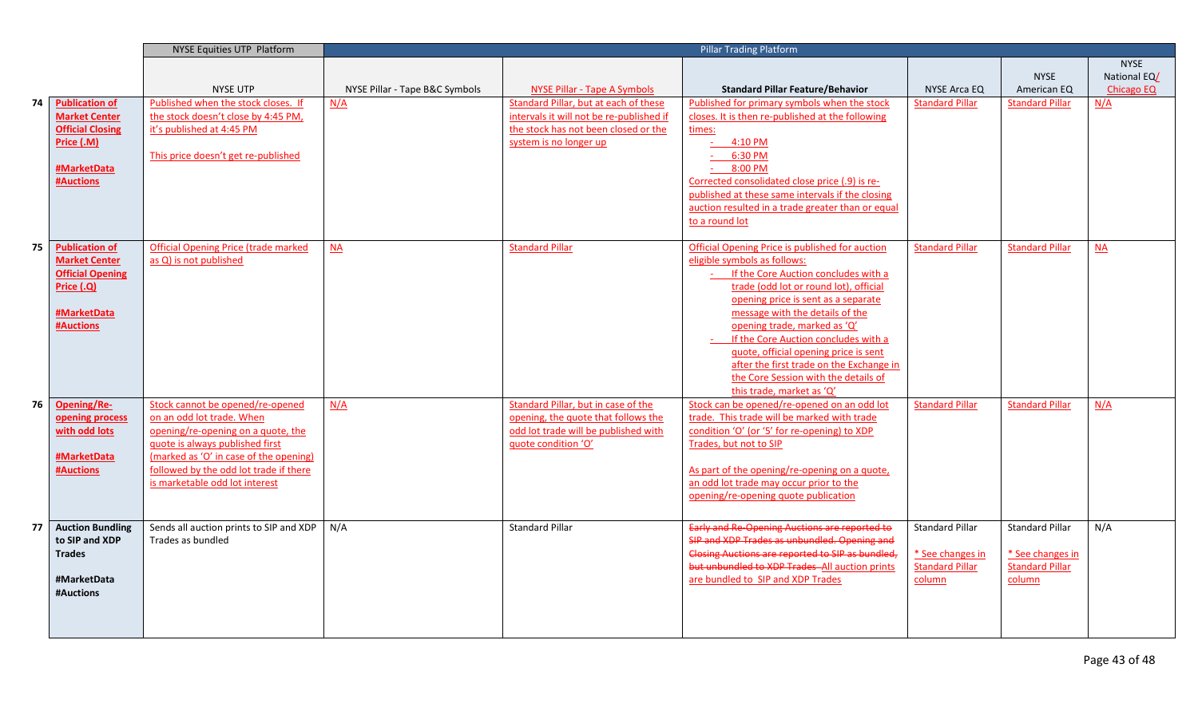| | | NYSE Equities UTP Platform | Pillar Trading Platform | | | | | |
|---|---|---|---|---|---|---|---|---|
| | | NYSE UTP | NYSE Pillar - Tape B&C Symbols | NYSE Pillar - Tape A Symbols | **Standard Pillar Feature/Behavior** | NYSE Arca EQ | NYSE American EQ | NYSE National EQ/ Chicago EQ |
| 74 | **Publication of Market Center Official Closing Price (.M)**<br><br>**#MarketData #Auctions** | Published when the stock closes. If the stock doesn't close by 4:45 PM, it's published at 4:45 PM<br><br>This price doesn't get re-published | N/A | Standard Pillar, but at each of these intervals it will not be re-published if the stock has not been closed or the system is no longer up | Published for primary symbols when the stock closes. It is then re-published at the following times:<br>- 4:10 PM<br>- 6:30 PM<br>- 8:00 PM<br>Corrected consolidated close price (.9) is re-published at these same intervals if the closing auction resulted in a trade greater than or equal to a round lot | Standard Pillar | Standard Pillar | N/A |
| 75 | **Publication of Market Center Official Opening Price (.Q)**<br><br>**#MarketData #Auctions** | Official Opening Price (trade marked as Q) is not published | NA | Standard Pillar | Official Opening Price is published for auction eligible symbols as follows:<br>- If the Core Auction concludes with a trade (odd lot or round lot), official opening price is sent as a separate message with the details of the opening trade, marked as 'Q'<br>- If the Core Auction concludes with a quote, official opening price is sent after the first trade on the Exchange in the Core Session with the details of this trade, market as 'Q' | Standard Pillar | Standard Pillar | NA |
| 76 | **Opening/Re-opening process with odd lots**<br><br>**#MarketData #Auctions** | Stock cannot be opened/re-opened on an odd lot trade. When opening/re-opening on a quote, the quote is always published first (marked as 'O' in case of the opening) followed by the odd lot trade if there is marketable odd lot interest | N/A | Standard Pillar, but in case of the opening, the quote that follows the odd lot trade will be published with quote condition 'O' | Stock can be opened/re-opened on an odd lot trade. This trade will be marked with trade condition 'O' (or '5' for re-opening) to XDP Trades, but not to SIP<br><br>As part of the opening/re-opening on a quote, an odd lot trade may occur prior to the opening/re-opening quote publication | Standard Pillar | Standard Pillar | N/A |
| 77 | **Auction Bundling to SIP and XDP Trades**<br><br>**#MarketData #Auctions** | Sends all auction prints to SIP and XDP Trades as bundled | N/A | Standard Pillar | ~~Early and Re-Opening Auctions are reported to SIP and XDP Trades as unbundled. Opening and Closing Auctions are reported to SIP as bundled, but unbundled to XDP Trades~~ All auction prints are bundled to SIP and XDP Trades | Standard Pillar<br><br>* See changes in Standard Pillar column | Standard Pillar<br><br>* See changes in Standard Pillar column | N/A |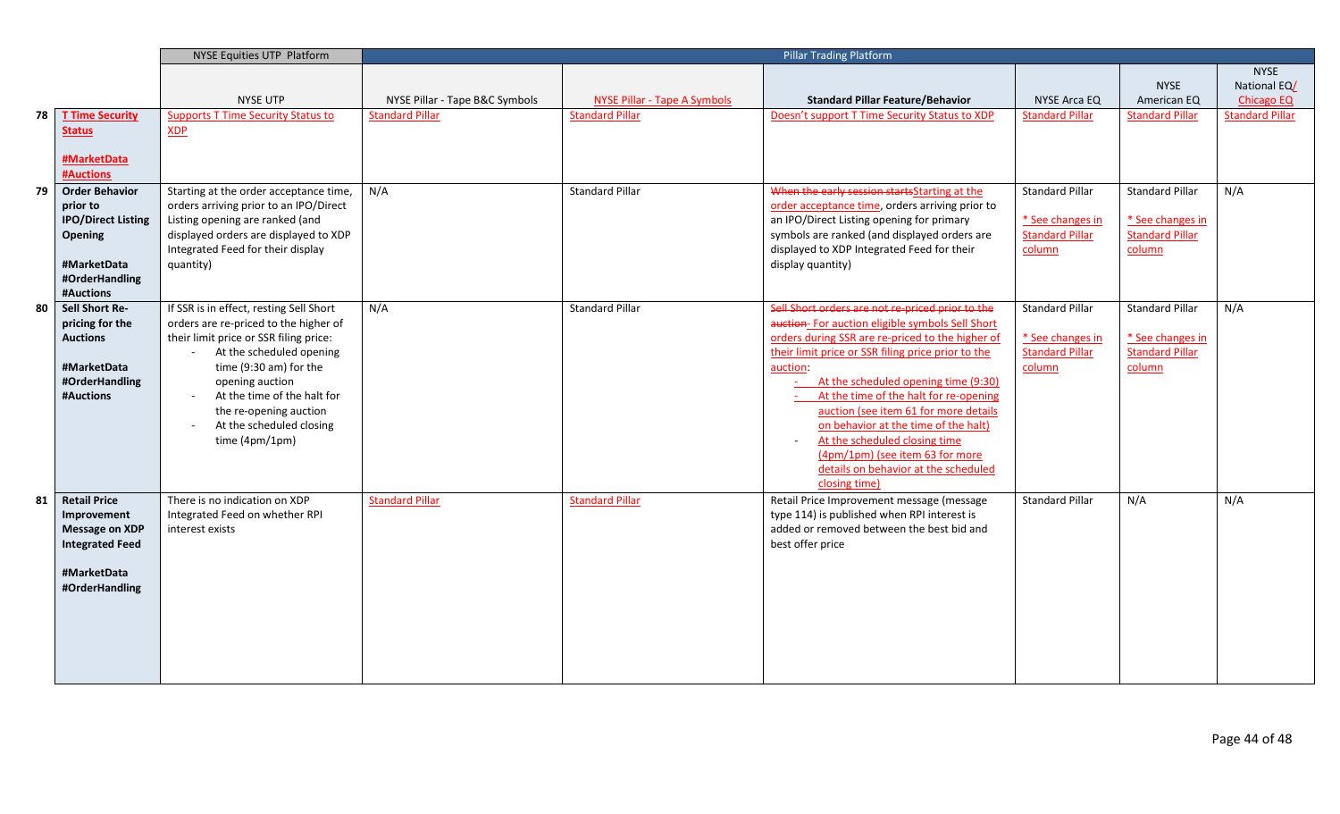| | | NYSE Equities UTP Platform | Pillar Trading Platform | | | | | |
|---|---|---|---|---|---|---|---|---|
| | | NYSE UTP | NYSE Pillar - Tape B&C Symbols | NYSE Pillar - Tape A Symbols | Standard Pillar Feature/Behavior | NYSE Arca EQ | NYSE American EQ | NYSE National EQ/ Chicago EQ |
| 78 | **T Time Security Status**<br><br>**#MarketData #Auctions** | Supports T Time Security Status to XDP | Standard Pillar | Standard Pillar | Doesn't support T Time Security Status to XDP | Standard Pillar | Standard Pillar | Standard Pillar |
| 79 | **Order Behavior prior to IPO/Direct Listing Opening**<br><br>**#MarketData #OrderHandling #Auctions** | Starting at the order acceptance time, orders arriving prior to an IPO/Direct Listing opening are ranked (and displayed orders are displayed to XDP Integrated Feed for their display quantity) | N/A | Standard Pillar | ~~When the early session starts~~Starting at the order acceptance time, orders arriving prior to an IPO/Direct Listing opening for primary symbols are ranked (and displayed orders are displayed to XDP Integrated Feed for their display quantity) | Standard Pillar<br><br>* See changes in Standard Pillar column | Standard Pillar<br><br>* See changes in Standard Pillar column | N/A |
| 80 | **Sell Short Re-pricing for the Auctions**<br><br>**#MarketData #OrderHandling #Auctions** | If SSR is in effect, resting Sell Short orders are re-priced to the higher of their limit price or SSR filing price:<br>- At the scheduled opening time (9:30 am) for the opening auction<br>- At the time of the halt for the re-opening auction<br>- At the scheduled closing time (4pm/1pm) | N/A | Standard Pillar | ~~Sell Short orders are not re-priced prior to the auction.~~ For auction eligible symbols Sell Short orders during SSR are re-priced to the higher of their limit price or SSR filing price prior to the auction:<br>- At the scheduled opening time (9:30)<br>- At the time of the halt for re-opening auction (see item 61 for more details on behavior at the time of the halt)<br>- At the scheduled closing time (4pm/1pm) (see item 63 for more details on behavior at the scheduled closing time) | Standard Pillar<br><br>* See changes in Standard Pillar column | Standard Pillar<br><br>* See changes in Standard Pillar column | N/A |
| 81 | **Retail Price Improvement Message on XDP Integrated Feed**<br><br>**#MarketData #OrderHandling** | There is no indication on XDP Integrated Feed on whether RPI interest exists | Standard Pillar | Standard Pillar | Retail Price Improvement message (message type 114) is published when RPI interest is added or removed between the best bid and best offer price | Standard Pillar | N/A | N/A |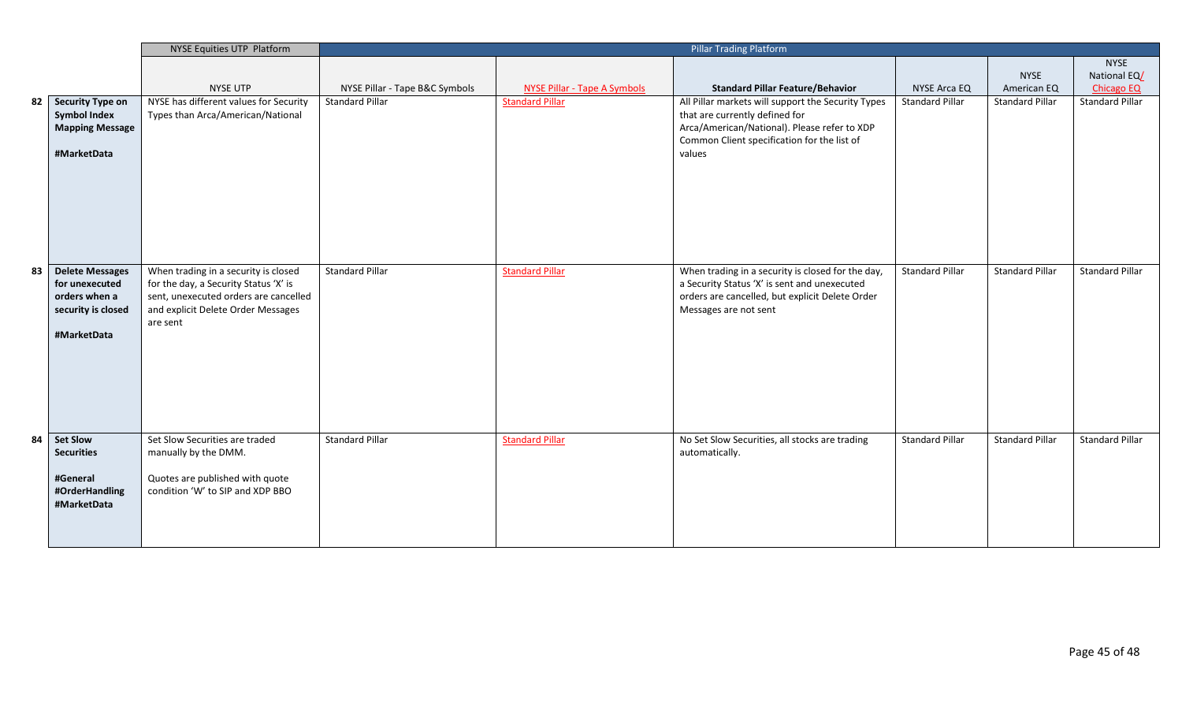| | | NYSE Equities UTP Platform | Pillar Trading Platform | | | | | |
|---|---|---|---|---|---|---|---|---|
| | | NYSE UTP | NYSE Pillar - Tape B&C Symbols | NYSE Pillar - Tape A Symbols | **Standard Pillar Feature/Behavior** | NYSE Arca EQ | NYSE American EQ | NYSE National EQ/ Chicago EQ |
| 82 | **Security Type on Symbol Index Mapping Message** <br><br> **#MarketData** | NYSE has different values for Security Types than Arca/American/National | Standard Pillar | Standard Pillar | All Pillar markets will support the Security Types that are currently defined for Arca/American/National). Please refer to XDP Common Client specification for the list of values | Standard Pillar | Standard Pillar | Standard Pillar |
| 83 | **Delete Messages for unexecuted orders when a security is closed** <br><br> **#MarketData** | When trading in a security is closed for the day, a Security Status 'X' is sent, unexecuted orders are cancelled and explicit Delete Order Messages are sent | Standard Pillar | Standard Pillar | When trading in a security is closed for the day, a Security Status 'X' is sent and unexecuted orders are cancelled, but explicit Delete Order Messages are not sent | Standard Pillar | Standard Pillar | Standard Pillar |
| 84 | **Set Slow Securities** <br><br> **#General** <br> **#OrderHandling** <br> **#MarketData** | Set Slow Securities are traded manually by the DMM. <br><br> Quotes are published with quote condition 'W' to SIP and XDP BBO | Standard Pillar | Standard Pillar | No Set Slow Securities, all stocks are trading automatically. | Standard Pillar | Standard Pillar | Standard Pillar |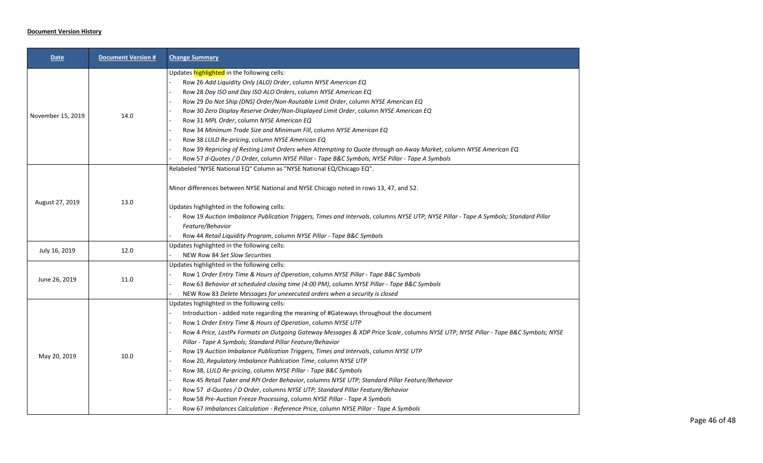**Document Version History**

| Date | Document Version # | Change Summary |
|---|---|---|
| November 15, 2019 | 14.0 | Updates highlighted in the following cells:<br>- Row 26 *Add Liquidity Only (ALO) Order*, column *NYSE American EQ*<br>- Row 28 *Day ISO and Day ISO ALO Orders*, column *NYSE American EQ*<br>- Row 29 *Do Not Ship (DNS) Order/Non-Routable Limit Order*, column *NYSE American EQ*<br>- Row 30 *Zero Display Reserve Order/Non-Displayed Limit Order*, column *NYSE American EQ*<br>- Row 31 *MPL Order*, column *NYSE American EQ*<br>- Row 34 *Minimum Trade Size and Minimum Fill*, column *NYSE American EQ*<br>- Row 38 *LULD Re-pricing*, column *NYSE American EQ*<br>- Row 39 *Repricing of Resting Limit Orders when Attempting to Quote through an Away Market*, column *NYSE American EQ*<br>- Row 57 *d-Quotes / D Order*, column *NYSE Pillar - Tape B&C Symbols, NYSE Pillar - Tape A Symbols* |
| August 27, 2019 | 13.0 | Relabeled "NYSE National EQ" Column as "NYSE National EQ/Chicago EQ".<br><br>Minor differences between NYSE National and NYSE Chicago noted in rows 13, 47, and 52.<br><br>Updates highlighted in the following cells:<br>- Row 19 *Auction Imbalance Publication Triggers, Times and Intervals*, columns *NYSE UTP; NYSE Pillar - Tape A Symbols; Standard Pillar Feature/Behavior*<br>- Row 44 *Retail Liquidity Program*, column *NYSE Pillar - Tape B&C Symbols* |
| July 16, 2019 | 12.0 | Updates highlighted in the following cells:<br>- NEW Row 84 *Set Slow Securities* |
| June 26, 2019 | 11.0 | Updates highlighted in the following cells:<br>- Row 1 *Order Entry Time & Hours of Operation*, column *NYSE Pillar - Tape B&C Symbols*<br>- Row 63 *Behavior at scheduled closing time (4:00 PM)*, column *NYSE Pillar - Tape B&C Symbols*<br>- NEW Row 83 *Delete Messages for unexecuted orders when a security is closed* |
| May 20, 2019 | 10.0 | Updates highlighted in the following cells:<br>- Introduction - added note regarding the meaning of #Gateways throughout the document<br>- Row 1 *Order Entry Time & Hours of Operation*, column *NYSE UTP*<br>- Row 4 *Price, LastPx Formats on Outgoing Gateway Messages & XDP Price Scale*, columns *NYSE UTP; NYSE Pillar - Tape B&C Symbols; NYSE Pillar - Tape A Symbols; Standard Pillar Feature/Behavior*<br>- Row 19 *Auction Imbalance Publication Triggers, Times and Intervals*, column *NYSE UTP*<br>- Row 20, *Regulatory Imbalance Publication Time*, column *NYSE UTP*<br>- Row 38, *LULD Re-pricing*, column *NYSE Pillar - Tape B&C Symbols*<br>- Row 45 *Retail Taker and RPI Order Behavior*, columns *NYSE UTP; Standard Pillar Feature/Behavior*<br>- Row 57 *d-Quotes / D Order*, columns *NYSE UTP; Standard Pillar Feature/Behavior*<br>- Row 58 *Pre-Auction Freeze Processing*, column *NYSE Pillar - Tape A Symbols*<br>- Row 67 *Imbalances Calculation - Reference Price*, column *NYSE Pillar - Tape A Symbols* |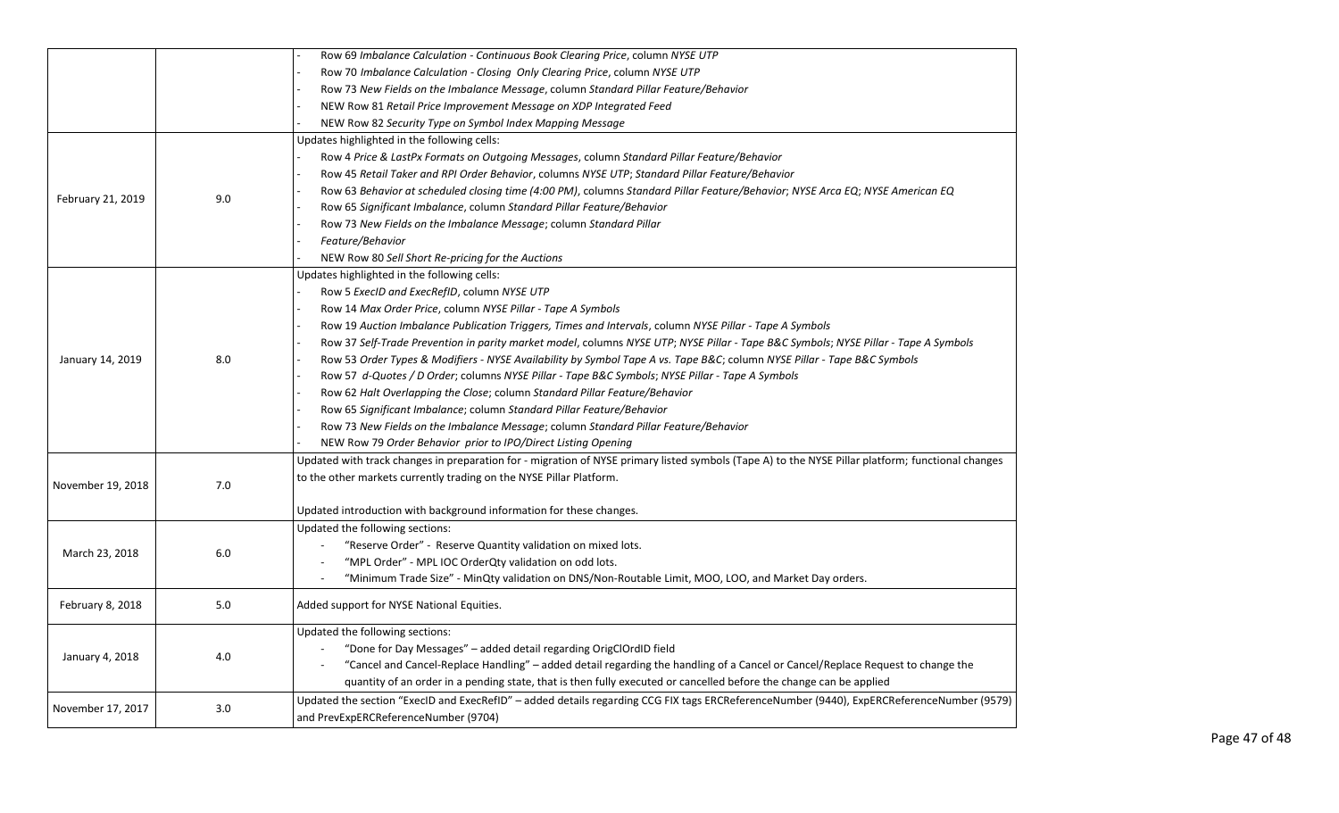| | | |
|---|---|---|
| | | - Row 69 *Imbalance Calculation - Continuous Book Clearing Price*, column *NYSE UTP*<br>- Row 70 *Imbalance Calculation - Closing Only Clearing Price*, column *NYSE UTP*<br>- Row 73 *New Fields on the Imbalance Message*, column *Standard Pillar Feature/Behavior*<br>- NEW Row 81 *Retail Price Improvement Message on XDP Integrated Feed*<br>- NEW Row 82 *Security Type on Symbol Index Mapping Message* |
| February 21, 2019 | 9.0 | Updates highlighted in the following cells:<br>- Row 4 *Price & LastPx Formats on Outgoing Messages*, column *Standard Pillar Feature/Behavior*<br>- Row 45 *Retail Taker and RPI Order Behavior*, columns *NYSE UTP*; *Standard Pillar Feature/Behavior*<br>- Row 63 *Behavior at scheduled closing time (4:00 PM)*, columns *Standard Pillar Feature/Behavior*; *NYSE Arca EQ*; *NYSE American EQ*<br>- Row 65 *Significant Imbalance*, column *Standard Pillar Feature/Behavior*<br>- Row 73 *New Fields on the Imbalance Message*; column *Standard Pillar*<br>- *Feature/Behavior*<br>- NEW Row 80 *Sell Short Re-pricing for the Auctions* |
| January 14, 2019 | 8.0 | Updates highlighted in the following cells:<br>- Row 5 *ExecID and ExecRefID*, column *NYSE UTP*<br>- Row 14 *Max Order Price*, column *NYSE Pillar - Tape A Symbols*<br>- Row 19 *Auction Imbalance Publication Triggers, Times and Intervals*, column *NYSE Pillar - Tape A Symbols*<br>- Row 37 *Self-Trade Prevention in parity market model*, columns *NYSE UTP*; *NYSE Pillar - Tape B&C Symbols*; *NYSE Pillar - Tape A Symbols*<br>- Row 53 *Order Types & Modifiers - NYSE Availability by Symbol Tape A vs. Tape B&C*; column *NYSE Pillar - Tape B&C Symbols*<br>- Row 57 *d-Quotes / D Order*; columns *NYSE Pillar - Tape B&C Symbols*; *NYSE Pillar - Tape A Symbols*<br>- Row 62 *Halt Overlapping the Close*; column *Standard Pillar Feature/Behavior*<br>- Row 65 *Significant Imbalance*; column *Standard Pillar Feature/Behavior*<br>- Row 73 *New Fields on the Imbalance Message*; column *Standard Pillar Feature/Behavior*<br>- NEW Row 79 *Order Behavior prior to IPO/Direct Listing Opening* |
| November 19, 2018 | 7.0 | Updated with track changes in preparation for - migration of NYSE primary listed symbols (Tape A) to the NYSE Pillar platform; functional changes to the other markets currently trading on the NYSE Pillar Platform.<br><br>Updated introduction with background information for these changes. |
| March 23, 2018 | 6.0 | Updated the following sections:<br>- "Reserve Order" - Reserve Quantity validation on mixed lots.<br>- "MPL Order" - MPL IOC OrderQty validation on odd lots.<br>- "Minimum Trade Size" - MinQty validation on DNS/Non-Routable Limit, MOO, LOO, and Market Day orders. |
| February 8, 2018 | 5.0 | Added support for NYSE National Equities. |
| January 4, 2018 | 4.0 | Updated the following sections:<br>- "Done for Day Messages" – added detail regarding OrigClOrdID field<br>- "Cancel and Cancel-Replace Handling" – added detail regarding the handling of a Cancel or Cancel/Replace Request to change the quantity of an order in a pending state, that is then fully executed or cancelled before the change can be applied |
| November 17, 2017 | 3.0 | Updated the section "ExecID and ExecRefID" – added details regarding CCG FIX tags ERCReferenceNumber (9440), ExpERCReferenceNumber (9579) and PrevExpERCReferenceNumber (9704) |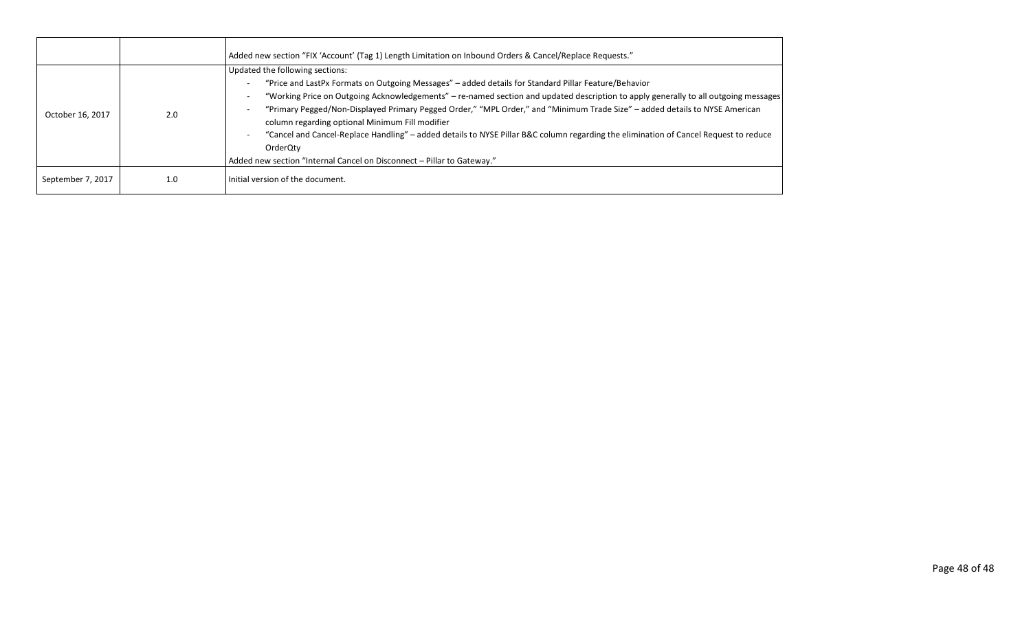| | | |
|---|---|---|
| | | Added new section "FIX 'Account' (Tag 1) Length Limitation on Inbound Orders & Cancel/Replace Requests." |
| October 16, 2017 | 2.0 | Updated the following sections:<br>- "Price and LastPx Formats on Outgoing Messages" – added details for Standard Pillar Feature/Behavior<br>- "Working Price on Outgoing Acknowledgements" – re-named section and updated description to apply generally to all outgoing messages<br>- "Primary Pegged/Non-Displayed Primary Pegged Order," "MPL Order," and "Minimum Trade Size" – added details to NYSE American column regarding optional Minimum Fill modifier<br>- "Cancel and Cancel-Replace Handling" – added details to NYSE Pillar B&C column regarding the elimination of Cancel Request to reduce OrderQty<br>Added new section "Internal Cancel on Disconnect – Pillar to Gateway." |
| September 7, 2017 | 1.0 | Initial version of the document. |